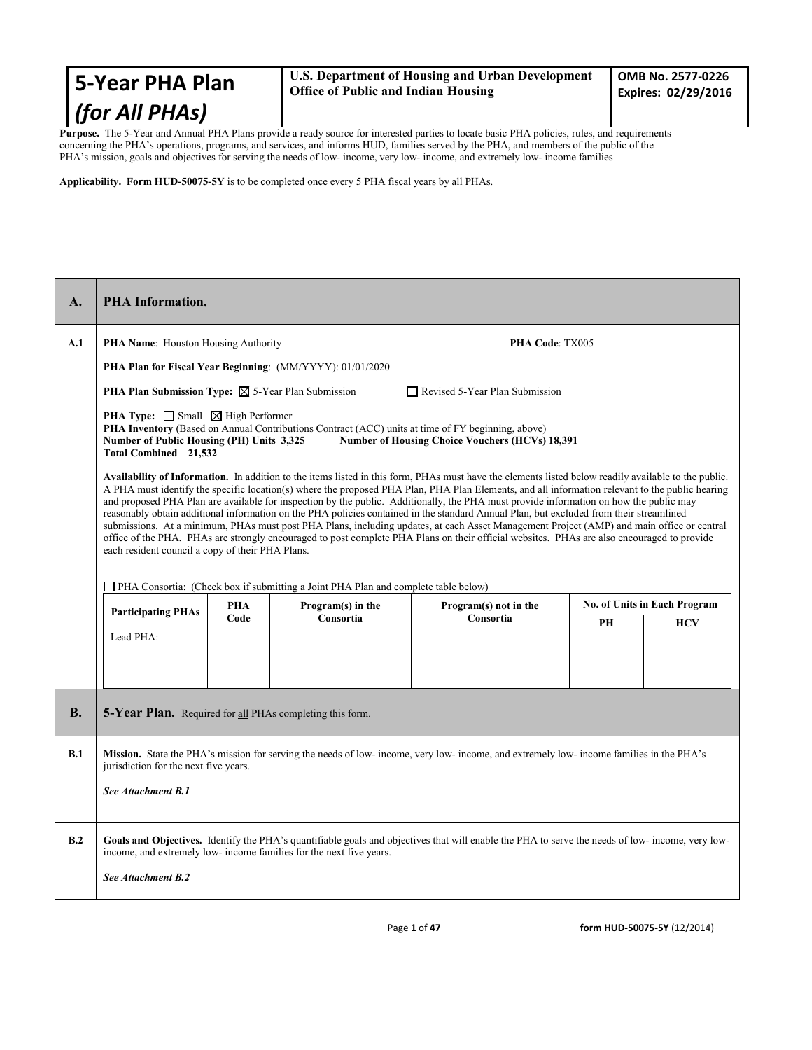| **5-Year PHA Plan** *(for All PHAs)* | **U.S. Department of Housing and Urban Development Office of Public and Indian Housing** | **OMB No. 2577-0226 Expires: 02/29/2016** |
|---|---|---|

**Purpose.** The 5-Year and Annual PHA Plans provide a ready source for interested parties to locate basic PHA policies, rules, and requirements concerning the PHA's operations, programs, and services, and informs HUD, families served by the PHA, and members of the public of the PHA's mission, goals and objectives for serving the needs of low- income, very low- income, and extremely low- income families

**Applicability. Form HUD-50075-5Y** is to be completed once every 5 PHA fiscal years by all PHAs.

## A. PHA Information.

**A.1**

**PHA Name**: Houston Housing Authority **PHA Code**: TX005

**PHA Plan for Fiscal Year Beginning**: (MM/YYYY): 01/01/2020

**PHA Plan Submission Type:** ☒ 5-Year Plan Submission ☐ Revised 5-Year Plan Submission

**PHA Type:** ☐ Small ☒ High Performer

**PHA Inventory** (Based on Annual Contributions Contract (ACC) units at time of FY beginning, above)

**Number of Public Housing (PH) Units 3,325** **Number of Housing Choice Vouchers (HCVs) 18,391**

**Total Combined 21,532**

**Availability of Information.** In addition to the items listed in this form, PHAs must have the elements listed below readily available to the public. A PHA must identify the specific location(s) where the proposed PHA Plan, PHA Plan Elements, and all information relevant to the public hearing and proposed PHA Plan are available for inspection by the public. Additionally, the PHA must provide information on how the public may reasonably obtain additional information on the PHA policies contained in the standard Annual Plan, but excluded from their streamlined submissions. At a minimum, PHAs must post PHA Plans, including updates, at each Asset Management Project (AMP) and main office or central office of the PHA. PHAs are strongly encouraged to post complete PHA Plans on their official websites. PHAs are also encouraged to provide each resident council a copy of their PHA Plans.

☐ PHA Consortia: (Check box if submitting a Joint PHA Plan and complete table below)

| Participating PHAs | PHA Code | Program(s) in the Consortia | Program(s) not in the Consortia | No. of Units in Each Program | |
|---|---|---|---|---|---|
| | | | | PH | HCV |
| Lead PHA: | | | | | |

## B. 5-Year Plan. Required for all PHAs completing this form.

**B.1** **Mission.** State the PHA's mission for serving the needs of low- income, very low- income, and extremely low- income families in the PHA's jurisdiction for the next five years.

***See Attachment B.1***

**B.2** **Goals and Objectives.** Identify the PHA's quantifiable goals and objectives that will enable the PHA to serve the needs of low- income, very low-income, and extremely low- income families for the next five years.

***See Attachment B.2***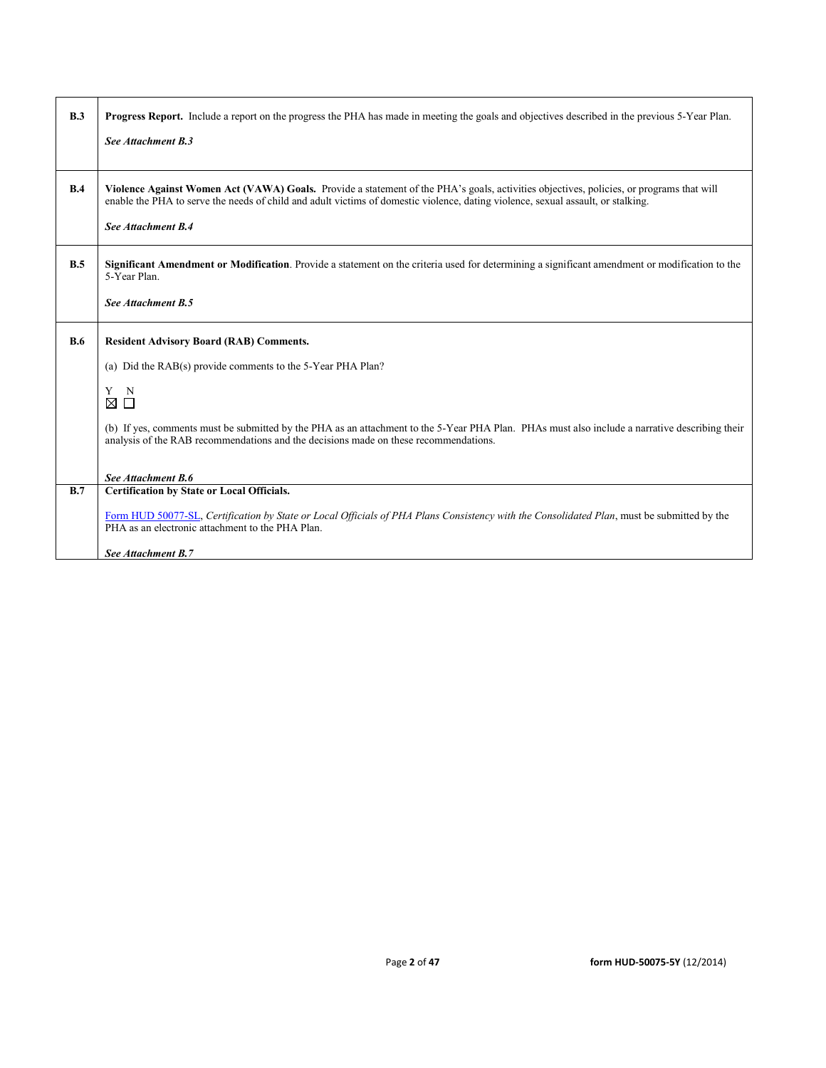| | |
|---|---|
| **B.3** | **Progress Report.** Include a report on the progress the PHA has made in meeting the goals and objectives described in the previous 5-Year Plan.<br><br>***See Attachment B.3*** |
| **B.4** | **Violence Against Women Act (VAWA) Goals.** Provide a statement of the PHA's goals, activities objectives, policies, or programs that will enable the PHA to serve the needs of child and adult victims of domestic violence, dating violence, sexual assault, or stalking.<br><br>***See Attachment B.4*** |
| **B.5** | **Significant Amendment or Modification**. Provide a statement on the criteria used for determining a significant amendment or modification to the 5-Year Plan.<br><br>***See Attachment B.5*** |
| **B.6** | **Resident Advisory Board (RAB) Comments.**<br><br>(a) Did the RAB(s) provide comments to the 5-Year PHA Plan?<br><br>Y ☒ N ☐<br><br>(b) If yes, comments must be submitted by the PHA as an attachment to the 5-Year PHA Plan. PHAs must also include a narrative describing their analysis of the RAB recommendations and the decisions made on these recommendations.<br><br>***See Attachment B.6*** |
| **B.7** | **Certification by State or Local Officials.**<br><br>Form HUD 50077-SL, *Certification by State or Local Officials of PHA Plans Consistency with the Consolidated Plan*, must be submitted by the PHA as an electronic attachment to the PHA Plan.<br><br>***See Attachment B.7*** |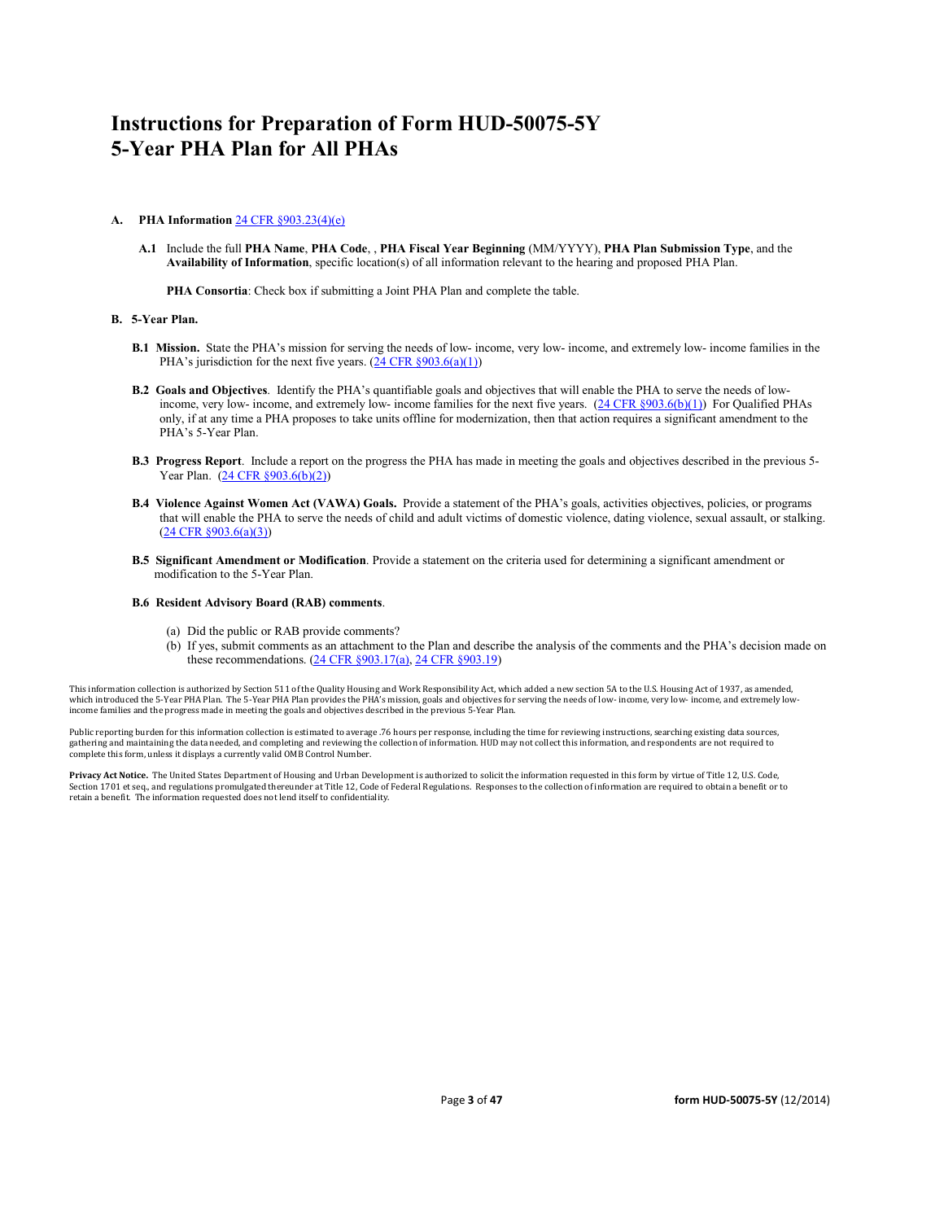# Instructions for Preparation of Form HUD-50075-5Y
# 5-Year PHA Plan for All PHAs

**A. PHA Information** 24 CFR §903.23(4)(e)

**A.1** Include the full **PHA Name**, **PHA Code**, , **PHA Fiscal Year Beginning** (MM/YYYY), **PHA Plan Submission Type**, and the **Availability of Information**, specific location(s) of all information relevant to the hearing and proposed PHA Plan.

**PHA Consortia**: Check box if submitting a Joint PHA Plan and complete the table.

**B. 5-Year Plan.**

**B.1 Mission.** State the PHA's mission for serving the needs of low- income, very low- income, and extremely low- income families in the PHA's jurisdiction for the next five years. (24 CFR §903.6(a)(1))

**B.2 Goals and Objectives**. Identify the PHA's quantifiable goals and objectives that will enable the PHA to serve the needs of low- income, very low- income, and extremely low- income families for the next five years. (24 CFR §903.6(b)(1)) For Qualified PHAs only, if at any time a PHA proposes to take units offline for modernization, then that action requires a significant amendment to the PHA's 5-Year Plan.

**B.3 Progress Report**. Include a report on the progress the PHA has made in meeting the goals and objectives described in the previous 5-Year Plan. (24 CFR §903.6(b)(2))

**B.4 Violence Against Women Act (VAWA) Goals.** Provide a statement of the PHA's goals, activities objectives, policies, or programs that will enable the PHA to serve the needs of child and adult victims of domestic violence, dating violence, sexual assault, or stalking. (24 CFR §903.6(a)(3))

**B.5 Significant Amendment or Modification**. Provide a statement on the criteria used for determining a significant amendment or modification to the 5-Year Plan.

**B.6 Resident Advisory Board (RAB) comments**.

(a) Did the public or RAB provide comments?

(b) If yes, submit comments as an attachment to the Plan and describe the analysis of the comments and the PHA's decision made on these recommendations. (24 CFR §903.17(a), 24 CFR §903.19)

This information collection is authorized by Section 511 of the Quality Housing and Work Responsibility Act, which added a new section 5A to the U.S. Housing Act of 1937, as amended, which introduced the 5-Year PHA Plan. The 5-Year PHA Plan provides the PHA's mission, goals and objectives for serving the needs of low- income, very low- income, and extremely low- income families and the progress made in meeting the goals and objectives described in the previous 5-Year Plan.

Public reporting burden for this information collection is estimated to average .76 hours per response, including the time for reviewing instructions, searching existing data sources, gathering and maintaining the data needed, and completing and reviewing the collection of information. HUD may not collect this information, and respondents are not required to complete this form, unless it displays a currently valid OMB Control Number.

**Privacy Act Notice.** The United States Department of Housing and Urban Development is authorized to solicit the information requested in this form by virtue of Title 12, U.S. Code, Section 1701 et seq., and regulations promulgated thereunder at Title 12, Code of Federal Regulations. Responses to the collection of information are required to obtain a benefit or to retain a benefit. The information requested does not lend itself to confidentiality.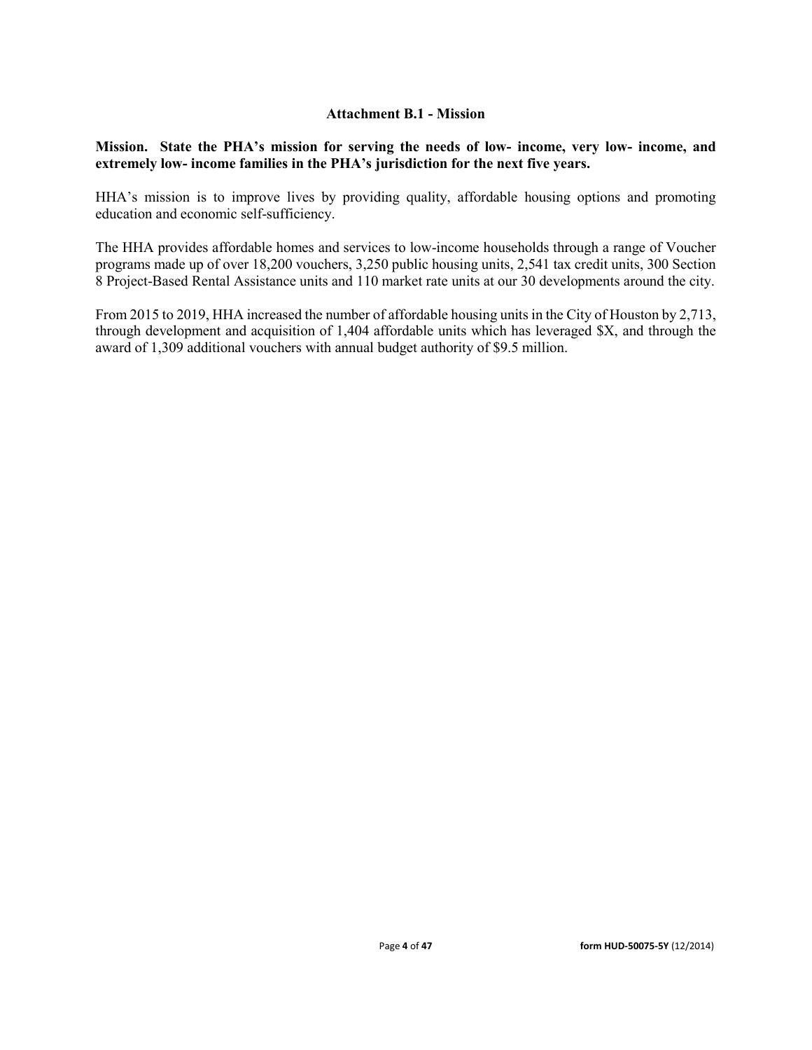## Attachment B.1 - Mission

**Mission. State the PHA's mission for serving the needs of low- income, very low- income, and extremely low- income families in the PHA's jurisdiction for the next five years.**

HHA's mission is to improve lives by providing quality, affordable housing options and promoting education and economic self-sufficiency.

The HHA provides affordable homes and services to low-income households through a range of Voucher programs made up of over 18,200 vouchers, 3,250 public housing units, 2,541 tax credit units, 300 Section 8 Project-Based Rental Assistance units and 110 market rate units at our 30 developments around the city.

From 2015 to 2019, HHA increased the number of affordable housing units in the City of Houston by 2,713, through development and acquisition of 1,404 affordable units which has leveraged $X, and through the award of 1,309 additional vouchers with annual budget authority of $9.5 million.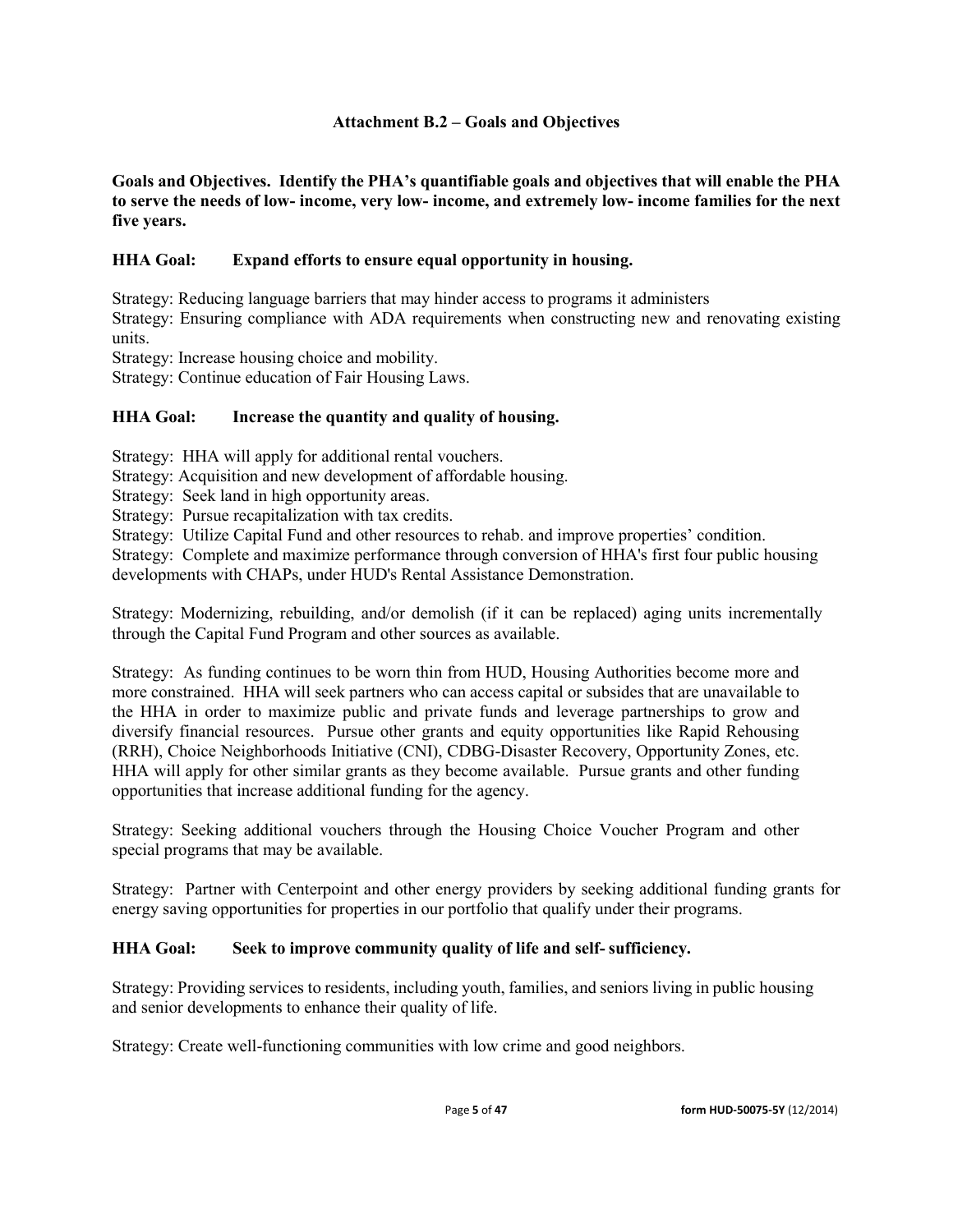## Attachment B.2 – Goals and Objectives

**Goals and Objectives. Identify the PHA's quantifiable goals and objectives that will enable the PHA to serve the needs of low- income, very low- income, and extremely low- income families for the next five years.**

### HHA Goal: Expand efforts to ensure equal opportunity in housing.

Strategy: Reducing language barriers that may hinder access to programs it administers

Strategy: Ensuring compliance with ADA requirements when constructing new and renovating existing units.

Strategy: Increase housing choice and mobility.

Strategy: Continue education of Fair Housing Laws.

### HHA Goal: Increase the quantity and quality of housing.

Strategy: HHA will apply for additional rental vouchers.

Strategy: Acquisition and new development of affordable housing.

Strategy: Seek land in high opportunity areas.

Strategy: Pursue recapitalization with tax credits.

Strategy: Utilize Capital Fund and other resources to rehab. and improve properties' condition.

Strategy: Complete and maximize performance through conversion of HHA's first four public housing developments with CHAPs, under HUD's Rental Assistance Demonstration.

Strategy: Modernizing, rebuilding, and/or demolish (if it can be replaced) aging units incrementally through the Capital Fund Program and other sources as available.

Strategy: As funding continues to be worn thin from HUD, Housing Authorities become more and more constrained. HHA will seek partners who can access capital or subsides that are unavailable to the HHA in order to maximize public and private funds and leverage partnerships to grow and diversify financial resources. Pursue other grants and equity opportunities like Rapid Rehousing (RRH), Choice Neighborhoods Initiative (CNI), CDBG-Disaster Recovery, Opportunity Zones, etc. HHA will apply for other similar grants as they become available. Pursue grants and other funding opportunities that increase additional funding for the agency.

Strategy: Seeking additional vouchers through the Housing Choice Voucher Program and other special programs that may be available.

Strategy: Partner with Centerpoint and other energy providers by seeking additional funding grants for energy saving opportunities for properties in our portfolio that qualify under their programs.

### HHA Goal: Seek to improve community quality of life and self- sufficiency.

Strategy: Providing services to residents, including youth, families, and seniors living in public housing and senior developments to enhance their quality of life.

Strategy: Create well-functioning communities with low crime and good neighbors.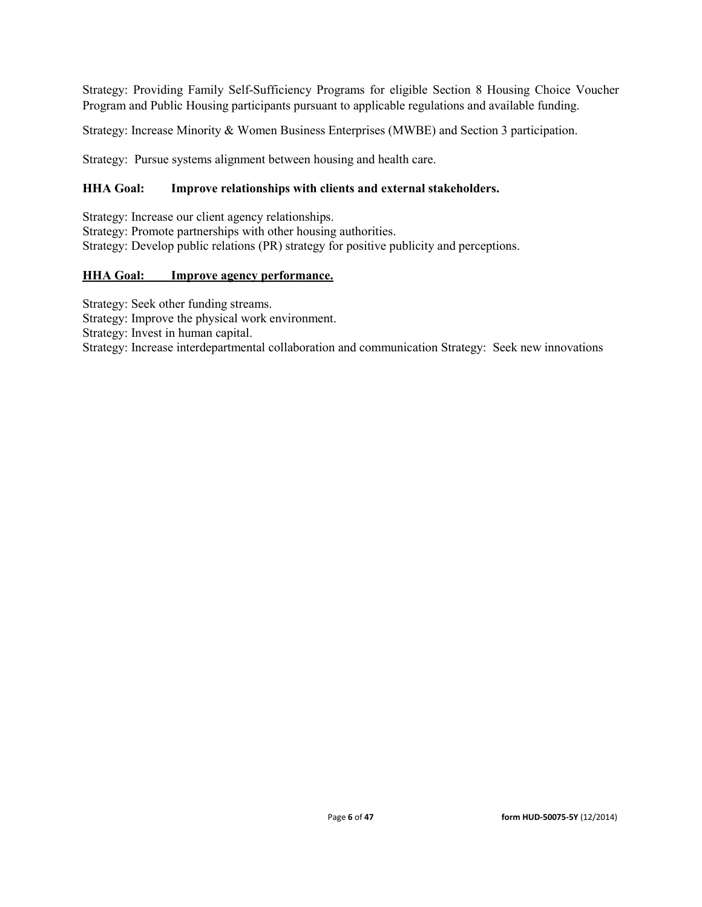Strategy: Providing Family Self-Sufficiency Programs for eligible Section 8 Housing Choice Voucher Program and Public Housing participants pursuant to applicable regulations and available funding.

Strategy: Increase Minority & Women Business Enterprises (MWBE) and Section 3 participation.

Strategy: Pursue systems alignment between housing and health care.

**HHA Goal: Improve relationships with clients and external stakeholders.**

Strategy: Increase our client agency relationships.
Strategy: Promote partnerships with other housing authorities.
Strategy: Develop public relations (PR) strategy for positive publicity and perceptions.

**<u>HHA Goal: Improve agency performance.</u>**

Strategy: Seek other funding streams.
Strategy: Improve the physical work environment.
Strategy: Invest in human capital.
Strategy: Increase interdepartmental collaboration and communication Strategy: Seek new innovations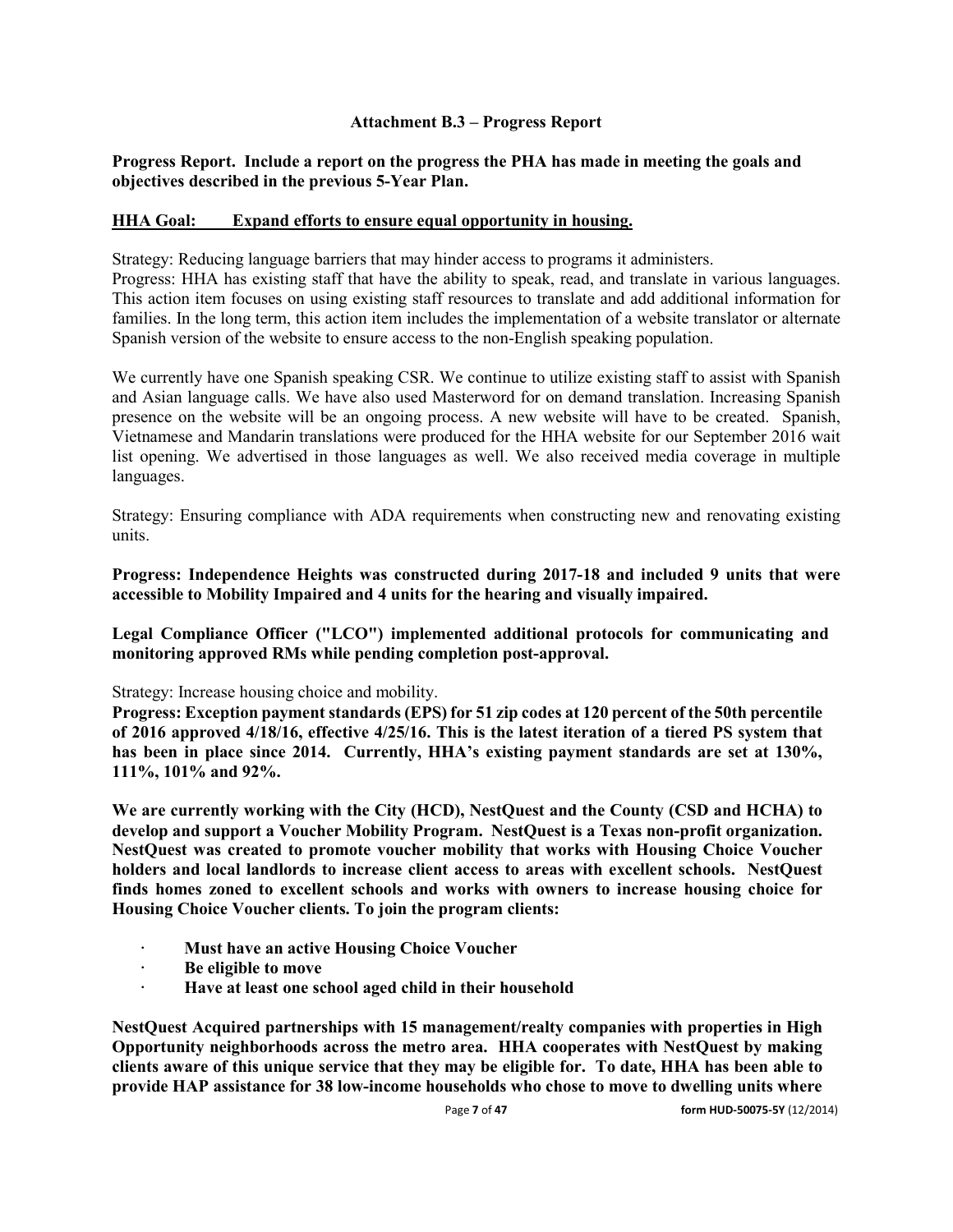**Attachment B.3 – Progress Report**

**Progress Report. Include a report on the progress the PHA has made in meeting the goals and objectives described in the previous 5-Year Plan.**

**HHA Goal: Expand efforts to ensure equal opportunity in housing.**

Strategy: Reducing language barriers that may hinder access to programs it administers.
Progress: HHA has existing staff that have the ability to speak, read, and translate in various languages. This action item focuses on using existing staff resources to translate and add additional information for families. In the long term, this action item includes the implementation of a website translator or alternate Spanish version of the website to ensure access to the non-English speaking population.

We currently have one Spanish speaking CSR. We continue to utilize existing staff to assist with Spanish and Asian language calls. We have also used Masterword for on demand translation. Increasing Spanish presence on the website will be an ongoing process. A new website will have to be created. Spanish, Vietnamese and Mandarin translations were produced for the HHA website for our September 2016 wait list opening. We advertised in those languages as well. We also received media coverage in multiple languages.

Strategy: Ensuring compliance with ADA requirements when constructing new and renovating existing units.

**Progress: Independence Heights was constructed during 2017-18 and included 9 units that were accessible to Mobility Impaired and 4 units for the hearing and visually impaired.**

**Legal Compliance Officer ("LCO") implemented additional protocols for communicating and monitoring approved RMs while pending completion post-approval.**

Strategy: Increase housing choice and mobility.
**Progress: Exception payment standards (EPS) for 51 zip codes at 120 percent of the 50th percentile of 2016 approved 4/18/16, effective 4/25/16. This is the latest iteration of a tiered PS system that has been in place since 2014. Currently, HHA's existing payment standards are set at 130%, 111%, 101% and 92%.**

**We are currently working with the City (HCD), NestQuest and the County (CSD and HCHA) to develop and support a Voucher Mobility Program. NestQuest is a Texas non-profit organization. NestQuest was created to promote voucher mobility that works with Housing Choice Voucher holders and local landlords to increase client access to areas with excellent schools. NestQuest finds homes zoned to excellent schools and works with owners to increase housing choice for Housing Choice Voucher clients. To join the program clients:**

- **Must have an active Housing Choice Voucher**
- **Be eligible to move**
- **Have at least one school aged child in their household**

**NestQuest Acquired partnerships with 15 management/realty companies with properties in High Opportunity neighborhoods across the metro area. HHA cooperates with NestQuest by making clients aware of this unique service that they may be eligible for. To date, HHA has been able to provide HAP assistance for 38 low-income households who chose to move to dwelling units where**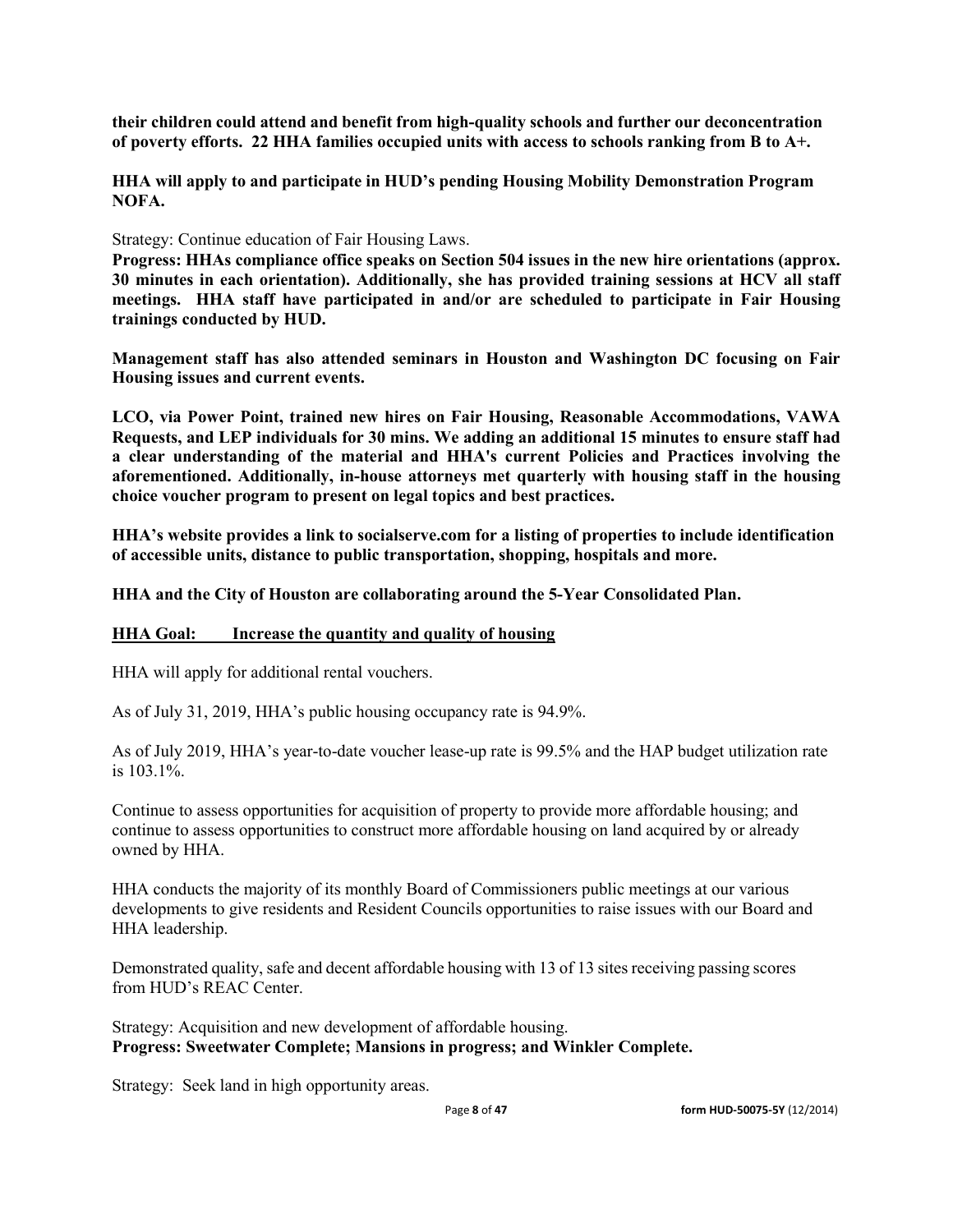**their children could attend and benefit from high-quality schools and further our deconcentration of poverty efforts. 22 HHA families occupied units with access to schools ranking from B to A+.**

**HHA will apply to and participate in HUD's pending Housing Mobility Demonstration Program NOFA.**

Strategy: Continue education of Fair Housing Laws.
**Progress: HHAs compliance office speaks on Section 504 issues in the new hire orientations (approx. 30 minutes in each orientation). Additionally, she has provided training sessions at HCV all staff meetings. HHA staff have participated in and/or are scheduled to participate in Fair Housing trainings conducted by HUD.**

**Management staff has also attended seminars in Houston and Washington DC focusing on Fair Housing issues and current events.**

**LCO, via Power Point, trained new hires on Fair Housing, Reasonable Accommodations, VAWA Requests, and LEP individuals for 30 mins. We adding an additional 15 minutes to ensure staff had a clear understanding of the material and HHA's current Policies and Practices involving the aforementioned. Additionally, in-house attorneys met quarterly with housing staff in the housing choice voucher program to present on legal topics and best practices.**

**HHA's website provides a link to socialserve.com for a listing of properties to include identification of accessible units, distance to public transportation, shopping, hospitals and more.**

**HHA and the City of Houston are collaborating around the 5-Year Consolidated Plan.**

**<u>HHA Goal: Increase the quantity and quality of housing</u>**

HHA will apply for additional rental vouchers.

As of July 31, 2019, HHA's public housing occupancy rate is 94.9%.

As of July 2019, HHA's year-to-date voucher lease-up rate is 99.5% and the HAP budget utilization rate is 103.1%.

Continue to assess opportunities for acquisition of property to provide more affordable housing; and continue to assess opportunities to construct more affordable housing on land acquired by or already owned by HHA.

HHA conducts the majority of its monthly Board of Commissioners public meetings at our various developments to give residents and Resident Councils opportunities to raise issues with our Board and HHA leadership.

Demonstrated quality, safe and decent affordable housing with 13 of 13 sites receiving passing scores from HUD's REAC Center.

Strategy: Acquisition and new development of affordable housing.
**Progress: Sweetwater Complete; Mansions in progress; and Winkler Complete.**

Strategy: Seek land in high opportunity areas.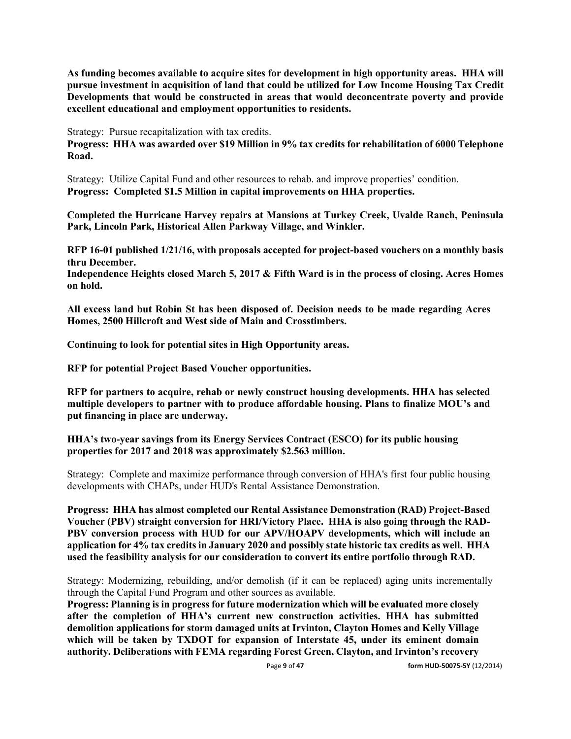**As funding becomes available to acquire sites for development in high opportunity areas. HHA will pursue investment in acquisition of land that could be utilized for Low Income Housing Tax Credit Developments that would be constructed in areas that would deconcentrate poverty and provide excellent educational and employment opportunities to residents.**

Strategy: Pursue recapitalization with tax credits.
**Progress: HHA was awarded over $19 Million in 9% tax credits for rehabilitation of 6000 Telephone Road.**

Strategy: Utilize Capital Fund and other resources to rehab. and improve properties' condition.
**Progress: Completed $1.5 Million in capital improvements on HHA properties.**

**Completed the Hurricane Harvey repairs at Mansions at Turkey Creek, Uvalde Ranch, Peninsula Park, Lincoln Park, Historical Allen Parkway Village, and Winkler.**

**RFP 16-01 published 1/21/16, with proposals accepted for project-based vouchers on a monthly basis thru December.**
**Independence Heights closed March 5, 2017 & Fifth Ward is in the process of closing. Acres Homes on hold.**

**All excess land but Robin St has been disposed of. Decision needs to be made regarding Acres Homes, 2500 Hillcroft and West side of Main and Crosstimbers.**

**Continuing to look for potential sites in High Opportunity areas.**

**RFP for potential Project Based Voucher opportunities.**

**RFP for partners to acquire, rehab or newly construct housing developments. HHA has selected multiple developers to partner with to produce affordable housing. Plans to finalize MOU's and put financing in place are underway.**

**HHA's two-year savings from its Energy Services Contract (ESCO) for its public housing properties for 2017 and 2018 was approximately $2.563 million.**

Strategy: Complete and maximize performance through conversion of HHA's first four public housing developments with CHAPs, under HUD's Rental Assistance Demonstration.

**Progress: HHA has almost completed our Rental Assistance Demonstration (RAD) Project-Based Voucher (PBV) straight conversion for HRI/Victory Place. HHA is also going through the RAD-PBV conversion process with HUD for our APV/HOAPV developments, which will include an application for 4% tax credits in January 2020 and possibly state historic tax credits as well. HHA used the feasibility analysis for our consideration to convert its entire portfolio through RAD.**

Strategy: Modernizing, rebuilding, and/or demolish (if it can be replaced) aging units incrementally through the Capital Fund Program and other sources as available.
**Progress: Planning is in progress for future modernization which will be evaluated more closely after the completion of HHA's current new construction activities. HHA has submitted demolition applications for storm damaged units at Irvinton, Clayton Homes and Kelly Village which will be taken by TXDOT for expansion of Interstate 45, under its eminent domain authority. Deliberations with FEMA regarding Forest Green, Clayton, and Irvinton's recovery**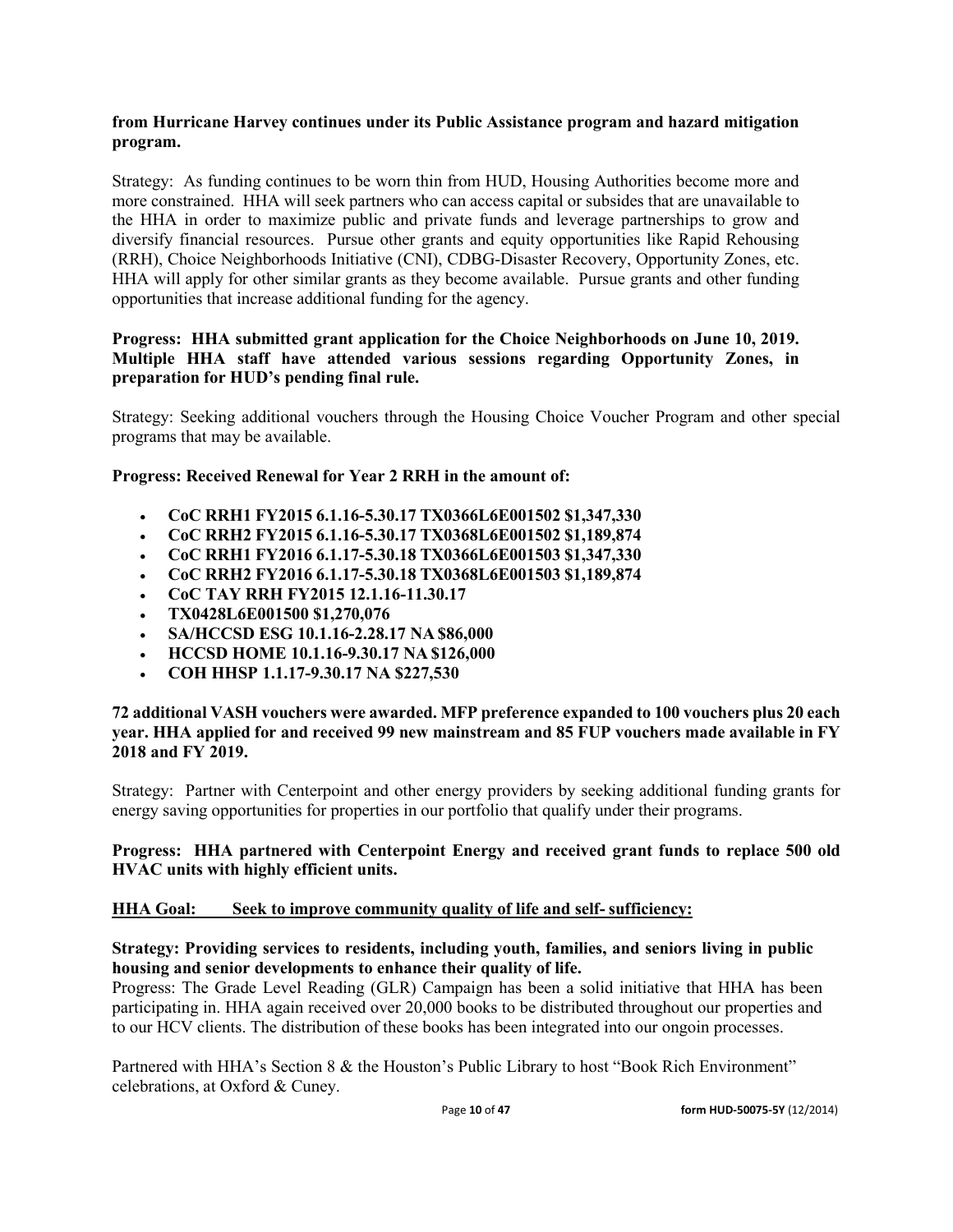**from Hurricane Harvey continues under its Public Assistance program and hazard mitigation program.**

Strategy: As funding continues to be worn thin from HUD, Housing Authorities become more and more constrained. HHA will seek partners who can access capital or subsides that are unavailable to the HHA in order to maximize public and private funds and leverage partnerships to grow and diversify financial resources. Pursue other grants and equity opportunities like Rapid Rehousing (RRH), Choice Neighborhoods Initiative (CNI), CDBG-Disaster Recovery, Opportunity Zones, etc. HHA will apply for other similar grants as they become available. Pursue grants and other funding opportunities that increase additional funding for the agency.

**Progress: HHA submitted grant application for the Choice Neighborhoods on June 10, 2019. Multiple HHA staff have attended various sessions regarding Opportunity Zones, in preparation for HUD's pending final rule.**

Strategy: Seeking additional vouchers through the Housing Choice Voucher Program and other special programs that may be available.

**Progress: Received Renewal for Year 2 RRH in the amount of:**

- **CoC RRH1 FY2015 6.1.16-5.30.17 TX0366L6E001502 $1,347,330**
- **CoC RRH2 FY2015 6.1.16-5.30.17 TX0368L6E001502 $1,189,874**
- **CoC RRH1 FY2016 6.1.17-5.30.18 TX0366L6E001503 $1,347,330**
- **CoC RRH2 FY2016 6.1.17-5.30.18 TX0368L6E001503 $1,189,874**
- **CoC TAY RRH FY2015 12.1.16-11.30.17**
- **TX0428L6E001500 $1,270,076**
- **SA/HCCSD ESG 10.1.16-2.28.17 NA $86,000**
- **HCCSD HOME 10.1.16-9.30.17 NA $126,000**
- **COH HHSP 1.1.17-9.30.17 NA $227,530**

**72 additional VASH vouchers were awarded. MFP preference expanded to 100 vouchers plus 20 each year. HHA applied for and received 99 new mainstream and 85 FUP vouchers made available in FY 2018 and FY 2019.**

Strategy: Partner with Centerpoint and other energy providers by seeking additional funding grants for energy saving opportunities for properties in our portfolio that qualify under their programs.

**Progress: HHA partnered with Centerpoint Energy and received grant funds to replace 500 old HVAC units with highly efficient units.**

**HHA Goal: Seek to improve community quality of life and self- sufficiency:**

**Strategy: Providing services to residents, including youth, families, and seniors living in public housing and senior developments to enhance their quality of life.**
Progress: The Grade Level Reading (GLR) Campaign has been a solid initiative that HHA has been participating in. HHA again received over 20,000 books to be distributed throughout our properties and to our HCV clients. The distribution of these books has been integrated into our ongoin processes.

Partnered with HHA's Section 8 & the Houston's Public Library to host "Book Rich Environment" celebrations, at Oxford & Cuney.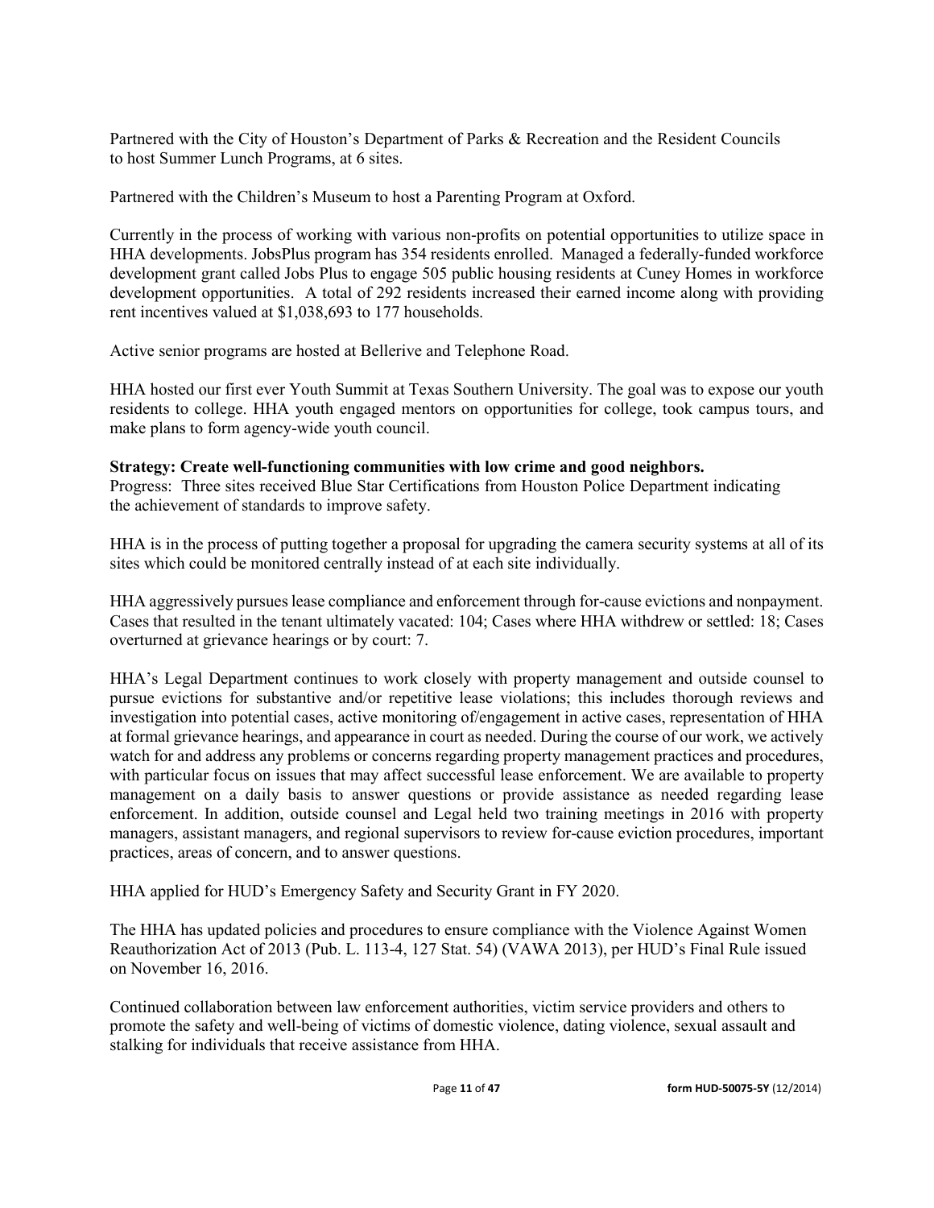Partnered with the City of Houston's Department of Parks & Recreation and the Resident Councils to host Summer Lunch Programs, at 6 sites.

Partnered with the Children's Museum to host a Parenting Program at Oxford.

Currently in the process of working with various non-profits on potential opportunities to utilize space in HHA developments. JobsPlus program has 354 residents enrolled. Managed a federally-funded workforce development grant called Jobs Plus to engage 505 public housing residents at Cuney Homes in workforce development opportunities. A total of 292 residents increased their earned income along with providing rent incentives valued at $1,038,693 to 177 households.

Active senior programs are hosted at Bellerive and Telephone Road.

HHA hosted our first ever Youth Summit at Texas Southern University. The goal was to expose our youth residents to college. HHA youth engaged mentors on opportunities for college, took campus tours, and make plans to form agency-wide youth council.

**Strategy: Create well-functioning communities with low crime and good neighbors.**
Progress: Three sites received Blue Star Certifications from Houston Police Department indicating the achievement of standards to improve safety.

HHA is in the process of putting together a proposal for upgrading the camera security systems at all of its sites which could be monitored centrally instead of at each site individually.

HHA aggressively pursues lease compliance and enforcement through for-cause evictions and nonpayment. Cases that resulted in the tenant ultimately vacated: 104; Cases where HHA withdrew or settled: 18; Cases overturned at grievance hearings or by court: 7.

HHA's Legal Department continues to work closely with property management and outside counsel to pursue evictions for substantive and/or repetitive lease violations; this includes thorough reviews and investigation into potential cases, active monitoring of/engagement in active cases, representation of HHA at formal grievance hearings, and appearance in court as needed. During the course of our work, we actively watch for and address any problems or concerns regarding property management practices and procedures, with particular focus on issues that may affect successful lease enforcement. We are available to property management on a daily basis to answer questions or provide assistance as needed regarding lease enforcement. In addition, outside counsel and Legal held two training meetings in 2016 with property managers, assistant managers, and regional supervisors to review for-cause eviction procedures, important practices, areas of concern, and to answer questions.

HHA applied for HUD's Emergency Safety and Security Grant in FY 2020.

The HHA has updated policies and procedures to ensure compliance with the Violence Against Women Reauthorization Act of 2013 (Pub. L. 113-4, 127 Stat. 54) (VAWA 2013), per HUD's Final Rule issued on November 16, 2016.

Continued collaboration between law enforcement authorities, victim service providers and others to promote the safety and well-being of victims of domestic violence, dating violence, sexual assault and stalking for individuals that receive assistance from HHA.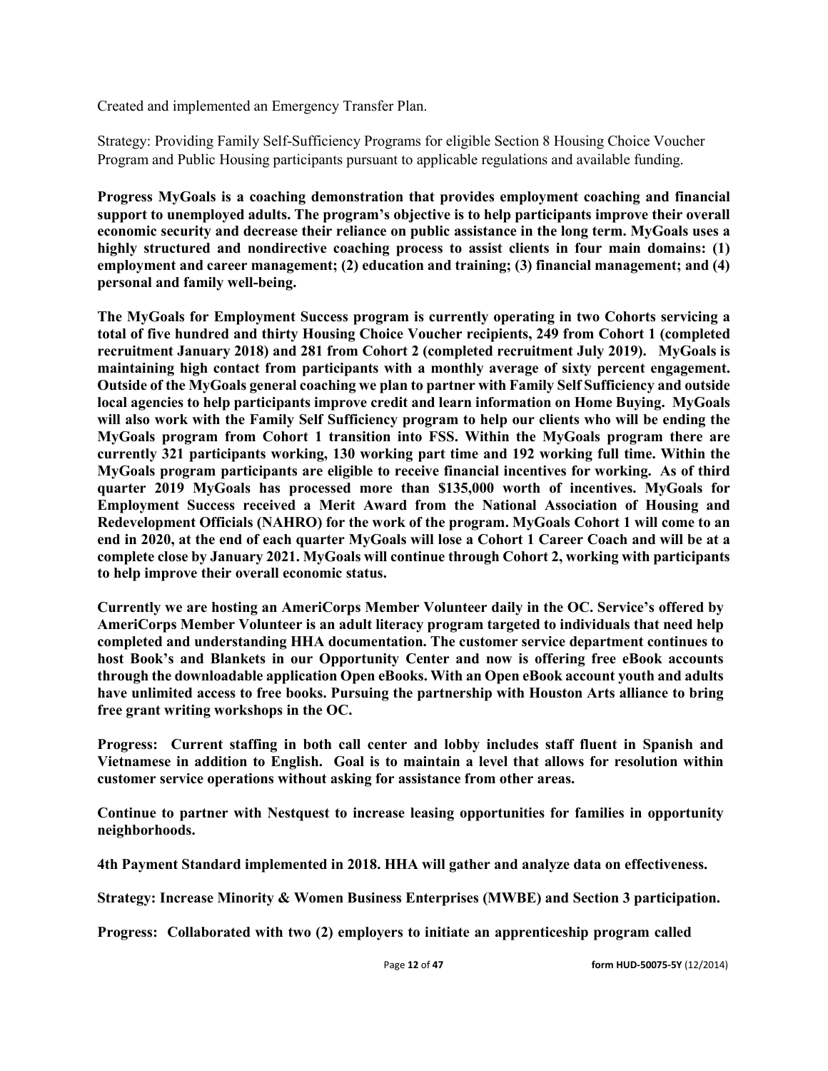Created and implemented an Emergency Transfer Plan.

Strategy: Providing Family Self-Sufficiency Programs for eligible Section 8 Housing Choice Voucher Program and Public Housing participants pursuant to applicable regulations and available funding.

**Progress MyGoals is a coaching demonstration that provides employment coaching and financial support to unemployed adults. The program's objective is to help participants improve their overall economic security and decrease their reliance on public assistance in the long term. MyGoals uses a highly structured and nondirective coaching process to assist clients in four main domains: (1) employment and career management; (2) education and training; (3) financial management; and (4) personal and family well-being.**

**The MyGoals for Employment Success program is currently operating in two Cohorts servicing a total of five hundred and thirty Housing Choice Voucher recipients, 249 from Cohort 1 (completed recruitment January 2018) and 281 from Cohort 2 (completed recruitment July 2019). MyGoals is maintaining high contact from participants with a monthly average of sixty percent engagement. Outside of the MyGoals general coaching we plan to partner with Family Self Sufficiency and outside local agencies to help participants improve credit and learn information on Home Buying. MyGoals will also work with the Family Self Sufficiency program to help our clients who will be ending the MyGoals program from Cohort 1 transition into FSS. Within the MyGoals program there are currently 321 participants working, 130 working part time and 192 working full time. Within the MyGoals program participants are eligible to receive financial incentives for working. As of third quarter 2019 MyGoals has processed more than $135,000 worth of incentives. MyGoals for Employment Success received a Merit Award from the National Association of Housing and Redevelopment Officials (NAHRO) for the work of the program. MyGoals Cohort 1 will come to an end in 2020, at the end of each quarter MyGoals will lose a Cohort 1 Career Coach and will be at a complete close by January 2021. MyGoals will continue through Cohort 2, working with participants to help improve their overall economic status.**

**Currently we are hosting an AmeriCorps Member Volunteer daily in the OC. Service's offered by AmeriCorps Member Volunteer is an adult literacy program targeted to individuals that need help completed and understanding HHA documentation. The customer service department continues to host Book's and Blankets in our Opportunity Center and now is offering free eBook accounts through the downloadable application Open eBooks. With an Open eBook account youth and adults have unlimited access to free books. Pursuing the partnership with Houston Arts alliance to bring free grant writing workshops in the OC.**

**Progress: Current staffing in both call center and lobby includes staff fluent in Spanish and Vietnamese in addition to English. Goal is to maintain a level that allows for resolution within customer service operations without asking for assistance from other areas.**

**Continue to partner with Nestquest to increase leasing opportunities for families in opportunity neighborhoods.**

**4th Payment Standard implemented in 2018. HHA will gather and analyze data on effectiveness.**

**Strategy: Increase Minority & Women Business Enterprises (MWBE) and Section 3 participation.**

**Progress: Collaborated with two (2) employers to initiate an apprenticeship program called**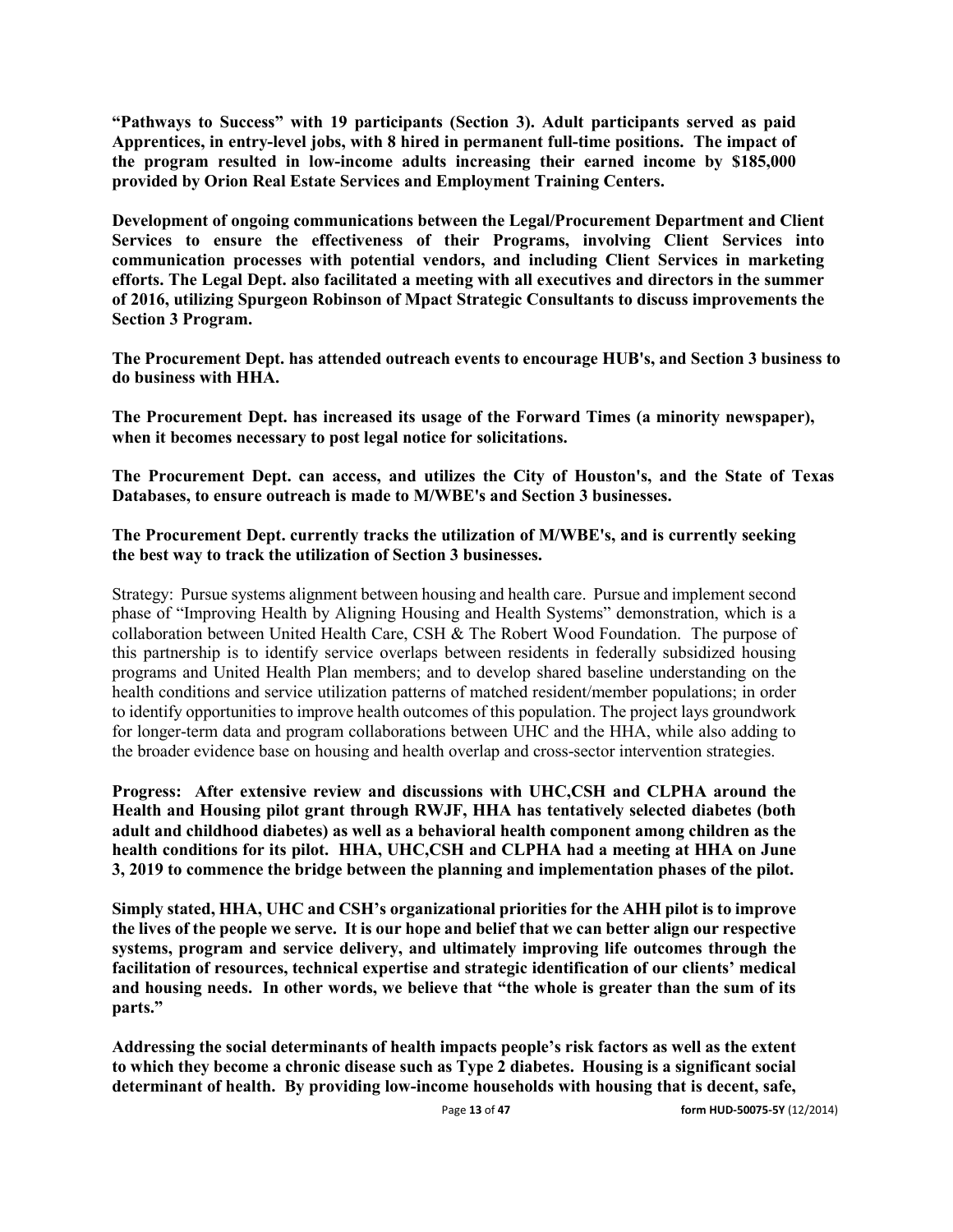**"Pathways to Success" with 19 participants (Section 3). Adult participants served as paid Apprentices, in entry-level jobs, with 8 hired in permanent full-time positions. The impact of the program resulted in low-income adults increasing their earned income by $185,000 provided by Orion Real Estate Services and Employment Training Centers.**

**Development of ongoing communications between the Legal/Procurement Department and Client Services to ensure the effectiveness of their Programs, involving Client Services into communication processes with potential vendors, and including Client Services in marketing efforts. The Legal Dept. also facilitated a meeting with all executives and directors in the summer of 2016, utilizing Spurgeon Robinson of Mpact Strategic Consultants to discuss improvements the Section 3 Program.**

**The Procurement Dept. has attended outreach events to encourage HUB's, and Section 3 business to do business with HHA.**

**The Procurement Dept. has increased its usage of the Forward Times (a minority newspaper), when it becomes necessary to post legal notice for solicitations.**

**The Procurement Dept. can access, and utilizes the City of Houston's, and the State of Texas Databases, to ensure outreach is made to M/WBE's and Section 3 businesses.**

**The Procurement Dept. currently tracks the utilization of M/WBE's, and is currently seeking the best way to track the utilization of Section 3 businesses.**

Strategy: Pursue systems alignment between housing and health care. Pursue and implement second phase of "Improving Health by Aligning Housing and Health Systems" demonstration, which is a collaboration between United Health Care, CSH & The Robert Wood Foundation. The purpose of this partnership is to identify service overlaps between residents in federally subsidized housing programs and United Health Plan members; and to develop shared baseline understanding on the health conditions and service utilization patterns of matched resident/member populations; in order to identify opportunities to improve health outcomes of this population. The project lays groundwork for longer-term data and program collaborations between UHC and the HHA, while also adding to the broader evidence base on housing and health overlap and cross-sector intervention strategies.

**Progress: After extensive review and discussions with UHC,CSH and CLPHA around the Health and Housing pilot grant through RWJF, HHA has tentatively selected diabetes (both adult and childhood diabetes) as well as a behavioral health component among children as the health conditions for its pilot. HHA, UHC,CSH and CLPHA had a meeting at HHA on June 3, 2019 to commence the bridge between the planning and implementation phases of the pilot.**

**Simply stated, HHA, UHC and CSH's organizational priorities for the AHH pilot is to improve the lives of the people we serve. It is our hope and belief that we can better align our respective systems, program and service delivery, and ultimately improving life outcomes through the facilitation of resources, technical expertise and strategic identification of our clients' medical and housing needs. In other words, we believe that "the whole is greater than the sum of its parts."**

**Addressing the social determinants of health impacts people's risk factors as well as the extent to which they become a chronic disease such as Type 2 diabetes. Housing is a significant social determinant of health. By providing low-income households with housing that is decent, safe,**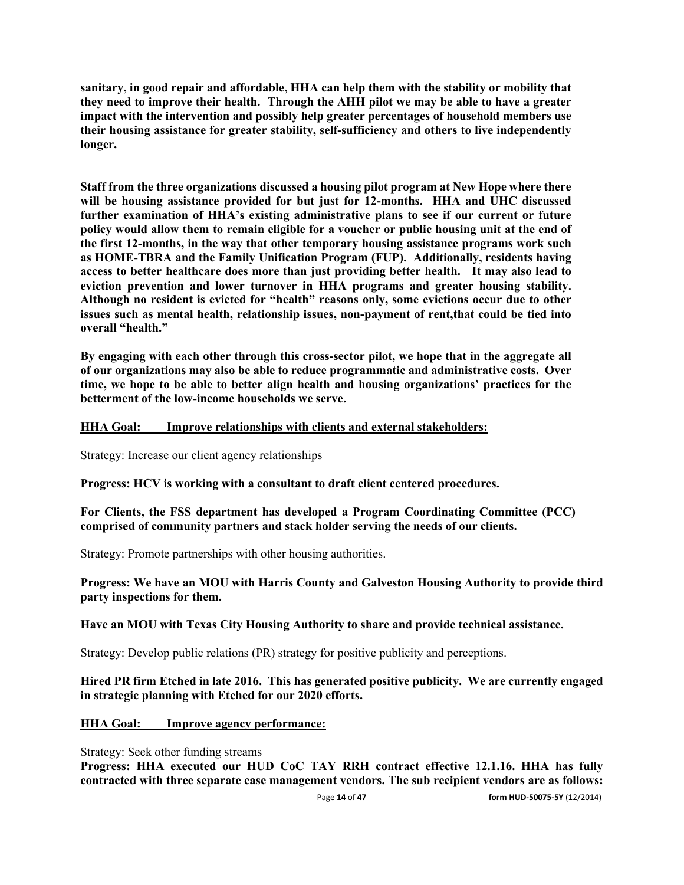**sanitary, in good repair and affordable, HHA can help them with the stability or mobility that they need to improve their health. Through the AHH pilot we may be able to have a greater impact with the intervention and possibly help greater percentages of household members use their housing assistance for greater stability, self-sufficiency and others to live independently longer.**

**Staff from the three organizations discussed a housing pilot program at New Hope where there will be housing assistance provided for but just for 12-months. HHA and UHC discussed further examination of HHA's existing administrative plans to see if our current or future policy would allow them to remain eligible for a voucher or public housing unit at the end of the first 12-months, in the way that other temporary housing assistance programs work such as HOME-TBRA and the Family Unification Program (FUP). Additionally, residents having access to better healthcare does more than just providing better health. It may also lead to eviction prevention and lower turnover in HHA programs and greater housing stability. Although no resident is evicted for "health" reasons only, some evictions occur due to other issues such as mental health, relationship issues, non-payment of rent,that could be tied into overall "health."**

**By engaging with each other through this cross-sector pilot, we hope that in the aggregate all of our organizations may also be able to reduce programmatic and administrative costs. Over time, we hope to be able to better align health and housing organizations' practices for the betterment of the low-income households we serve.**

**<u>HHA Goal: Improve relationships with clients and external stakeholders:</u>**

Strategy: Increase our client agency relationships

**Progress: HCV is working with a consultant to draft client centered procedures.**

**For Clients, the FSS department has developed a Program Coordinating Committee (PCC) comprised of community partners and stack holder serving the needs of our clients.**

Strategy: Promote partnerships with other housing authorities.

**Progress: We have an MOU with Harris County and Galveston Housing Authority to provide third party inspections for them.**

**Have an MOU with Texas City Housing Authority to share and provide technical assistance.**

Strategy: Develop public relations (PR) strategy for positive publicity and perceptions.

**Hired PR firm Etched in late 2016. This has generated positive publicity. We are currently engaged in strategic planning with Etched for our 2020 efforts.**

**<u>HHA Goal: Improve agency performance:</u>**

Strategy: Seek other funding streams

**Progress: HHA executed our HUD CoC TAY RRH contract effective 12.1.16. HHA has fully contracted with three separate case management vendors. The sub recipient vendors are as follows:**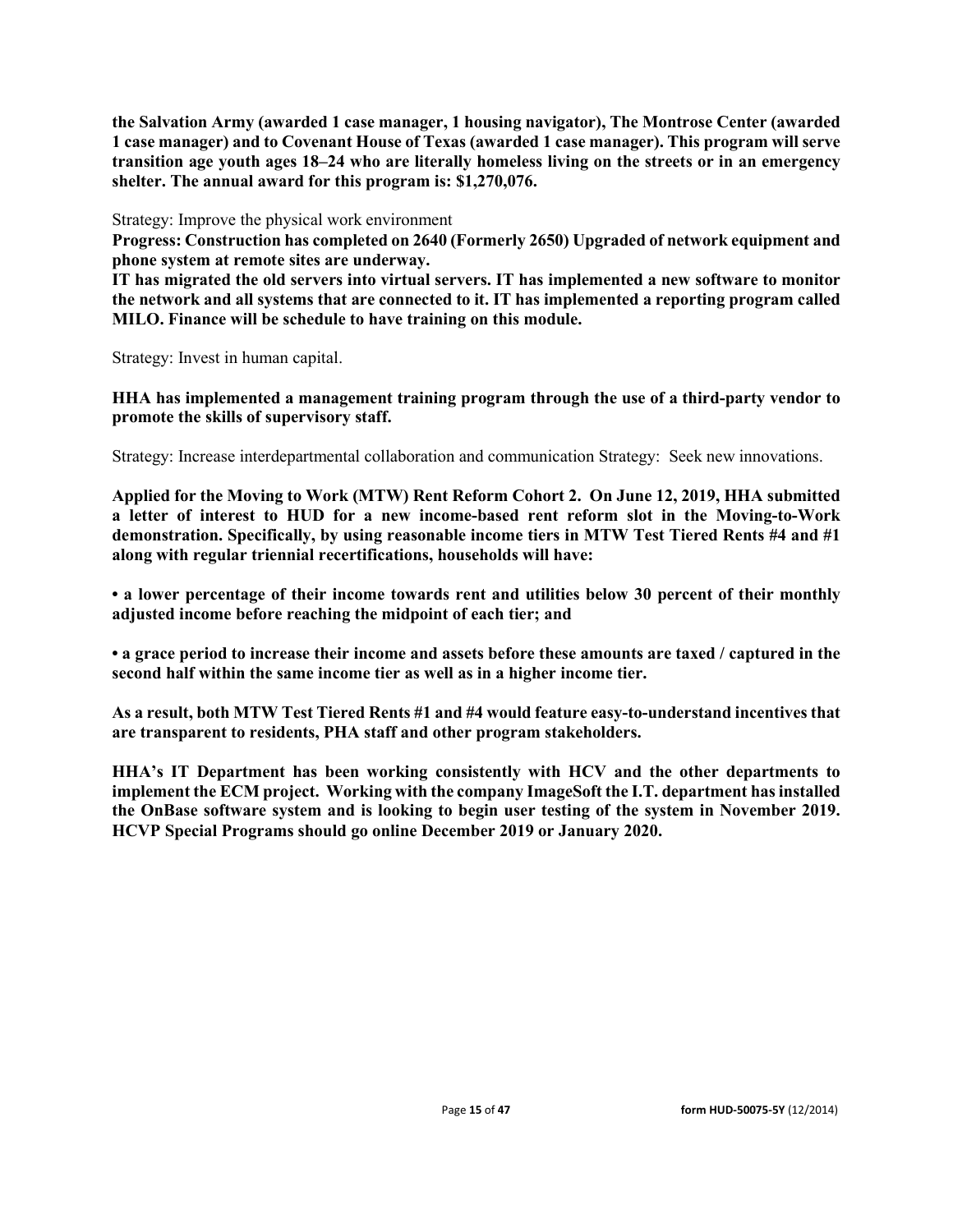**the Salvation Army (awarded 1 case manager, 1 housing navigator), The Montrose Center (awarded 1 case manager) and to Covenant House of Texas (awarded 1 case manager). This program will serve transition age youth ages 18–24 who are literally homeless living on the streets or in an emergency shelter. The annual award for this program is: $1,270,076.**

Strategy: Improve the physical work environment

**Progress: Construction has completed on 2640 (Formerly 2650) Upgraded of network equipment and phone system at remote sites are underway.**

**IT has migrated the old servers into virtual servers. IT has implemented a new software to monitor the network and all systems that are connected to it. IT has implemented a reporting program called MILO. Finance will be schedule to have training on this module.**

Strategy: Invest in human capital.

**HHA has implemented a management training program through the use of a third-party vendor to promote the skills of supervisory staff.**

Strategy: Increase interdepartmental collaboration and communication Strategy: Seek new innovations.

**Applied for the Moving to Work (MTW) Rent Reform Cohort 2. On June 12, 2019, HHA submitted a letter of interest to HUD for a new income-based rent reform slot in the Moving-to-Work demonstration. Specifically, by using reasonable income tiers in MTW Test Tiered Rents #4 and #1 along with regular triennial recertifications, households will have:**

**• a lower percentage of their income towards rent and utilities below 30 percent of their monthly adjusted income before reaching the midpoint of each tier; and**

**• a grace period to increase their income and assets before these amounts are taxed / captured in the second half within the same income tier as well as in a higher income tier.**

**As a result, both MTW Test Tiered Rents #1 and #4 would feature easy-to-understand incentives that are transparent to residents, PHA staff and other program stakeholders.**

**HHA's IT Department has been working consistently with HCV and the other departments to implement the ECM project. Working with the company ImageSoft the I.T. department has installed the OnBase software system and is looking to begin user testing of the system in November 2019. HCVP Special Programs should go online December 2019 or January 2020.**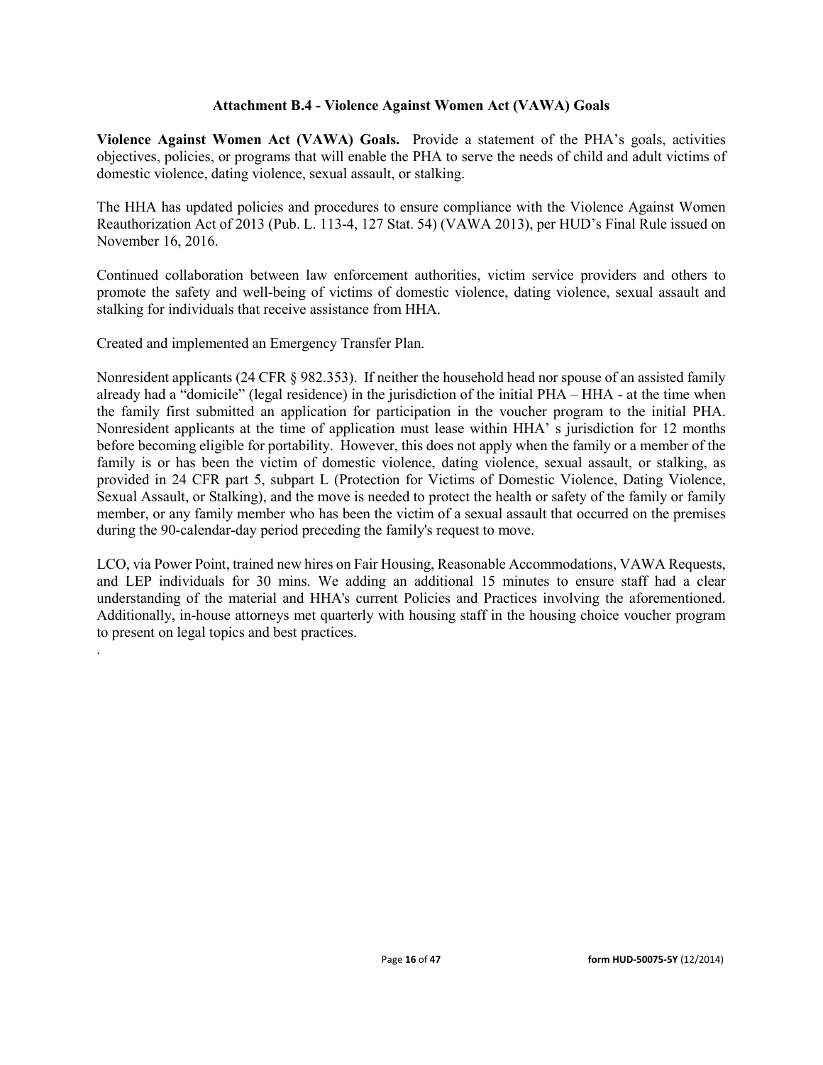### Attachment B.4 - Violence Against Women Act (VAWA) Goals

**Violence Against Women Act (VAWA) Goals.** Provide a statement of the PHA's goals, activities objectives, policies, or programs that will enable the PHA to serve the needs of child and adult victims of domestic violence, dating violence, sexual assault, or stalking.

The HHA has updated policies and procedures to ensure compliance with the Violence Against Women Reauthorization Act of 2013 (Pub. L. 113-4, 127 Stat. 54) (VAWA 2013), per HUD's Final Rule issued on November 16, 2016.

Continued collaboration between law enforcement authorities, victim service providers and others to promote the safety and well-being of victims of domestic violence, dating violence, sexual assault and stalking for individuals that receive assistance from HHA.

Created and implemented an Emergency Transfer Plan.

Nonresident applicants (24 CFR § 982.353). If neither the household head nor spouse of an assisted family already had a "domicile" (legal residence) in the jurisdiction of the initial PHA – HHA - at the time when the family first submitted an application for participation in the voucher program to the initial PHA. Nonresident applicants at the time of application must lease within HHA' s jurisdiction for 12 months before becoming eligible for portability. However, this does not apply when the family or a member of the family is or has been the victim of domestic violence, dating violence, sexual assault, or stalking, as provided in 24 CFR part 5, subpart L (Protection for Victims of Domestic Violence, Dating Violence, Sexual Assault, or Stalking), and the move is needed to protect the health or safety of the family or family member, or any family member who has been the victim of a sexual assault that occurred on the premises during the 90-calendar-day period preceding the family's request to move.

LCO, via Power Point, trained new hires on Fair Housing, Reasonable Accommodations, VAWA Requests, and LEP individuals for 30 mins. We adding an additional 15 minutes to ensure staff had a clear understanding of the material and HHA's current Policies and Practices involving the aforementioned. Additionally, in-house attorneys met quarterly with housing staff in the housing choice voucher program to present on legal topics and best practices.

.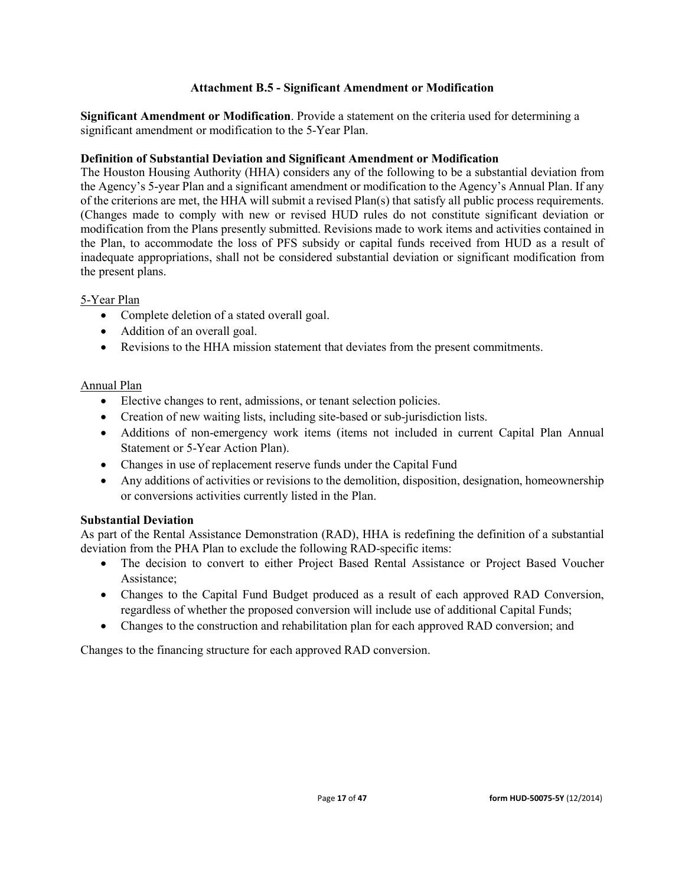### Attachment B.5 - Significant Amendment or Modification

**Significant Amendment or Modification**. Provide a statement on the criteria used for determining a significant amendment or modification to the 5-Year Plan.

**Definition of Substantial Deviation and Significant Amendment or Modification**

The Houston Housing Authority (HHA) considers any of the following to be a substantial deviation from the Agency's 5-year Plan and a significant amendment or modification to the Agency's Annual Plan. If any of the criterions are met, the HHA will submit a revised Plan(s) that satisfy all public process requirements. (Changes made to comply with new or revised HUD rules do not constitute significant deviation or modification from the Plans presently submitted. Revisions made to work items and activities contained in the Plan, to accommodate the loss of PFS subsidy or capital funds received from HUD as a result of inadequate appropriations, shall not be considered substantial deviation or significant modification from the present plans.

<u>5-Year Plan</u>

- Complete deletion of a stated overall goal.
- Addition of an overall goal.
- Revisions to the HHA mission statement that deviates from the present commitments.

<u>Annual Plan</u>

- Elective changes to rent, admissions, or tenant selection policies.
- Creation of new waiting lists, including site-based or sub-jurisdiction lists.
- Additions of non-emergency work items (items not included in current Capital Plan Annual Statement or 5-Year Action Plan).
- Changes in use of replacement reserve funds under the Capital Fund
- Any additions of activities or revisions to the demolition, disposition, designation, homeownership or conversions activities currently listed in the Plan.

**Substantial Deviation**

As part of the Rental Assistance Demonstration (RAD), HHA is redefining the definition of a substantial deviation from the PHA Plan to exclude the following RAD-specific items:

- The decision to convert to either Project Based Rental Assistance or Project Based Voucher Assistance;
- Changes to the Capital Fund Budget produced as a result of each approved RAD Conversion, regardless of whether the proposed conversion will include use of additional Capital Funds;
- Changes to the construction and rehabilitation plan for each approved RAD conversion; and

Changes to the financing structure for each approved RAD conversion.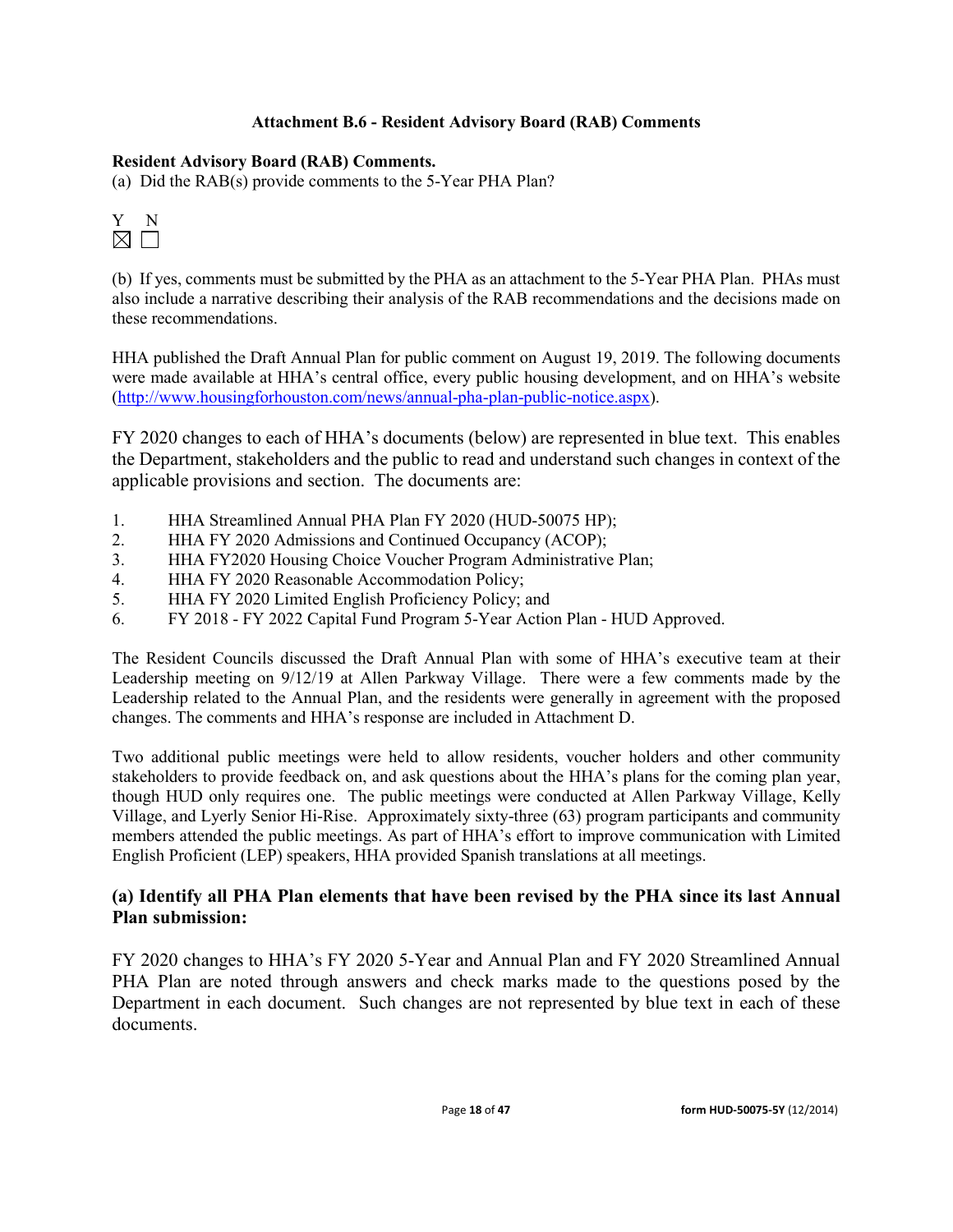### Attachment B.6 - Resident Advisory Board (RAB) Comments

**Resident Advisory Board (RAB) Comments.**

(a) Did the RAB(s) provide comments to the 5-Year PHA Plan?

Y ☒ N ☐

(b) If yes, comments must be submitted by the PHA as an attachment to the 5-Year PHA Plan. PHAs must also include a narrative describing their analysis of the RAB recommendations and the decisions made on these recommendations.

HHA published the Draft Annual Plan for public comment on August 19, 2019. The following documents were made available at HHA's central office, every public housing development, and on HHA's website (http://www.housingforhouston.com/news/annual-pha-plan-public-notice.aspx).

FY 2020 changes to each of HHA's documents (below) are represented in blue text. This enables the Department, stakeholders and the public to read and understand such changes in context of the applicable provisions and section. The documents are:

1. HHA Streamlined Annual PHA Plan FY 2020 (HUD-50075 HP);
2. HHA FY 2020 Admissions and Continued Occupancy (ACOP);
3. HHA FY2020 Housing Choice Voucher Program Administrative Plan;
4. HHA FY 2020 Reasonable Accommodation Policy;
5. HHA FY 2020 Limited English Proficiency Policy; and
6. FY 2018 - FY 2022 Capital Fund Program 5-Year Action Plan - HUD Approved.

The Resident Councils discussed the Draft Annual Plan with some of HHA's executive team at their Leadership meeting on 9/12/19 at Allen Parkway Village. There were a few comments made by the Leadership related to the Annual Plan, and the residents were generally in agreement with the proposed changes. The comments and HHA's response are included in Attachment D.

Two additional public meetings were held to allow residents, voucher holders and other community stakeholders to provide feedback on, and ask questions about the HHA's plans for the coming plan year, though HUD only requires one. The public meetings were conducted at Allen Parkway Village, Kelly Village, and Lyerly Senior Hi-Rise. Approximately sixty-three (63) program participants and community members attended the public meetings. As part of HHA's effort to improve communication with Limited English Proficient (LEP) speakers, HHA provided Spanish translations at all meetings.

### (a) Identify all PHA Plan elements that have been revised by the PHA since its last Annual Plan submission:

FY 2020 changes to HHA's FY 2020 5-Year and Annual Plan and FY 2020 Streamlined Annual PHA Plan are noted through answers and check marks made to the questions posed by the Department in each document. Such changes are not represented by blue text in each of these documents.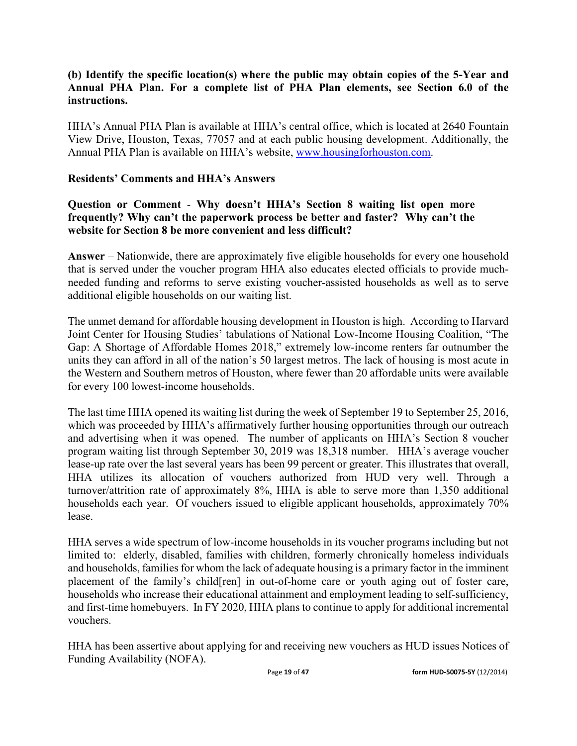**(b) Identify the specific location(s) where the public may obtain copies of the 5-Year and Annual PHA Plan. For a complete list of PHA Plan elements, see Section 6.0 of the instructions.**

HHA's Annual PHA Plan is available at HHA's central office, which is located at 2640 Fountain View Drive, Houston, Texas, 77057 and at each public housing development. Additionally, the Annual PHA Plan is available on HHA's website, www.housingforhouston.com.

**Residents' Comments and HHA's Answers**

**Question or Comment - Why doesn't HHA's Section 8 waiting list open more frequently? Why can't the paperwork process be better and faster? Why can't the website for Section 8 be more convenient and less difficult?**

**Answer** – Nationwide, there are approximately five eligible households for every one household that is served under the voucher program HHA also educates elected officials to provide much-needed funding and reforms to serve existing voucher-assisted households as well as to serve additional eligible households on our waiting list.

The unmet demand for affordable housing development in Houston is high. According to Harvard Joint Center for Housing Studies' tabulations of National Low-Income Housing Coalition, "The Gap: A Shortage of Affordable Homes 2018," extremely low-income renters far outnumber the units they can afford in all of the nation's 50 largest metros. The lack of housing is most acute in the Western and Southern metros of Houston, where fewer than 20 affordable units were available for every 100 lowest-income households.

The last time HHA opened its waiting list during the week of September 19 to September 25, 2016, which was proceeded by HHA's affirmatively further housing opportunities through our outreach and advertising when it was opened. The number of applicants on HHA's Section 8 voucher program waiting list through September 30, 2019 was 18,318 number. HHA's average voucher lease-up rate over the last several years has been 99 percent or greater. This illustrates that overall, HHA utilizes its allocation of vouchers authorized from HUD very well. Through a turnover/attrition rate of approximately 8%, HHA is able to serve more than 1,350 additional households each year. Of vouchers issued to eligible applicant households, approximately 70% lease.

HHA serves a wide spectrum of low-income households in its voucher programs including but not limited to: elderly, disabled, families with children, formerly chronically homeless individuals and households, families for whom the lack of adequate housing is a primary factor in the imminent placement of the family's child[ren] in out-of-home care or youth aging out of foster care, households who increase their educational attainment and employment leading to self-sufficiency, and first-time homebuyers. In FY 2020, HHA plans to continue to apply for additional incremental vouchers.

HHA has been assertive about applying for and receiving new vouchers as HUD issues Notices of Funding Availability (NOFA).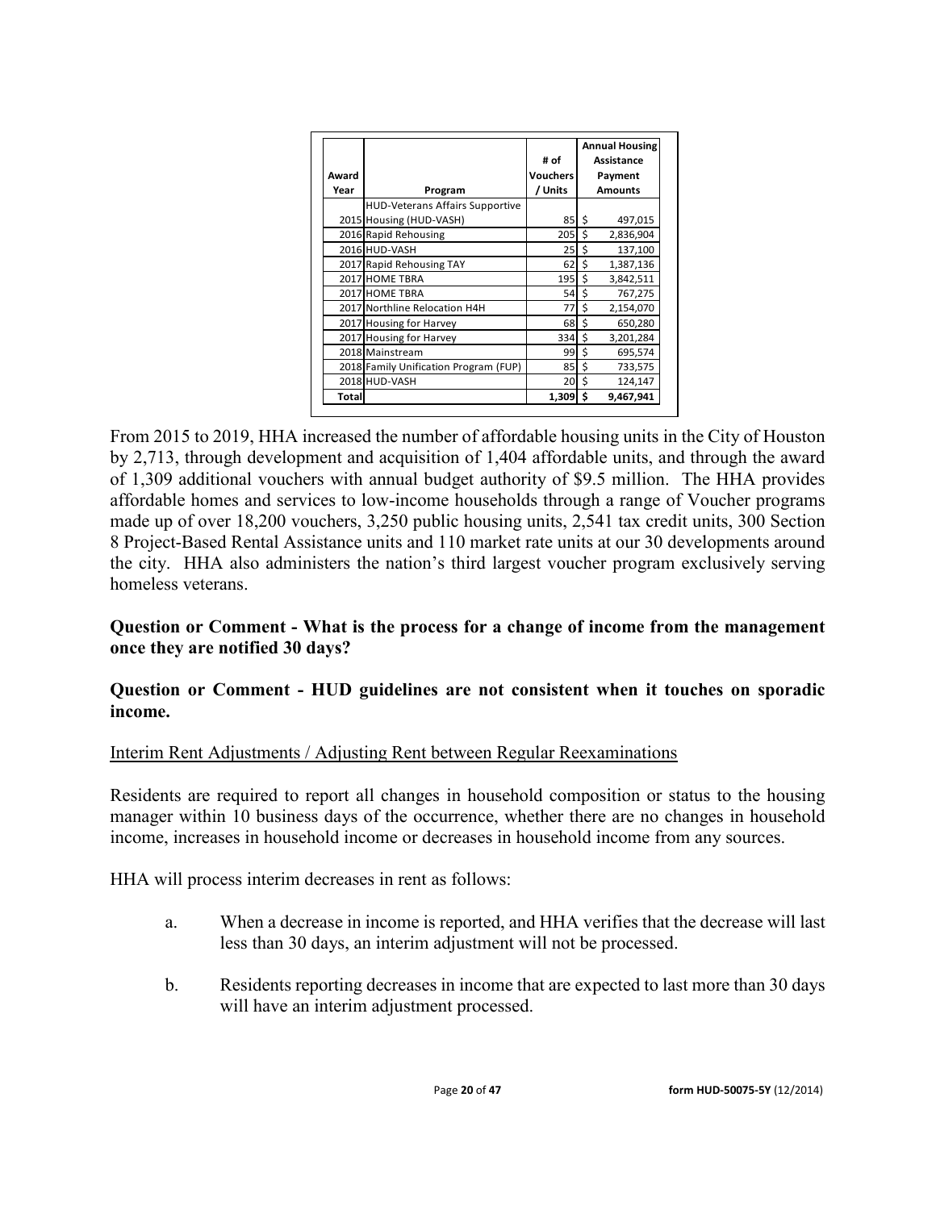| Award Year | Program | # of Vouchers / Units | Annual Housing Assistance Payment Amounts |
|---|---|---|---|
| 2015 | HUD-Veterans Affairs Supportive Housing (HUD-VASH) | 85 | $ 497,015 |
| 2016 | Rapid Rehousing | 205 | $ 2,836,904 |
| 2016 | HUD-VASH | 25 | $ 137,100 |
| 2017 | Rapid Rehousing TAY | 62 | $ 1,387,136 |
| 2017 | HOME TBRA | 195 | $ 3,842,511 |
| 2017 | HOME TBRA | 54 | $ 767,275 |
| 2017 | Northline Relocation H4H | 77 | $ 2,154,070 |
| 2017 | Housing for Harvey | 68 | $ 650,280 |
| 2017 | Housing for Harvey | 334 | $ 3,201,284 |
| 2018 | Mainstream | 99 | $ 695,574 |
| 2018 | Family Unification Program (FUP) | 85 | $ 733,575 |
| 2018 | HUD-VASH | 20 | $ 124,147 |
| **Total** | | **1,309** | **$ 9,467,941** |

From 2015 to 2019, HHA increased the number of affordable housing units in the City of Houston by 2,713, through development and acquisition of 1,404 affordable units, and through the award of 1,309 additional vouchers with annual budget authority of $9.5 million. The HHA provides affordable homes and services to low-income households through a range of Voucher programs made up of over 18,200 vouchers, 3,250 public housing units, 2,541 tax credit units, 300 Section 8 Project-Based Rental Assistance units and 110 market rate units at our 30 developments around the city. HHA also administers the nation's third largest voucher program exclusively serving homeless veterans.

**Question or Comment - What is the process for a change of income from the management once they are notified 30 days?**

**Question or Comment - HUD guidelines are not consistent when it touches on sporadic income.**

Interim Rent Adjustments / Adjusting Rent between Regular Reexaminations

Residents are required to report all changes in household composition or status to the housing manager within 10 business days of the occurrence, whether there are no changes in household income, increases in household income or decreases in household income from any sources.

HHA will process interim decreases in rent as follows:

a. When a decrease in income is reported, and HHA verifies that the decrease will last less than 30 days, an interim adjustment will not be processed.

b. Residents reporting decreases in income that are expected to last more than 30 days will have an interim adjustment processed.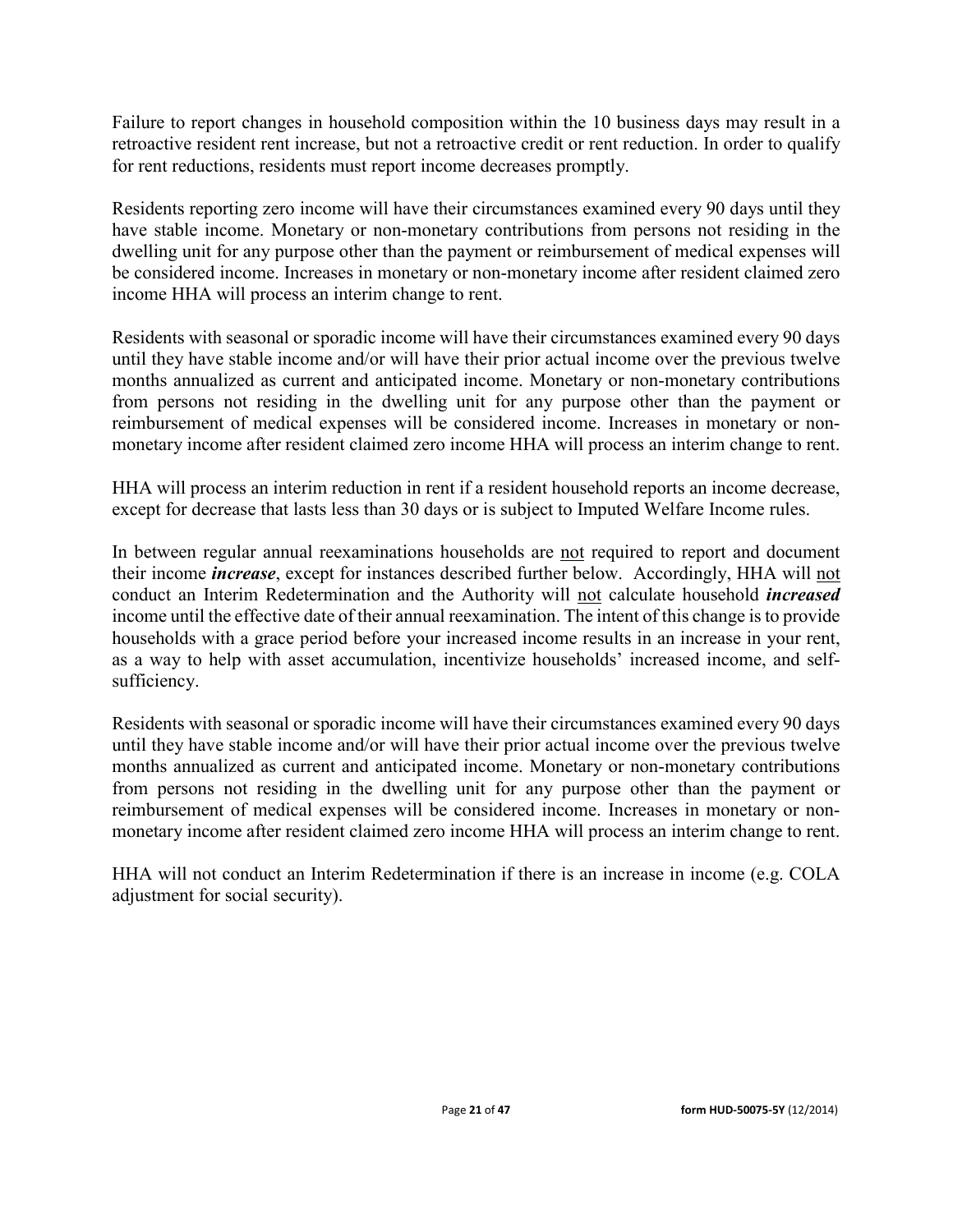Failure to report changes in household composition within the 10 business days may result in a retroactive resident rent increase, but not a retroactive credit or rent reduction. In order to qualify for rent reductions, residents must report income decreases promptly.

Residents reporting zero income will have their circumstances examined every 90 days until they have stable income. Monetary or non-monetary contributions from persons not residing in the dwelling unit for any purpose other than the payment or reimbursement of medical expenses will be considered income. Increases in monetary or non-monetary income after resident claimed zero income HHA will process an interim change to rent.

Residents with seasonal or sporadic income will have their circumstances examined every 90 days until they have stable income and/or will have their prior actual income over the previous twelve months annualized as current and anticipated income. Monetary or non-monetary contributions from persons not residing in the dwelling unit for any purpose other than the payment or reimbursement of medical expenses will be considered income. Increases in monetary or non-monetary income after resident claimed zero income HHA will process an interim change to rent.

HHA will process an interim reduction in rent if a resident household reports an income decrease, except for decrease that lasts less than 30 days or is subject to Imputed Welfare Income rules.

In between regular annual reexaminations households are <u>not</u> required to report and document their income ***increase***, except for instances described further below. Accordingly, HHA will <u>not</u> conduct an Interim Redetermination and the Authority will <u>not</u> calculate household ***increased*** income until the effective date of their annual reexamination. The intent of this change is to provide households with a grace period before your increased income results in an increase in your rent, as a way to help with asset accumulation, incentivize households' increased income, and self-sufficiency.

Residents with seasonal or sporadic income will have their circumstances examined every 90 days until they have stable income and/or will have their prior actual income over the previous twelve months annualized as current and anticipated income. Monetary or non-monetary contributions from persons not residing in the dwelling unit for any purpose other than the payment or reimbursement of medical expenses will be considered income. Increases in monetary or non-monetary income after resident claimed zero income HHA will process an interim change to rent.

HHA will not conduct an Interim Redetermination if there is an increase in income (e.g. COLA adjustment for social security).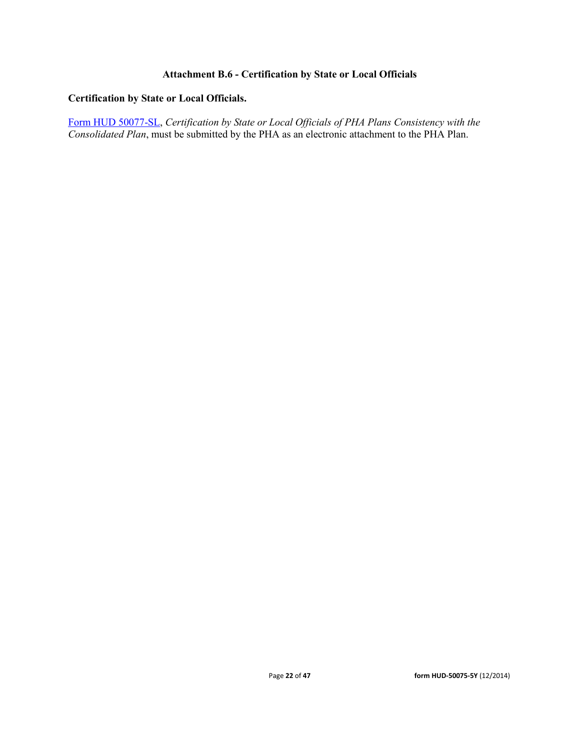## Attachment B.6 - Certification by State or Local Officials

**Certification by State or Local Officials.**

Form HUD 50077-SL, *Certification by State or Local Officials of PHA Plans Consistency with the Consolidated Plan*, must be submitted by the PHA as an electronic attachment to the PHA Plan.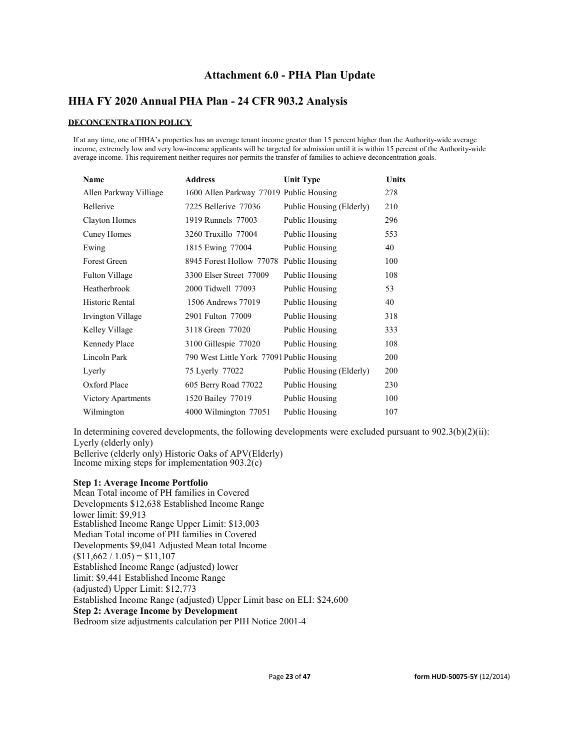## Attachment 6.0 - PHA Plan Update

## HHA FY 2020 Annual PHA Plan - 24 CFR 903.2 Analysis

**DECONCENTRATION POLICY**

If at any time, one of HHA's properties has an average tenant income greater than 15 percent higher than the Authority-wide average income, extremely low and very low-income applicants will be targeted for admission until it is within 15 percent of the Authority-wide average income. This requirement neither requires nor permits the transfer of families to achieve deconcentration goals.

| Name | Address | Unit Type | Units |
|---|---|---|---|
| Allen Parkway Villiage | 1600 Allen Parkway 77019 | Public Housing | 278 |
| Bellerive | 7225 Bellerive 77036 | Public Housing (Elderly) | 210 |
| Clayton Homes | 1919 Runnels 77003 | Public Housing | 296 |
| Cuney Homes | 3260 Truxillo 77004 | Public Housing | 553 |
| Ewing | 1815 Ewing 77004 | Public Housing | 40 |
| Forest Green | 8945 Forest Hollow 77078 | Public Housing | 100 |
| Fulton Village | 3300 Elser Street 77009 | Public Housing | 108 |
| Heatherbrook | 2000 Tidwell 77093 | Public Housing | 53 |
| Historic Rental | 1506 Andrews 77019 | Public Housing | 40 |
| Irvington Village | 2901 Fulton 77009 | Public Housing | 318 |
| Kelley Village | 3118 Green 77020 | Public Housing | 333 |
| Kennedy Place | 3100 Gillespie 77020 | Public Housing | 108 |
| Lincoln Park | 790 West Little York 77091 | Public Housing | 200 |
| Lyerly | 75 Lyerly 77022 | Public Housing (Elderly) | 200 |
| Oxford Place | 605 Berry Road 77022 | Public Housing | 230 |
| Victory Apartments | 1520 Bailey 77019 | Public Housing | 100 |
| Wilmington | 4000 Wilmington 77051 | Public Housing | 107 |

In determining covered developments, the following developments were excluded pursuant to 902.3(b)(2)(ii):
Lyerly (elderly only)
Bellerive (elderly only) Historic Oaks of APV(Elderly)
Income mixing steps for implementation 903.2(c)

**Step 1: Average Income Portfolio**
Mean Total income of PH families in Covered Developments \$12,638 Established Income Range lower limit: \$9,913
Established Income Range Upper Limit: \$13,003
Median Total income of PH families in Covered Developments \$9,041 Adjusted Mean total Income (\$11,662 / 1.05) = \$11,107
Established Income Range (adjusted) lower limit: \$9,441 Established Income Range (adjusted) Upper Limit: \$12,773
Established Income Range (adjusted) Upper Limit base on ELI: \$24,600
**Step 2: Average Income by Development**
Bedroom size adjustments calculation per PIH Notice 2001-4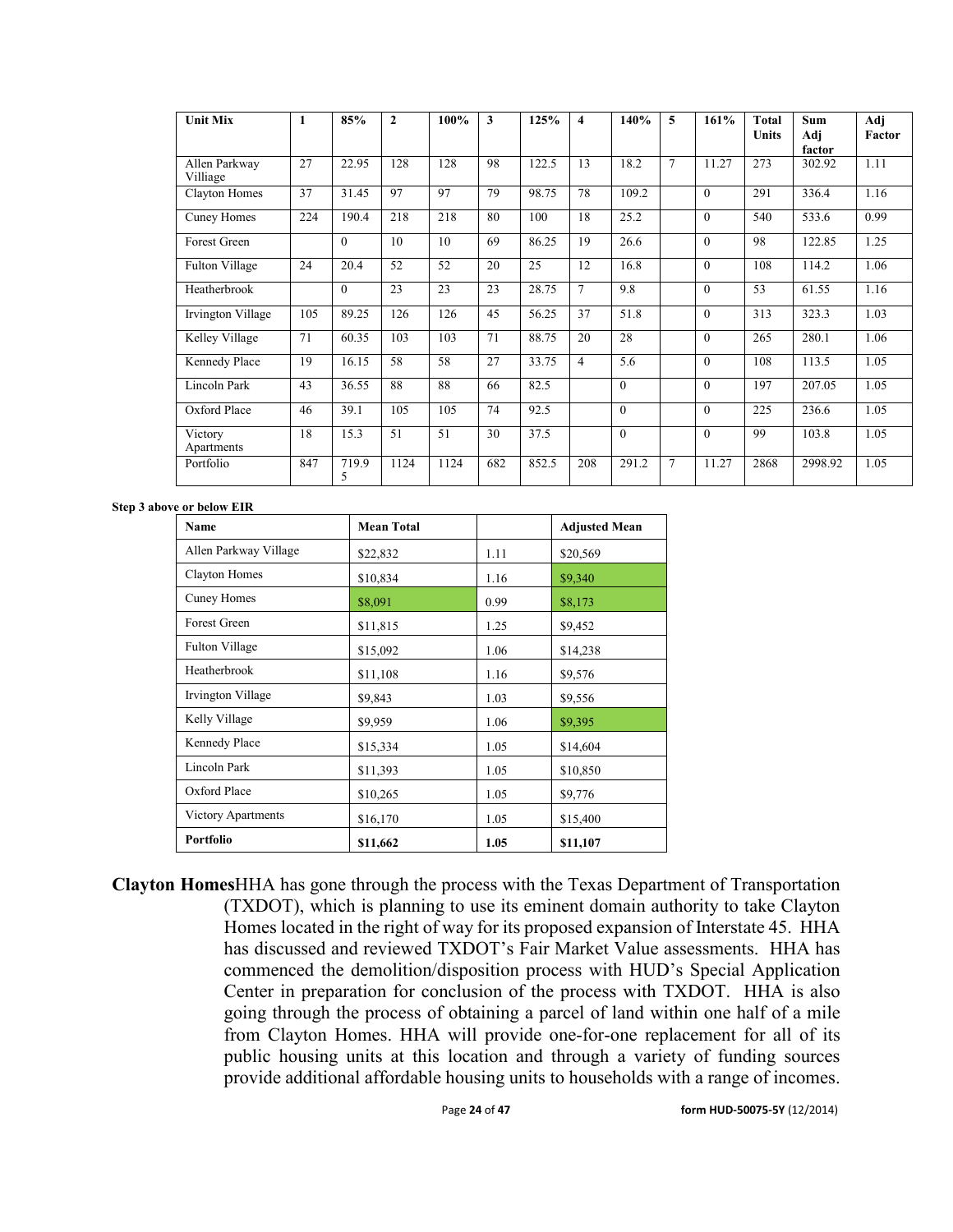| Unit Mix | 1 | 85% | 2 | 100% | 3 | 125% | 4 | 140% | 5 | 161% | Total Units | Sum Adj factor | Adj Factor |
|---|---|---|---|---|---|---|---|---|---|---|---|---|---|
| Allen Parkway Villiage | 27 | 22.95 | 128 | 128 | 98 | 122.5 | 13 | 18.2 | 7 | 11.27 | 273 | 302.92 | 1.11 |
| Clayton Homes | 37 | 31.45 | 97 | 97 | 79 | 98.75 | 78 | 109.2 | | 0 | 291 | 336.4 | 1.16 |
| Cuney Homes | 224 | 190.4 | 218 | 218 | 80 | 100 | 18 | 25.2 | | 0 | 540 | 533.6 | 0.99 |
| Forest Green | | 0 | 10 | 10 | 69 | 86.25 | 19 | 26.6 | | 0 | 98 | 122.85 | 1.25 |
| Fulton Village | 24 | 20.4 | 52 | 52 | 20 | 25 | 12 | 16.8 | | 0 | 108 | 114.2 | 1.06 |
| Heatherbrook | | 0 | 23 | 23 | 23 | 28.75 | 7 | 9.8 | | 0 | 53 | 61.55 | 1.16 |
| Irvington Village | 105 | 89.25 | 126 | 126 | 45 | 56.25 | 37 | 51.8 | | 0 | 313 | 323.3 | 1.03 |
| Kelley Village | 71 | 60.35 | 103 | 103 | 71 | 88.75 | 20 | 28 | | 0 | 265 | 280.1 | 1.06 |
| Kennedy Place | 19 | 16.15 | 58 | 58 | 27 | 33.75 | 4 | 5.6 | | 0 | 108 | 113.5 | 1.05 |
| Lincoln Park | 43 | 36.55 | 88 | 88 | 66 | 82.5 | | 0 | | 0 | 197 | 207.05 | 1.05 |
| Oxford Place | 46 | 39.1 | 105 | 105 | 74 | 92.5 | | 0 | | 0 | 225 | 236.6 | 1.05 |
| Victory Apartments | 18 | 15.3 | 51 | 51 | 30 | 37.5 | | 0 | | 0 | 99 | 103.8 | 1.05 |
| Portfolio | 847 | 719.95 | 1124 | 1124 | 682 | 852.5 | 208 | 291.2 | 7 | 11.27 | 2868 | 2998.92 | 1.05 |

**Step 3 above or below EIR**

| Name | Mean Total | | Adjusted Mean |
|---|---|---|---|
| Allen Parkway Village | $22,832 | 1.11 | $20,569 |
| Clayton Homes | $10,834 | 1.16 | $9,340 |
| Cuney Homes | $8,091 | 0.99 | $8,173 |
| Forest Green | $11,815 | 1.25 | $9,452 |
| Fulton Village | $15,092 | 1.06 | $14,238 |
| Heatherbrook | $11,108 | 1.16 | $9,576 |
| Irvington Village | $9,843 | 1.03 | $9,556 |
| Kelly Village | $9,959 | 1.06 | $9,395 |
| Kennedy Place | $15,334 | 1.05 | $14,604 |
| Lincoln Park | $11,393 | 1.05 | $10,850 |
| Oxford Place | $10,265 | 1.05 | $9,776 |
| Victory Apartments | $16,170 | 1.05 | $15,400 |
| **Portfolio** | **$11,662** | **1.05** | **$11,107** |

**Clayton Homes** HHA has gone through the process with the Texas Department of Transportation (TXDOT), which is planning to use its eminent domain authority to take Clayton Homes located in the right of way for its proposed expansion of Interstate 45. HHA has discussed and reviewed TXDOT's Fair Market Value assessments. HHA has commenced the demolition/disposition process with HUD's Special Application Center in preparation for conclusion of the process with TXDOT. HHA is also going through the process of obtaining a parcel of land within one half of a mile from Clayton Homes. HHA will provide one-for-one replacement for all of its public housing units at this location and through a variety of funding sources provide additional affordable housing units to households with a range of incomes.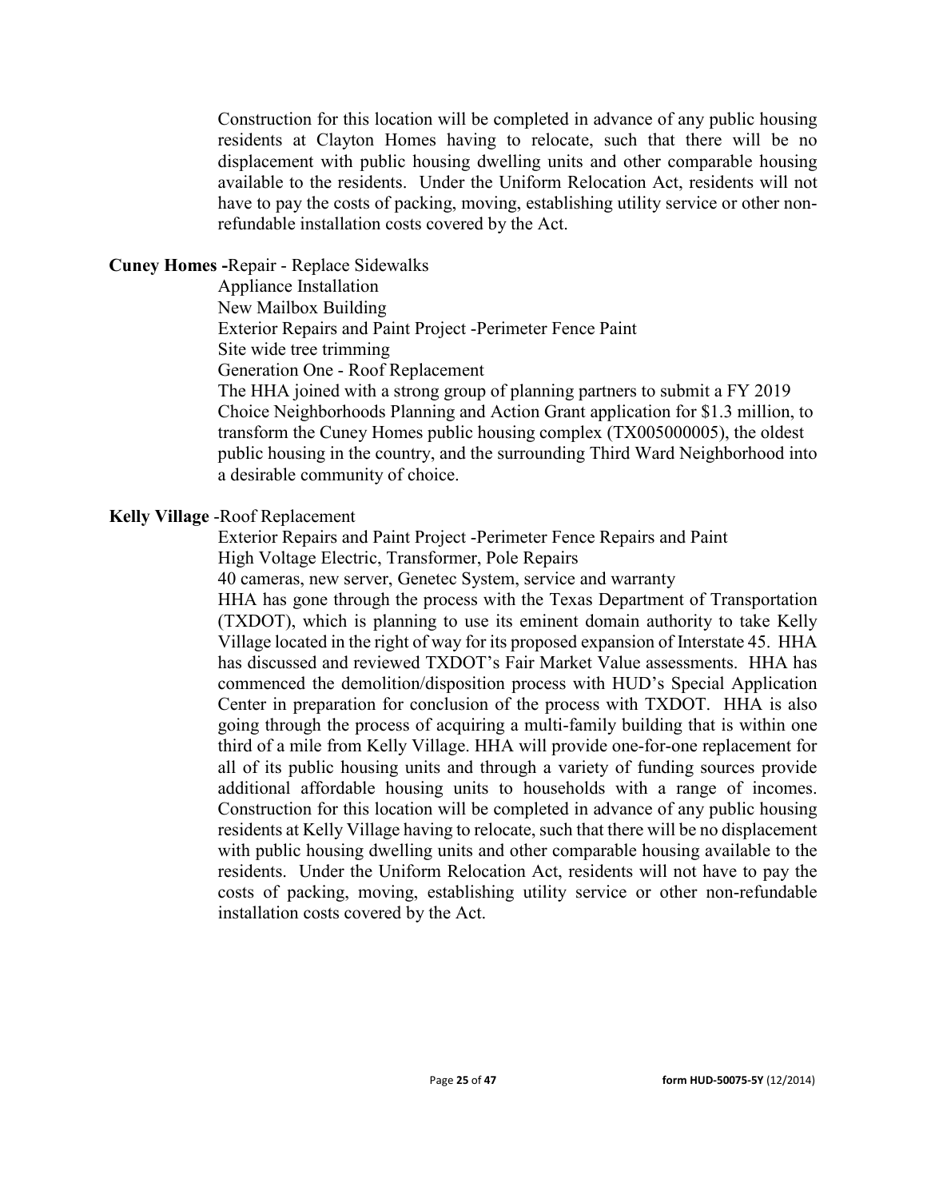Construction for this location will be completed in advance of any public housing residents at Clayton Homes having to relocate, such that there will be no displacement with public housing dwelling units and other comparable housing available to the residents. Under the Uniform Relocation Act, residents will not have to pay the costs of packing, moving, establishing utility service or other non-refundable installation costs covered by the Act.

**Cuney Homes -**Repair - Replace Sidewalks

Appliance Installation

New Mailbox Building

Exterior Repairs and Paint Project -Perimeter Fence Paint

Site wide tree trimming

Generation One - Roof Replacement

The HHA joined with a strong group of planning partners to submit a FY 2019 Choice Neighborhoods Planning and Action Grant application for $1.3 million, to transform the Cuney Homes public housing complex (TX005000005), the oldest public housing in the country, and the surrounding Third Ward Neighborhood into a desirable community of choice.

**Kelly Village** -Roof Replacement

Exterior Repairs and Paint Project -Perimeter Fence Repairs and Paint

High Voltage Electric, Transformer, Pole Repairs

40 cameras, new server, Genetec System, service and warranty

HHA has gone through the process with the Texas Department of Transportation (TXDOT), which is planning to use its eminent domain authority to take Kelly Village located in the right of way for its proposed expansion of Interstate 45. HHA has discussed and reviewed TXDOT's Fair Market Value assessments. HHA has commenced the demolition/disposition process with HUD's Special Application Center in preparation for conclusion of the process with TXDOT. HHA is also going through the process of acquiring a multi-family building that is within one third of a mile from Kelly Village. HHA will provide one-for-one replacement for all of its public housing units and through a variety of funding sources provide additional affordable housing units to households with a range of incomes. Construction for this location will be completed in advance of any public housing residents at Kelly Village having to relocate, such that there will be no displacement with public housing dwelling units and other comparable housing available to the residents. Under the Uniform Relocation Act, residents will not have to pay the costs of packing, moving, establishing utility service or other non-refundable installation costs covered by the Act.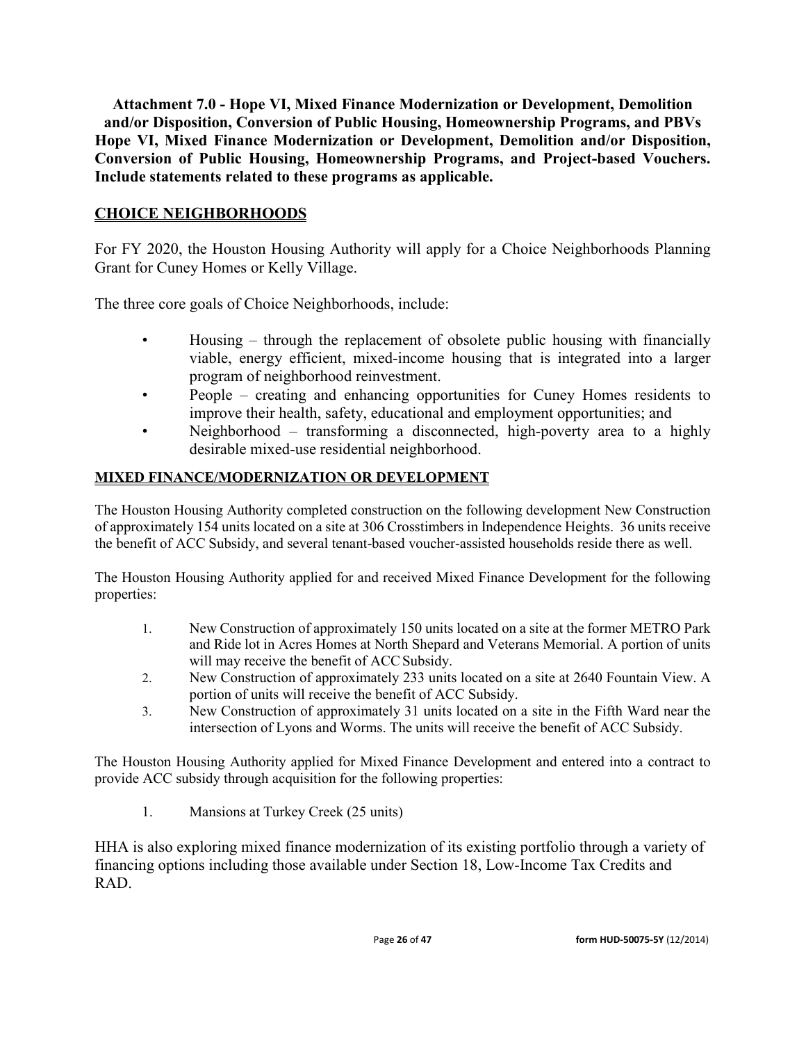**Attachment 7.0 - Hope VI, Mixed Finance Modernization or Development, Demolition and/or Disposition, Conversion of Public Housing, Homeownership Programs, and PBVs Hope VI, Mixed Finance Modernization or Development, Demolition and/or Disposition, Conversion of Public Housing, Homeownership Programs, and Project-based Vouchers. Include statements related to these programs as applicable.**

## CHOICE NEIGHBORHOODS

For FY 2020, the Houston Housing Authority will apply for a Choice Neighborhoods Planning Grant for Cuney Homes or Kelly Village.

The three core goals of Choice Neighborhoods, include:

- Housing – through the replacement of obsolete public housing with financially viable, energy efficient, mixed-income housing that is integrated into a larger program of neighborhood reinvestment.
- People – creating and enhancing opportunities for Cuney Homes residents to improve their health, safety, educational and employment opportunities; and
- Neighborhood – transforming a disconnected, high-poverty area to a highly desirable mixed-use residential neighborhood.

## MIXED FINANCE/MODERNIZATION OR DEVELOPMENT

The Houston Housing Authority completed construction on the following development New Construction of approximately 154 units located on a site at 306 Crosstimbers in Independence Heights. 36 units receive the benefit of ACC Subsidy, and several tenant-based voucher-assisted households reside there as well.

The Houston Housing Authority applied for and received Mixed Finance Development for the following properties:

1. New Construction of approximately 150 units located on a site at the former METRO Park and Ride lot in Acres Homes at North Shepard and Veterans Memorial. A portion of units will may receive the benefit of ACC Subsidy.
2. New Construction of approximately 233 units located on a site at 2640 Fountain View. A portion of units will receive the benefit of ACC Subsidy.
3. New Construction of approximately 31 units located on a site in the Fifth Ward near the intersection of Lyons and Worms. The units will receive the benefit of ACC Subsidy.

The Houston Housing Authority applied for Mixed Finance Development and entered into a contract to provide ACC subsidy through acquisition for the following properties:

1. Mansions at Turkey Creek (25 units)

HHA is also exploring mixed finance modernization of its existing portfolio through a variety of financing options including those available under Section 18, Low-Income Tax Credits and RAD.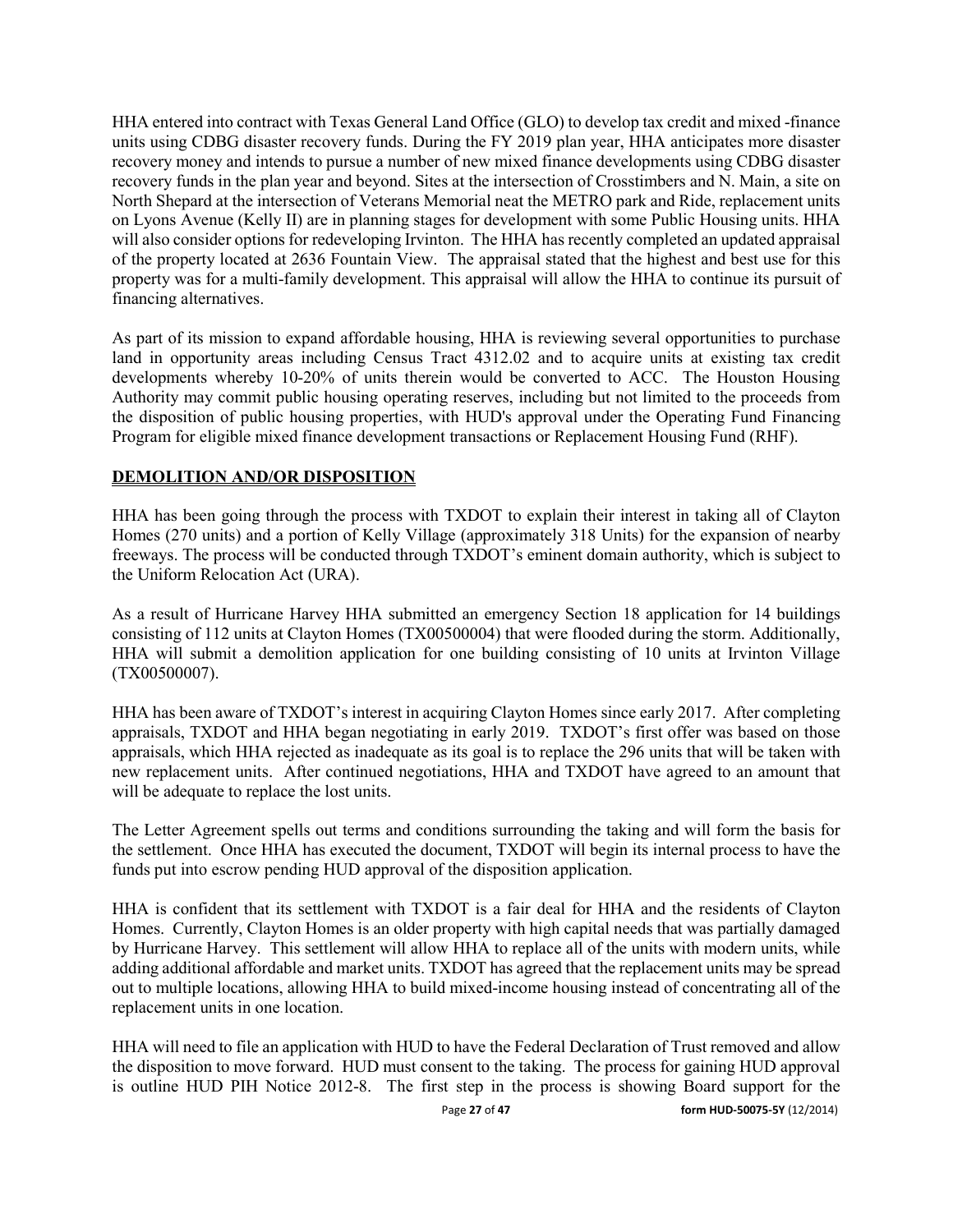HHA entered into contract with Texas General Land Office (GLO) to develop tax credit and mixed -finance units using CDBG disaster recovery funds. During the FY 2019 plan year, HHA anticipates more disaster recovery money and intends to pursue a number of new mixed finance developments using CDBG disaster recovery funds in the plan year and beyond. Sites at the intersection of Crosstimbers and N. Main, a site on North Shepard at the intersection of Veterans Memorial neat the METRO park and Ride, replacement units on Lyons Avenue (Kelly II) are in planning stages for development with some Public Housing units. HHA will also consider options for redeveloping Irvinton. The HHA has recently completed an updated appraisal of the property located at 2636 Fountain View. The appraisal stated that the highest and best use for this property was for a multi-family development. This appraisal will allow the HHA to continue its pursuit of financing alternatives.

As part of its mission to expand affordable housing, HHA is reviewing several opportunities to purchase land in opportunity areas including Census Tract 4312.02 and to acquire units at existing tax credit developments whereby 10-20% of units therein would be converted to ACC. The Houston Housing Authority may commit public housing operating reserves, including but not limited to the proceeds from the disposition of public housing properties, with HUD's approval under the Operating Fund Financing Program for eligible mixed finance development transactions or Replacement Housing Fund (RHF).

## DEMOLITION AND/OR DISPOSITION

HHA has been going through the process with TXDOT to explain their interest in taking all of Clayton Homes (270 units) and a portion of Kelly Village (approximately 318 Units) for the expansion of nearby freeways. The process will be conducted through TXDOT's eminent domain authority, which is subject to the Uniform Relocation Act (URA).

As a result of Hurricane Harvey HHA submitted an emergency Section 18 application for 14 buildings consisting of 112 units at Clayton Homes (TX00500004) that were flooded during the storm. Additionally, HHA will submit a demolition application for one building consisting of 10 units at Irvinton Village (TX00500007).

HHA has been aware of TXDOT's interest in acquiring Clayton Homes since early 2017. After completing appraisals, TXDOT and HHA began negotiating in early 2019. TXDOT's first offer was based on those appraisals, which HHA rejected as inadequate as its goal is to replace the 296 units that will be taken with new replacement units. After continued negotiations, HHA and TXDOT have agreed to an amount that will be adequate to replace the lost units.

The Letter Agreement spells out terms and conditions surrounding the taking and will form the basis for the settlement. Once HHA has executed the document, TXDOT will begin its internal process to have the funds put into escrow pending HUD approval of the disposition application.

HHA is confident that its settlement with TXDOT is a fair deal for HHA and the residents of Clayton Homes. Currently, Clayton Homes is an older property with high capital needs that was partially damaged by Hurricane Harvey. This settlement will allow HHA to replace all of the units with modern units, while adding additional affordable and market units. TXDOT has agreed that the replacement units may be spread out to multiple locations, allowing HHA to build mixed-income housing instead of concentrating all of the replacement units in one location.

HHA will need to file an application with HUD to have the Federal Declaration of Trust removed and allow the disposition to move forward. HUD must consent to the taking. The process for gaining HUD approval is outline HUD PIH Notice 2012-8. The first step in the process is showing Board support for the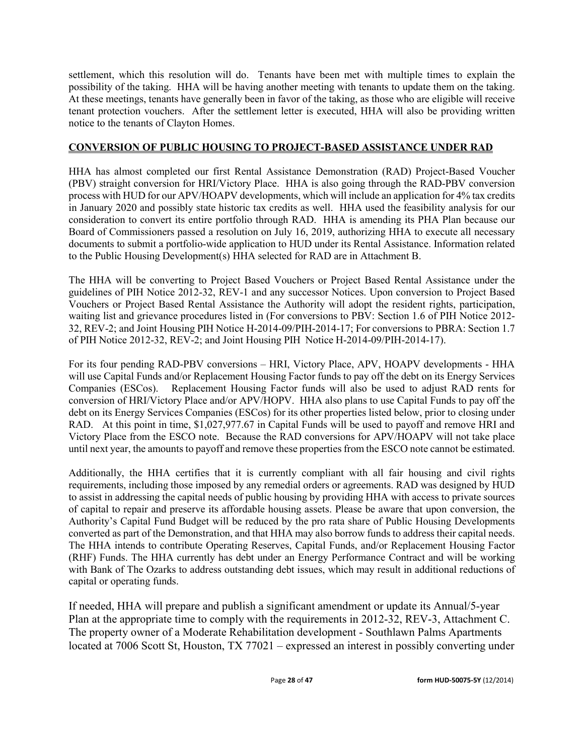settlement, which this resolution will do. Tenants have been met with multiple times to explain the possibility of the taking. HHA will be having another meeting with tenants to update them on the taking. At these meetings, tenants have generally been in favor of the taking, as those who are eligible will receive tenant protection vouchers. After the settlement letter is executed, HHA will also be providing written notice to the tenants of Clayton Homes.

**CONVERSION OF PUBLIC HOUSING TO PROJECT-BASED ASSISTANCE UNDER RAD**

HHA has almost completed our first Rental Assistance Demonstration (RAD) Project-Based Voucher (PBV) straight conversion for HRI/Victory Place. HHA is also going through the RAD-PBV conversion process with HUD for our APV/HOAPV developments, which will include an application for 4% tax credits in January 2020 and possibly state historic tax credits as well. HHA used the feasibility analysis for our consideration to convert its entire portfolio through RAD. HHA is amending its PHA Plan because our Board of Commissioners passed a resolution on July 16, 2019, authorizing HHA to execute all necessary documents to submit a portfolio-wide application to HUD under its Rental Assistance. Information related to the Public Housing Development(s) HHA selected for RAD are in Attachment B.

The HHA will be converting to Project Based Vouchers or Project Based Rental Assistance under the guidelines of PIH Notice 2012-32, REV-1 and any successor Notices. Upon conversion to Project Based Vouchers or Project Based Rental Assistance the Authority will adopt the resident rights, participation, waiting list and grievance procedures listed in (For conversions to PBV: Section 1.6 of PIH Notice 2012-32, REV-2; and Joint Housing PIH Notice H-2014-09/PIH-2014-17; For conversions to PBRA: Section 1.7 of PIH Notice 2012-32, REV-2; and Joint Housing PIH Notice H-2014-09/PIH-2014-17).

For its four pending RAD-PBV conversions – HRI, Victory Place, APV, HOAPV developments - HHA will use Capital Funds and/or Replacement Housing Factor funds to pay off the debt on its Energy Services Companies (ESCos). Replacement Housing Factor funds will also be used to adjust RAD rents for conversion of HRI/Victory Place and/or APV/HOPV. HHA also plans to use Capital Funds to pay off the debt on its Energy Services Companies (ESCos) for its other properties listed below, prior to closing under RAD. At this point in time, $1,027,977.67 in Capital Funds will be used to payoff and remove HRI and Victory Place from the ESCO note. Because the RAD conversions for APV/HOAPV will not take place until next year, the amounts to payoff and remove these properties from the ESCO note cannot be estimated.

Additionally, the HHA certifies that it is currently compliant with all fair housing and civil rights requirements, including those imposed by any remedial orders or agreements. RAD was designed by HUD to assist in addressing the capital needs of public housing by providing HHA with access to private sources of capital to repair and preserve its affordable housing assets. Please be aware that upon conversion, the Authority's Capital Fund Budget will be reduced by the pro rata share of Public Housing Developments converted as part of the Demonstration, and that HHA may also borrow funds to address their capital needs. The HHA intends to contribute Operating Reserves, Capital Funds, and/or Replacement Housing Factor (RHF) Funds. The HHA currently has debt under an Energy Performance Contract and will be working with Bank of The Ozarks to address outstanding debt issues, which may result in additional reductions of capital or operating funds.

If needed, HHA will prepare and publish a significant amendment or update its Annual/5-year Plan at the appropriate time to comply with the requirements in 2012-32, REV-3, Attachment C. The property owner of a Moderate Rehabilitation development - Southlawn Palms Apartments located at 7006 Scott St, Houston, TX 77021 – expressed an interest in possibly converting under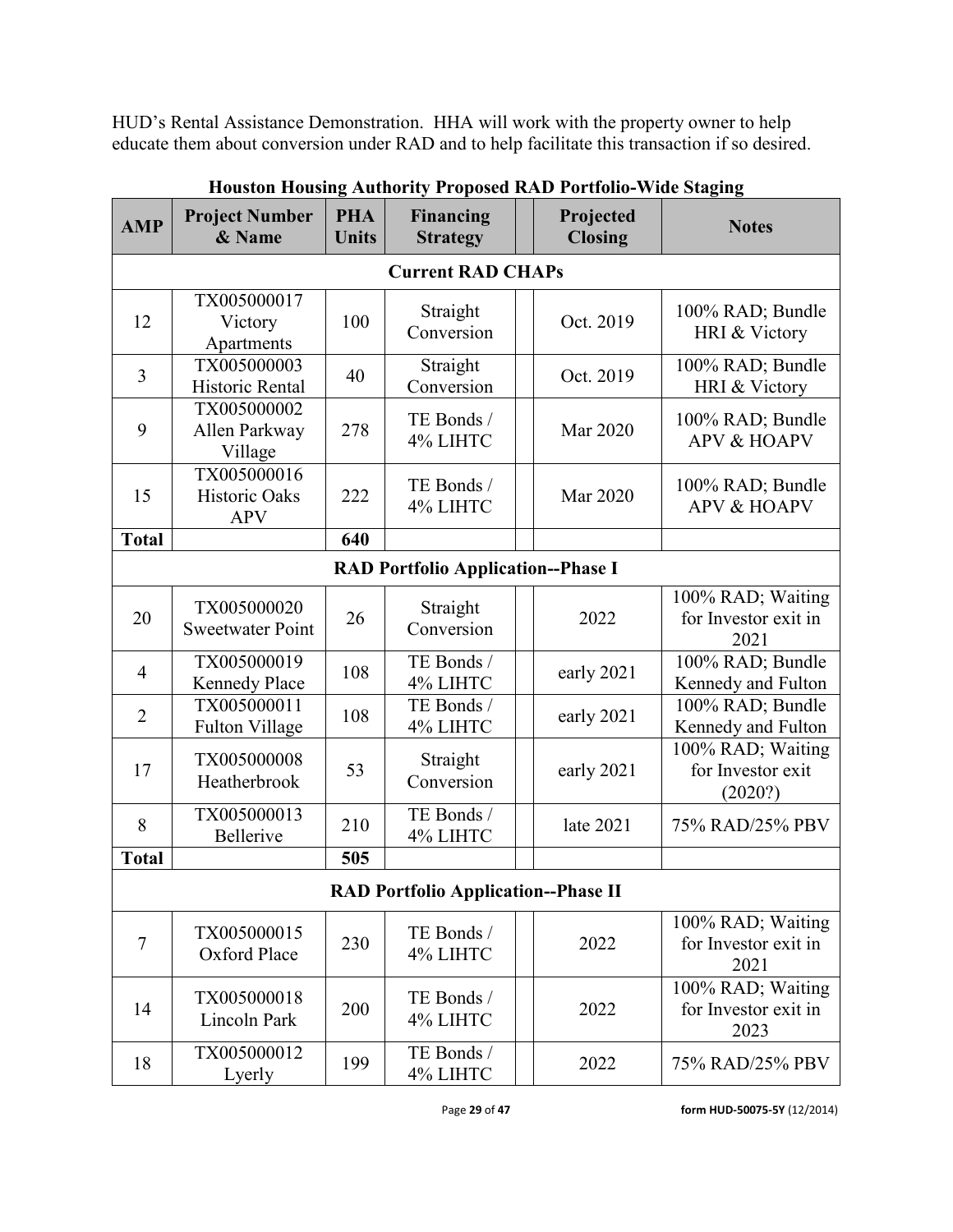HUD's Rental Assistance Demonstration. HHA will work with the property owner to help educate them about conversion under RAD and to help facilitate this transaction if so desired.

**Houston Housing Authority Proposed RAD Portfolio-Wide Staging**

| AMP | Project Number & Name | PHA Units | Financing Strategy | | Projected Closing | Notes |
|---|---|---|---|---|---|---|
| **Current RAD CHAPs** | | | | | | |
| 12 | TX005000017 Victory Apartments | 100 | Straight Conversion | | Oct. 2019 | 100% RAD; Bundle HRI & Victory |
| 3 | TX005000003 Historic Rental | 40 | Straight Conversion | | Oct. 2019 | 100% RAD; Bundle HRI & Victory |
| 9 | TX005000002 Allen Parkway Village | 278 | TE Bonds / 4% LIHTC | | Mar 2020 | 100% RAD; Bundle APV & HOAPV |
| 15 | TX005000016 Historic Oaks APV | 222 | TE Bonds / 4% LIHTC | | Mar 2020 | 100% RAD; Bundle APV & HOAPV |
| **Total** | | **640** | | | | |
| **RAD Portfolio Application--Phase I** | | | | | | |
| 20 | TX005000020 Sweetwater Point | 26 | Straight Conversion | | 2022 | 100% RAD; Waiting for Investor exit in 2021 |
| 4 | TX005000019 Kennedy Place | 108 | TE Bonds / 4% LIHTC | | early 2021 | 100% RAD; Bundle Kennedy and Fulton |
| 2 | TX005000011 Fulton Village | 108 | TE Bonds / 4% LIHTC | | early 2021 | 100% RAD; Bundle Kennedy and Fulton |
| 17 | TX005000008 Heatherbrook | 53 | Straight Conversion | | early 2021 | 100% RAD; Waiting for Investor exit (2020?) |
| 8 | TX005000013 Bellerive | 210 | TE Bonds / 4% LIHTC | | late 2021 | 75% RAD/25% PBV |
| **Total** | | **505** | | | | |
| **RAD Portfolio Application--Phase II** | | | | | | |
| 7 | TX005000015 Oxford Place | 230 | TE Bonds / 4% LIHTC | | 2022 | 100% RAD; Waiting for Investor exit in 2021 |
| 14 | TX005000018 Lincoln Park | 200 | TE Bonds / 4% LIHTC | | 2022 | 100% RAD; Waiting for Investor exit in 2023 |
| 18 | TX005000012 Lyerly | 199 | TE Bonds / 4% LIHTC | | 2022 | 75% RAD/25% PBV |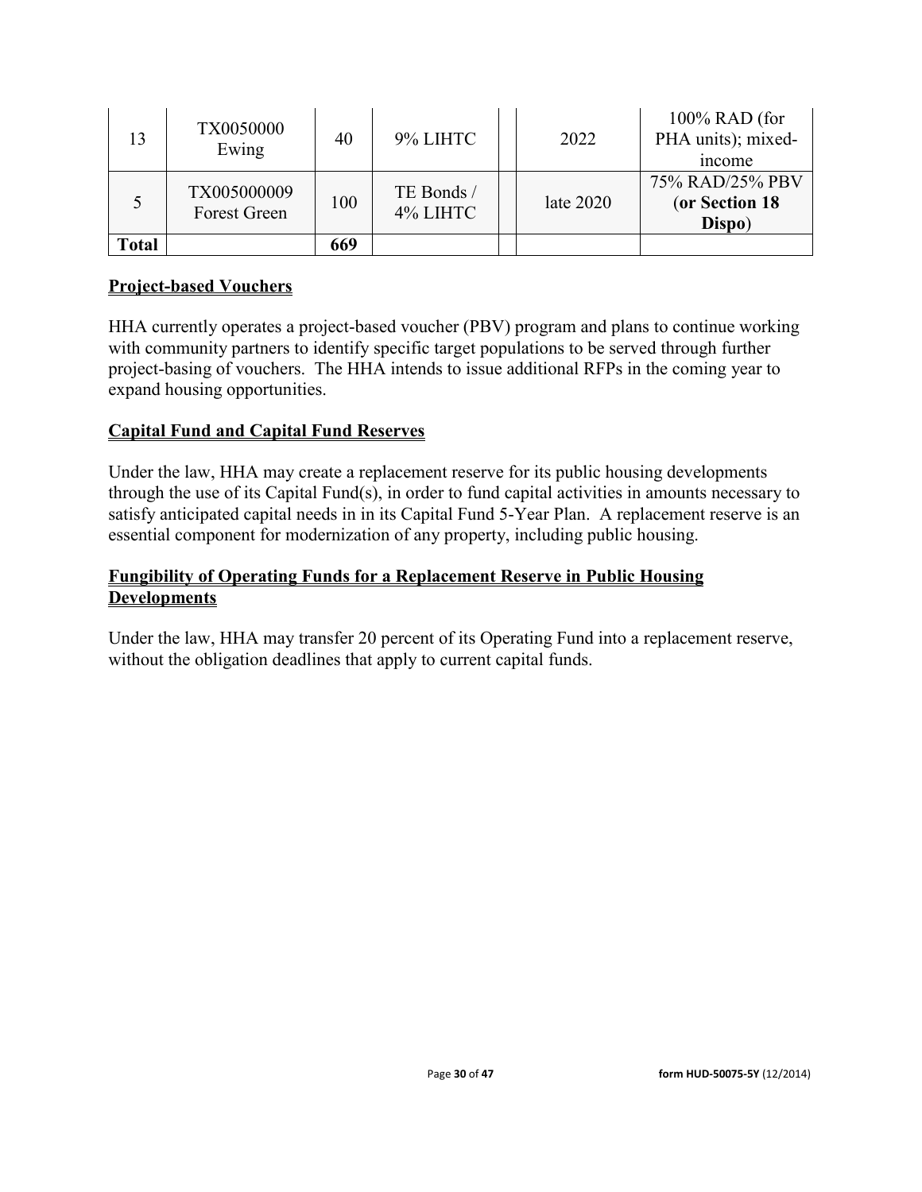| 13 | TX0050000 Ewing | 40 | 9% LIHTC | | 2022 | 100% RAD (for PHA units); mixed-income |
|---|---|---|---|---|---|---|
| 5 | TX005000009 Forest Green | 100 | TE Bonds / 4% LIHTC | | late 2020 | 75% RAD/25% PBV (**or Section 18 Dispo**) |
| **Total** | | **669** | | | | |

**Project-based Vouchers**

HHA currently operates a project-based voucher (PBV) program and plans to continue working with community partners to identify specific target populations to be served through further project-basing of vouchers. The HHA intends to issue additional RFPs in the coming year to expand housing opportunities.

**Capital Fund and Capital Fund Reserves**

Under the law, HHA may create a replacement reserve for its public housing developments through the use of its Capital Fund(s), in order to fund capital activities in amounts necessary to satisfy anticipated capital needs in in its Capital Fund 5-Year Plan. A replacement reserve is an essential component for modernization of any property, including public housing.

**Fungibility of Operating Funds for a Replacement Reserve in Public Housing Developments**

Under the law, HHA may transfer 20 percent of its Operating Fund into a replacement reserve, without the obligation deadlines that apply to current capital funds.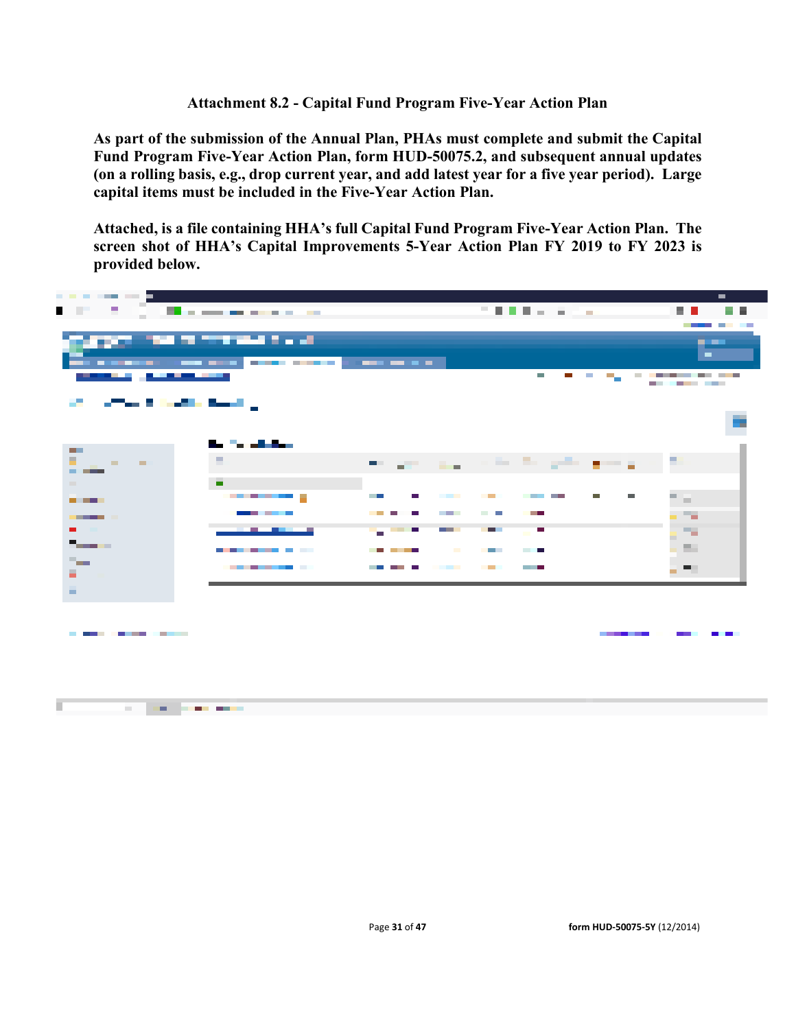**Attachment 8.2 - Capital Fund Program Five-Year Action Plan**

**As part of the submission of the Annual Plan, PHAs must complete and submit the Capital Fund Program Five-Year Action Plan, form HUD-50075.2, and subsequent annual updates (on a rolling basis, e.g., drop current year, and add latest year for a five year period). Large capital items must be included in the Five-Year Action Plan.**

**Attached, is a file containing HHA's full Capital Fund Program Five-Year Action Plan. The screen shot of HHA's Capital Improvements 5-Year Action Plan FY 2019 to FY 2023 is provided below.**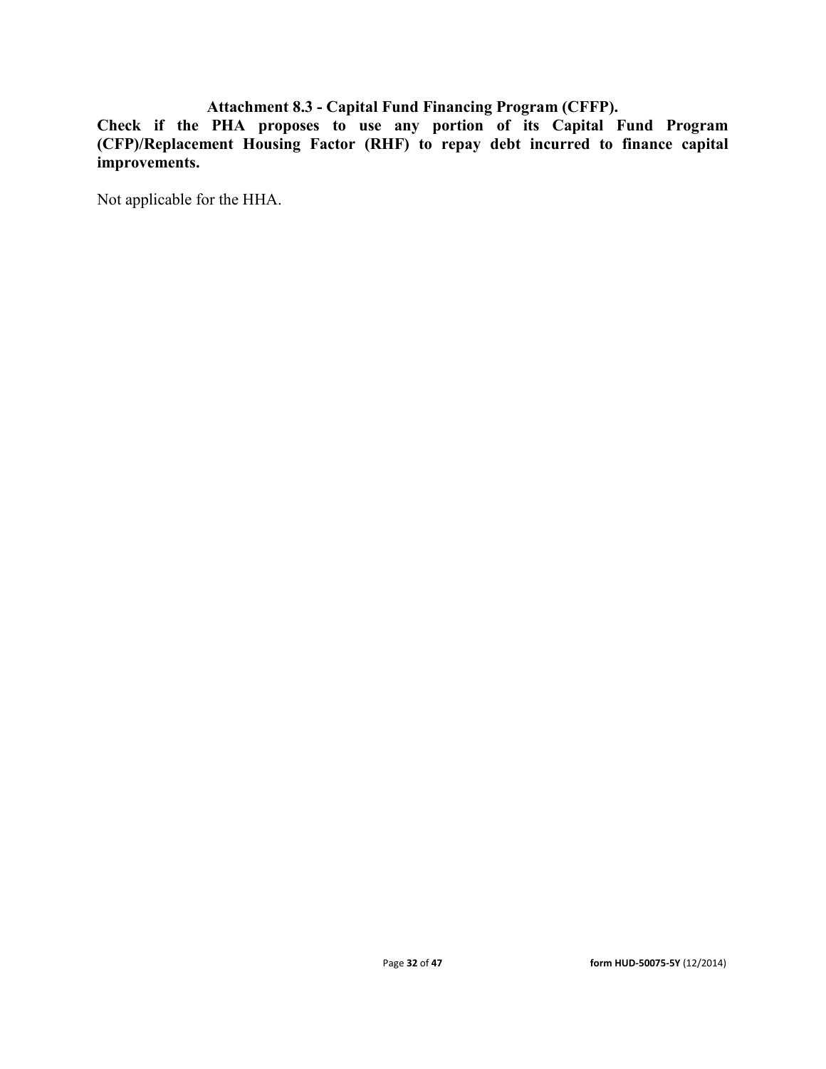### Attachment 8.3 - Capital Fund Financing Program (CFFP).

**Check if the PHA proposes to use any portion of its Capital Fund Program (CFP)/Replacement Housing Factor (RHF) to repay debt incurred to finance capital improvements.**

Not applicable for the HHA.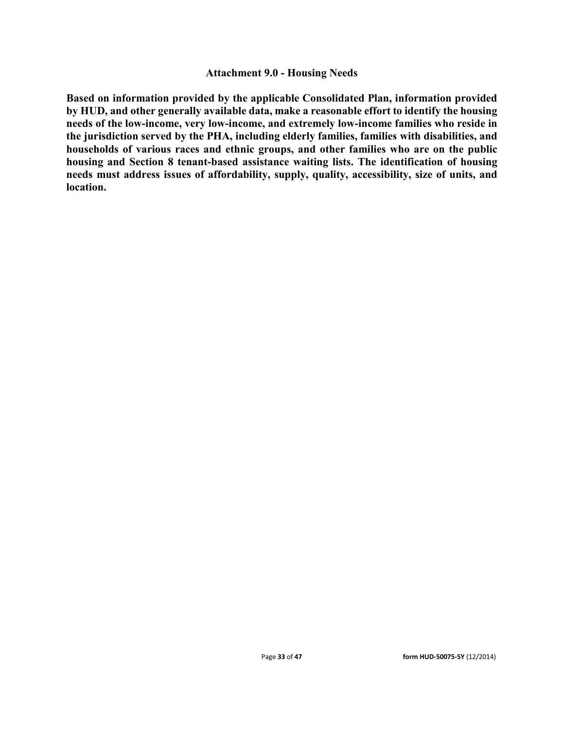## Attachment 9.0 - Housing Needs

**Based on information provided by the applicable Consolidated Plan, information provided by HUD, and other generally available data, make a reasonable effort to identify the housing needs of the low-income, very low-income, and extremely low-income families who reside in the jurisdiction served by the PHA, including elderly families, families with disabilities, and households of various races and ethnic groups, and other families who are on the public housing and Section 8 tenant-based assistance waiting lists. The identification of housing needs must address issues of affordability, supply, quality, accessibility, size of units, and location.**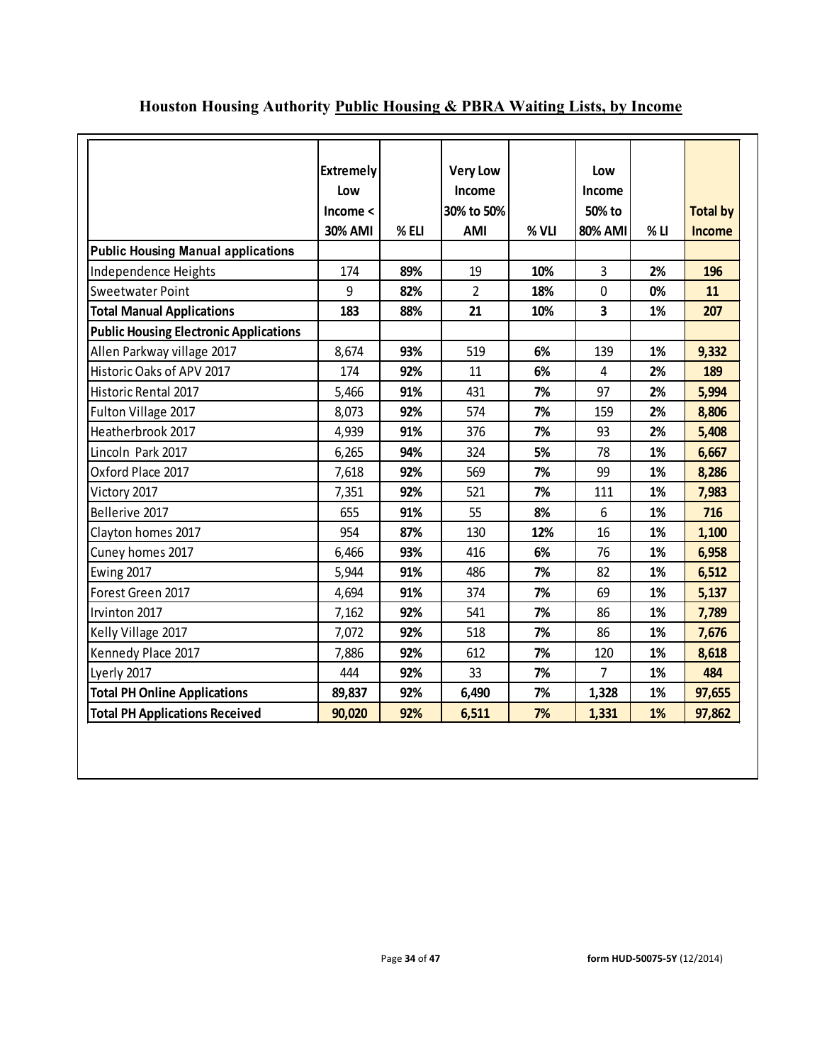## Houston Housing Authority Public Housing & PBRA Waiting Lists, by Income

| | Extremely Low Income < 30% AMI | % ELI | Very Low Income 30% to 50% AMI | % VLI | Low Income 50% to 80% AMI | % LI | Total by Income |
|---|---|---|---|---|---|---|---|
| **Public Housing Manual applications** | | | | | | | |
| Independence Heights | 174 | **89%** | 19 | **10%** | 3 | **2%** | **196** |
| Sweetwater Point | 9 | **82%** | 2 | **18%** | 0 | **0%** | **11** |
| **Total Manual Applications** | **183** | **88%** | **21** | **10%** | **3** | **1%** | **207** |
| **Public Housing Electronic Applications** | | | | | | | |
| Allen Parkway village 2017 | 8,674 | **93%** | 519 | **6%** | 139 | **1%** | **9,332** |
| Historic Oaks of APV 2017 | 174 | **92%** | 11 | **6%** | 4 | **2%** | **189** |
| Historic Rental 2017 | 5,466 | **91%** | 431 | **7%** | 97 | **2%** | **5,994** |
| Fulton Village 2017 | 8,073 | **92%** | 574 | **7%** | 159 | **2%** | **8,806** |
| Heatherbrook 2017 | 4,939 | **91%** | 376 | **7%** | 93 | **2%** | **5,408** |
| Lincoln Park 2017 | 6,265 | **94%** | 324 | **5%** | 78 | **1%** | **6,667** |
| Oxford Place 2017 | 7,618 | **92%** | 569 | **7%** | 99 | **1%** | **8,286** |
| Victory 2017 | 7,351 | **92%** | 521 | **7%** | 111 | **1%** | **7,983** |
| Bellerive 2017 | 655 | **91%** | 55 | **8%** | 6 | **1%** | **716** |
| Clayton homes 2017 | 954 | **87%** | 130 | **12%** | 16 | **1%** | **1,100** |
| Cuney homes 2017 | 6,466 | **93%** | 416 | **6%** | 76 | **1%** | **6,958** |
| Ewing 2017 | 5,944 | **91%** | 486 | **7%** | 82 | **1%** | **6,512** |
| Forest Green 2017 | 4,694 | **91%** | 374 | **7%** | 69 | **1%** | **5,137** |
| Irvinton 2017 | 7,162 | **92%** | 541 | **7%** | 86 | **1%** | **7,789** |
| Kelly Village 2017 | 7,072 | **92%** | 518 | **7%** | 86 | **1%** | **7,676** |
| Kennedy Place 2017 | 7,886 | **92%** | 612 | **7%** | 120 | **1%** | **8,618** |
| Lyerly 2017 | 444 | **92%** | 33 | **7%** | 7 | **1%** | **484** |
| **Total PH Online Applications** | **89,837** | **92%** | **6,490** | **7%** | **1,328** | **1%** | **97,655** |
| **Total PH Applications Received** | **90,020** | **92%** | **6,511** | **7%** | **1,331** | **1%** | **97,862** |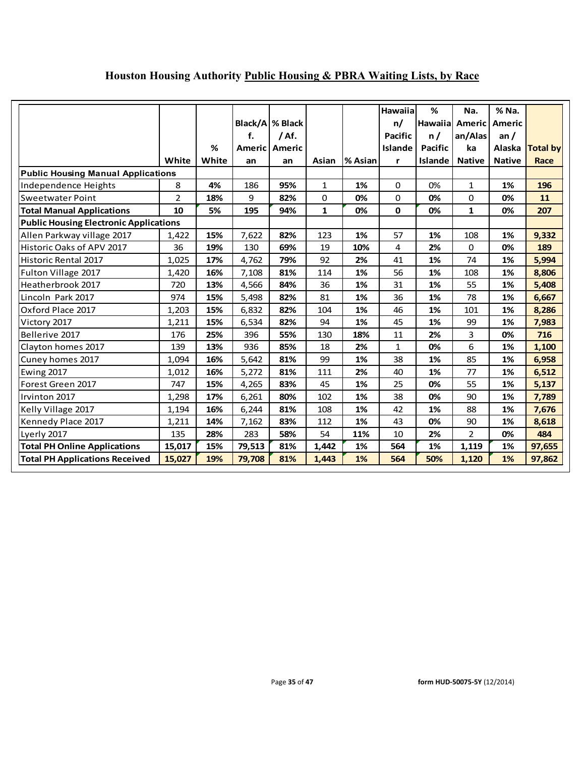# Houston Housing Authority Public Housing & PBRA Waiting Lists, by Race

| | White | % White | Black/Af. American | % Black / Af. American | Asian | % Asian | Hawaiian/ Pacific Islander | % Hawaiian / Pacific Islander | Na. American/Alaska Native | % Na. American / Alaska Native | Total by Race |
|---|---|---|---|---|---|---|---|---|---|---|---|
| **Public Housing Manual Applications** | | | | | | | | | | | |
| Independence Heights | 8 | **4%** | 186 | **95%** | 1 | **1%** | 0 | 0% | 1 | **1%** | **196** |
| Sweetwater Point | 2 | **18%** | 9 | **82%** | 0 | **0%** | 0 | **0%** | 0 | **0%** | **11** |
| **Total Manual Applications** | **10** | **5%** | **195** | **94%** | **1** | **0%** | **0** | **0%** | **1** | **0%** | **207** |
| **Public Housing Electronic Applications** | | | | | | | | | | | |
| Allen Parkway village 2017 | 1,422 | **15%** | 7,622 | **82%** | 123 | **1%** | 57 | **1%** | 108 | **1%** | **9,332** |
| Historic Oaks of APV 2017 | 36 | **19%** | 130 | **69%** | 19 | **10%** | 4 | **2%** | 0 | **0%** | **189** |
| Historic Rental 2017 | 1,025 | **17%** | 4,762 | **79%** | 92 | **2%** | 41 | **1%** | 74 | **1%** | **5,994** |
| Fulton Village 2017 | 1,420 | **16%** | 7,108 | **81%** | 114 | **1%** | 56 | **1%** | 108 | **1%** | **8,806** |
| Heatherbrook 2017 | 720 | **13%** | 4,566 | **84%** | 36 | **1%** | 31 | **1%** | 55 | **1%** | **5,408** |
| Lincoln Park 2017 | 974 | **15%** | 5,498 | **82%** | 81 | **1%** | 36 | **1%** | 78 | **1%** | **6,667** |
| Oxford Place 2017 | 1,203 | **15%** | 6,832 | **82%** | 104 | **1%** | 46 | **1%** | 101 | **1%** | **8,286** |
| Victory 2017 | 1,211 | **15%** | 6,534 | **82%** | 94 | **1%** | 45 | **1%** | 99 | **1%** | **7,983** |
| Bellerive 2017 | 176 | **25%** | 396 | **55%** | 130 | **18%** | 11 | **2%** | 3 | **0%** | **716** |
| Clayton homes 2017 | 139 | **13%** | 936 | **85%** | 18 | **2%** | 1 | **0%** | 6 | **1%** | **1,100** |
| Cuney homes 2017 | 1,094 | **16%** | 5,642 | **81%** | 99 | **1%** | 38 | **1%** | 85 | **1%** | **6,958** |
| Ewing 2017 | 1,012 | **16%** | 5,272 | **81%** | 111 | **2%** | 40 | **1%** | 77 | **1%** | **6,512** |
| Forest Green 2017 | 747 | **15%** | 4,265 | **83%** | 45 | **1%** | 25 | **0%** | 55 | **1%** | **5,137** |
| Irvinton 2017 | 1,298 | **17%** | 6,261 | **80%** | 102 | **1%** | 38 | **0%** | 90 | **1%** | **7,789** |
| Kelly Village 2017 | 1,194 | **16%** | 6,244 | **81%** | 108 | **1%** | 42 | **1%** | 88 | **1%** | **7,676** |
| Kennedy Place 2017 | 1,211 | **14%** | 7,162 | **83%** | 112 | **1%** | 43 | **0%** | 90 | **1%** | **8,618** |
| Lyerly 2017 | 135 | **28%** | 283 | **58%** | 54 | **11%** | 10 | **2%** | 2 | **0%** | **484** |
| **Total PH Online Applications** | **15,017** | **15%** | **79,513** | **81%** | **1,442** | **1%** | **564** | **1%** | **1,119** | **1%** | **97,655** |
| **Total PH Applications Received** | **15,027** | **19%** | **79,708** | **81%** | **1,443** | **1%** | **564** | **50%** | **1,120** | **1%** | **97,862** |

form HUD-50075-5Y (12/2014)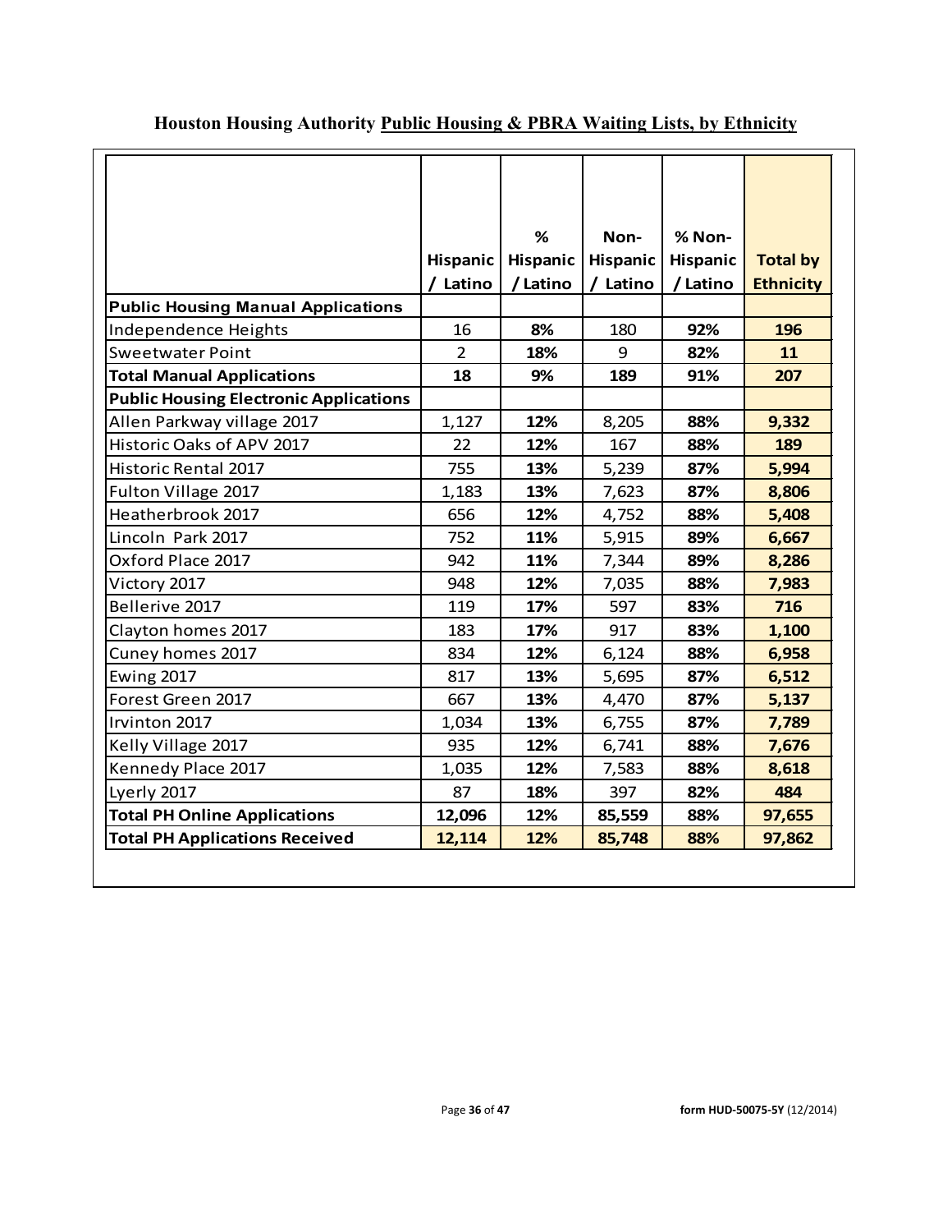## Houston Housing Authority Public Housing & PBRA Waiting Lists, by Ethnicity

| | Hispanic / Latino | % Hispanic / Latino | Non-Hispanic / Latino | % Non-Hispanic / Latino | Total by Ethnicity |
|---|---|---|---|---|---|
| **Public Housing Manual Applications** | | | | | |
| Independence Heights | 16 | **8%** | 180 | **92%** | **196** |
| Sweetwater Point | 2 | **18%** | 9 | **82%** | **11** |
| **Total Manual Applications** | **18** | **9%** | **189** | **91%** | **207** |
| **Public Housing Electronic Applications** | | | | | |
| Allen Parkway village 2017 | 1,127 | **12%** | 8,205 | **88%** | **9,332** |
| Historic Oaks of APV 2017 | 22 | **12%** | 167 | **88%** | **189** |
| Historic Rental 2017 | 755 | **13%** | 5,239 | **87%** | **5,994** |
| Fulton Village 2017 | 1,183 | **13%** | 7,623 | **87%** | **8,806** |
| Heatherbrook 2017 | 656 | **12%** | 4,752 | **88%** | **5,408** |
| Lincoln Park 2017 | 752 | **11%** | 5,915 | **89%** | **6,667** |
| Oxford Place 2017 | 942 | **11%** | 7,344 | **89%** | **8,286** |
| Victory 2017 | 948 | **12%** | 7,035 | **88%** | **7,983** |
| Bellerive 2017 | 119 | **17%** | 597 | **83%** | **716** |
| Clayton homes 2017 | 183 | **17%** | 917 | **83%** | **1,100** |
| Cuney homes 2017 | 834 | **12%** | 6,124 | **88%** | **6,958** |
| Ewing 2017 | 817 | **13%** | 5,695 | **87%** | **6,512** |
| Forest Green 2017 | 667 | **13%** | 4,470 | **87%** | **5,137** |
| Irvinton 2017 | 1,034 | **13%** | 6,755 | **87%** | **7,789** |
| Kelly Village 2017 | 935 | **12%** | 6,741 | **88%** | **7,676** |
| Kennedy Place 2017 | 1,035 | **12%** | 7,583 | **88%** | **8,618** |
| Lyerly 2017 | 87 | **18%** | 397 | **82%** | **484** |
| **Total PH Online Applications** | **12,096** | 12% | **85,559** | 88% | **97,655** |
| **Total PH Applications Received** | **12,114** | **12%** | **85,748** | **88%** | **97,862** |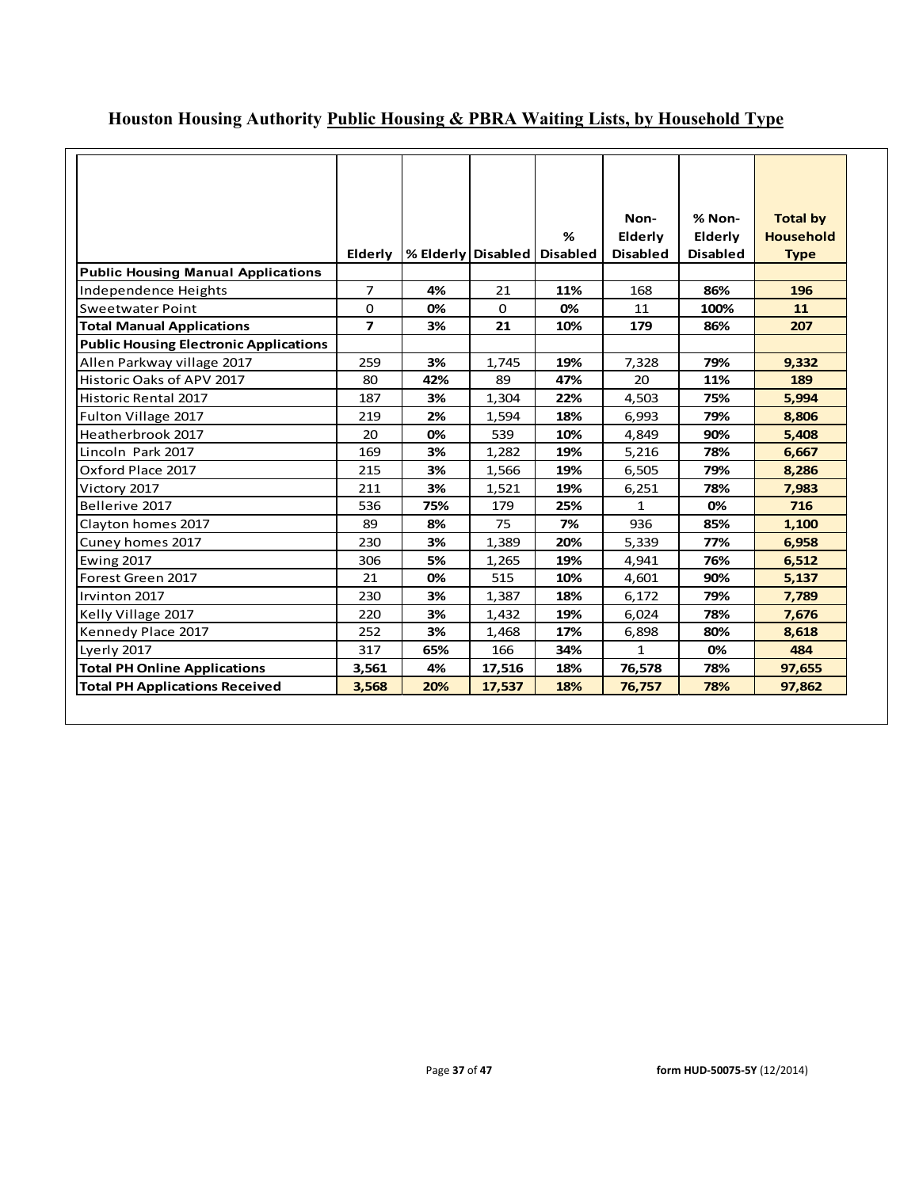## Houston Housing Authority Public Housing & PBRA Waiting Lists, by Household Type

| | Elderly | % Elderly | Disabled | % Disabled | Non-Elderly Disabled | % Non-Elderly Disabled | Total by Household Type |
|---|---|---|---|---|---|---|---|
| **Public Housing Manual Applications** | | | | | | | |
| Independence Heights | 7 | **4%** | 21 | **11%** | 168 | **86%** | **196** |
| Sweetwater Point | 0 | **0%** | 0 | **0%** | 11 | **100%** | **11** |
| **Total Manual Applications** | **7** | **3%** | **21** | **10%** | **179** | **86%** | **207** |
| **Public Housing Electronic Applications** | | | | | | | |
| Allen Parkway village 2017 | 259 | **3%** | 1,745 | **19%** | 7,328 | **79%** | **9,332** |
| Historic Oaks of APV 2017 | 80 | **42%** | 89 | **47%** | 20 | **11%** | **189** |
| Historic Rental 2017 | 187 | **3%** | 1,304 | **22%** | 4,503 | **75%** | **5,994** |
| Fulton Village 2017 | 219 | **2%** | 1,594 | **18%** | 6,993 | **79%** | **8,806** |
| Heatherbrook 2017 | 20 | **0%** | 539 | **10%** | 4,849 | **90%** | **5,408** |
| Lincoln Park 2017 | 169 | **3%** | 1,282 | **19%** | 5,216 | **78%** | **6,667** |
| Oxford Place 2017 | 215 | **3%** | 1,566 | **19%** | 6,505 | **79%** | **8,286** |
| Victory 2017 | 211 | **3%** | 1,521 | **19%** | 6,251 | **78%** | **7,983** |
| Bellerive 2017 | 536 | **75%** | 179 | **25%** | 1 | **0%** | **716** |
| Clayton homes 2017 | 89 | **8%** | 75 | **7%** | 936 | **85%** | **1,100** |
| Cuney homes 2017 | 230 | **3%** | 1,389 | **20%** | 5,339 | **77%** | **6,958** |
| Ewing 2017 | 306 | **5%** | 1,265 | **19%** | 4,941 | **76%** | **6,512** |
| Forest Green 2017 | 21 | **0%** | 515 | **10%** | 4,601 | **90%** | **5,137** |
| Irvinton 2017 | 230 | **3%** | 1,387 | **18%** | 6,172 | **79%** | **7,789** |
| Kelly Village 2017 | 220 | **3%** | 1,432 | **19%** | 6,024 | **78%** | **7,676** |
| Kennedy Place 2017 | 252 | **3%** | 1,468 | **17%** | 6,898 | **80%** | **8,618** |
| Lyerly 2017 | 317 | **65%** | 166 | **34%** | 1 | **0%** | **484** |
| **Total PH Online Applications** | **3,561** | **4%** | **17,516** | **18%** | **76,578** | **78%** | **97,655** |
| **Total PH Applications Received** | **3,568** | **20%** | **17,537** | **18%** | **76,757** | **78%** | **97,862** |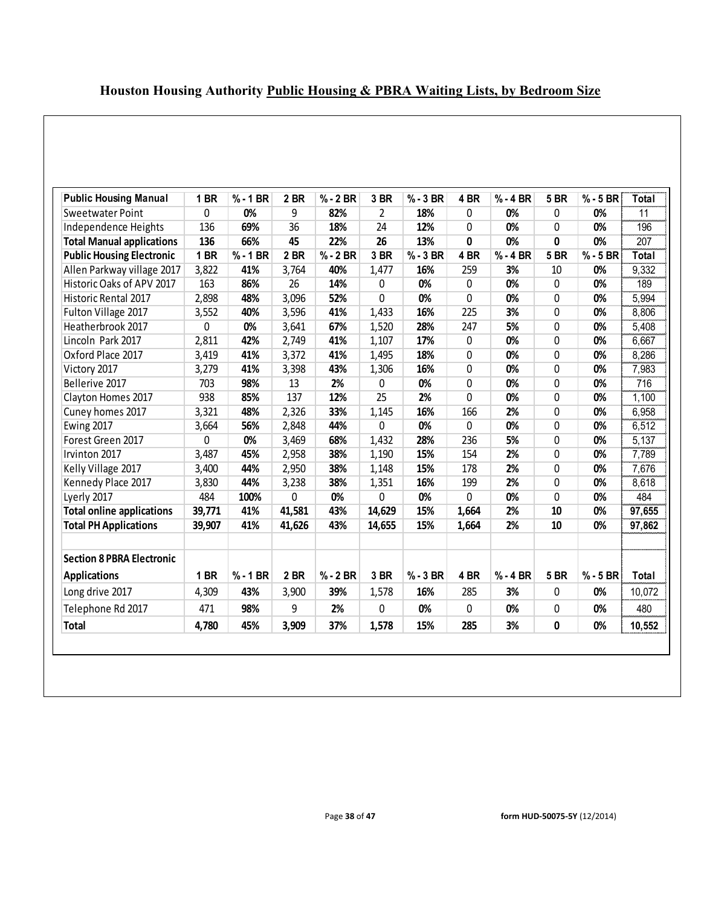# Houston Housing Authority Public Housing & PBRA Waiting Lists, by Bedroom Size

| Public Housing Manual | 1 BR | % - 1 BR | 2 BR | % - 2 BR | 3 BR | % - 3 BR | 4 BR | % - 4 BR | 5 BR | % - 5 BR | Total |
|---|---|---|---|---|---|---|---|---|---|---|---|
| Sweetwater Point | 0 | **0%** | 9 | **82%** | 2 | **18%** | 0 | **0%** | 0 | **0%** | 11 |
| Independence Heights | 136 | **69%** | 36 | **18%** | 24 | **12%** | 0 | **0%** | 0 | **0%** | 196 |
| **Total Manual applications** | **136** | **66%** | **45** | **22%** | **26** | **13%** | **0** | **0%** | **0** | **0%** | 207 |
| **Public Housing Electronic** | **1 BR** | **% - 1 BR** | **2 BR** | **% - 2 BR** | **3 BR** | **% - 3 BR** | **4 BR** | **% - 4 BR** | **5 BR** | **% - 5 BR** | **Total** |
| Allen Parkway village 2017 | 3,822 | **41%** | 3,764 | **40%** | 1,477 | **16%** | 259 | **3%** | 10 | **0%** | 9,332 |
| Historic Oaks of APV 2017 | 163 | **86%** | 26 | **14%** | 0 | **0%** | 0 | **0%** | 0 | **0%** | 189 |
| Historic Rental 2017 | 2,898 | **48%** | 3,096 | **52%** | 0 | **0%** | 0 | **0%** | 0 | **0%** | 5,994 |
| Fulton Village 2017 | 3,552 | **40%** | 3,596 | **41%** | 1,433 | **16%** | 225 | **3%** | 0 | **0%** | 8,806 |
| Heatherbrook 2017 | 0 | **0%** | 3,641 | **67%** | 1,520 | **28%** | 247 | **5%** | 0 | **0%** | 5,408 |
| Lincoln Park 2017 | 2,811 | **42%** | 2,749 | **41%** | 1,107 | **17%** | 0 | **0%** | 0 | **0%** | 6,667 |
| Oxford Place 2017 | 3,419 | **41%** | 3,372 | **41%** | 1,495 | **18%** | 0 | **0%** | 0 | **0%** | 8,286 |
| Victory 2017 | 3,279 | **41%** | 3,398 | **43%** | 1,306 | **16%** | 0 | **0%** | 0 | **0%** | 7,983 |
| Bellerive 2017 | 703 | **98%** | 13 | **2%** | 0 | **0%** | 0 | **0%** | 0 | **0%** | 716 |
| Clayton Homes 2017 | 938 | **85%** | 137 | **12%** | 25 | **2%** | 0 | **0%** | 0 | **0%** | 1,100 |
| Cuney homes 2017 | 3,321 | **48%** | 2,326 | **33%** | 1,145 | **16%** | 166 | **2%** | 0 | **0%** | 6,958 |
| Ewing 2017 | 3,664 | **56%** | 2,848 | **44%** | 0 | **0%** | 0 | **0%** | 0 | **0%** | 6,512 |
| Forest Green 2017 | 0 | **0%** | 3,469 | **68%** | 1,432 | **28%** | 236 | **5%** | 0 | **0%** | 5,137 |
| Irvinton 2017 | 3,487 | **45%** | 2,958 | **38%** | 1,190 | **15%** | 154 | **2%** | 0 | **0%** | 7,789 |
| Kelly Village 2017 | 3,400 | **44%** | 2,950 | **38%** | 1,148 | **15%** | 178 | **2%** | 0 | **0%** | 7,676 |
| Kennedy Place 2017 | 3,830 | **44%** | 3,238 | **38%** | 1,351 | **16%** | 199 | **2%** | 0 | **0%** | 8,618 |
| Lyerly 2017 | 484 | **100%** | 0 | **0%** | 0 | **0%** | 0 | **0%** | 0 | **0%** | 484 |
| **Total online applications** | **39,771** | **41%** | **41,581** | **43%** | **14,629** | **15%** | **1,664** | **2%** | **10** | **0%** | **97,655** |
| **Total PH Applications** | **39,907** | **41%** | **41,626** | **43%** | **14,655** | **15%** | **1,664** | **2%** | **10** | **0%** | **97,862** |
| | | | | | | | | | | | |
| **Section 8 PBRA Electronic Applications** | **1 BR** | **% - 1 BR** | **2 BR** | **% - 2 BR** | **3 BR** | **% - 3 BR** | **4 BR** | **% - 4 BR** | **5 BR** | **% - 5 BR** | **Total** |
| Long drive 2017 | 4,309 | **43%** | 3,900 | **39%** | 1,578 | **16%** | 285 | **3%** | 0 | **0%** | 10,072 |
| Telephone Rd 2017 | 471 | **98%** | 9 | **2%** | 0 | **0%** | 0 | **0%** | 0 | **0%** | 480 |
| **Total** | **4,780** | **45%** | **3,909** | **37%** | **1,578** | **15%** | **285** | **3%** | **0** | **0%** | **10,552** |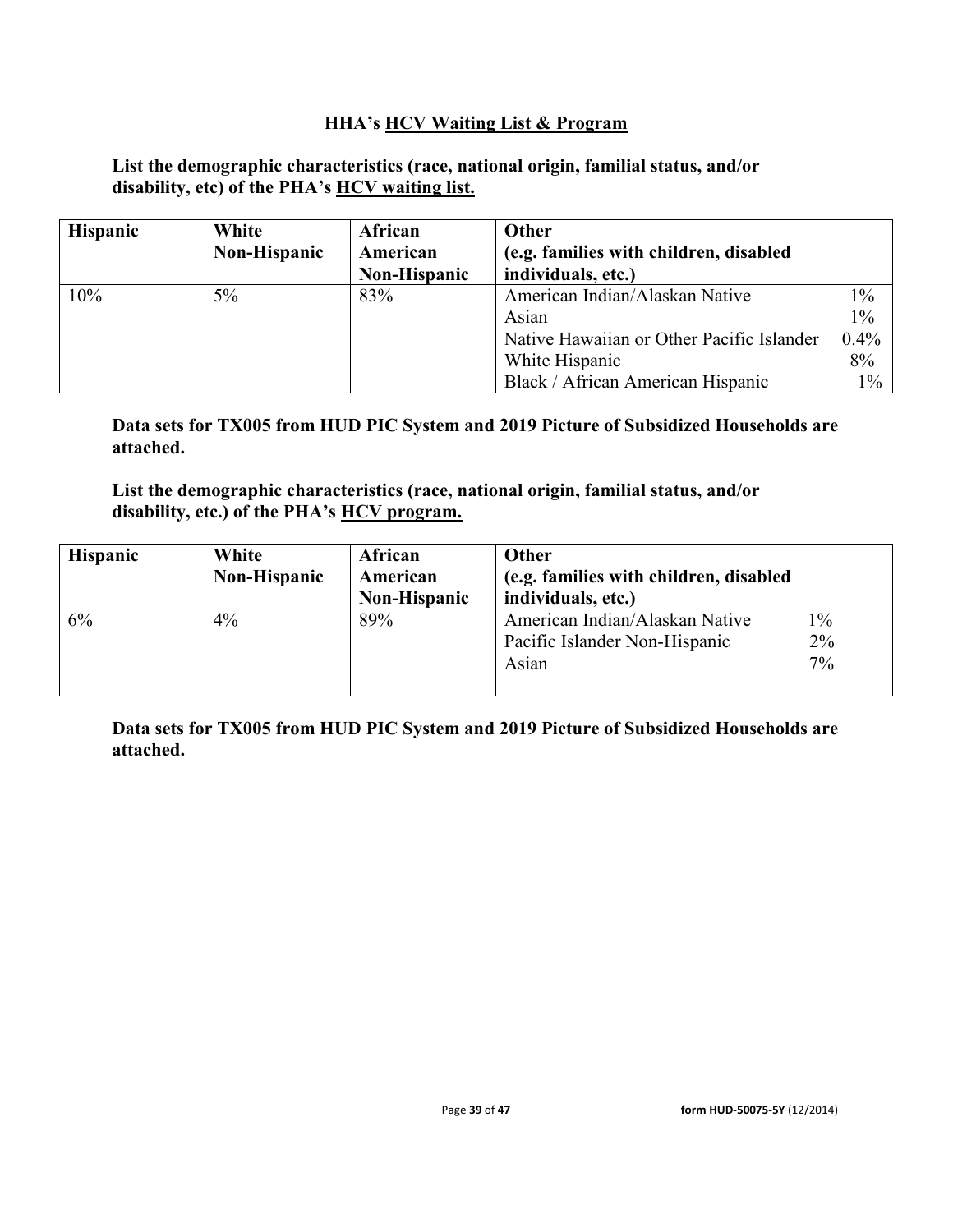## HHA's HCV Waiting List & Program

**List the demographic characteristics (race, national origin, familial status, and/or disability, etc) of the PHA's HCV waiting list.**

| Hispanic | White Non-Hispanic | African American Non-Hispanic | Other (e.g. families with children, disabled individuals, etc.) | |
|---|---|---|---|---|
| 10% | 5% | 83% | American Indian/Alaskan Native | 1% |
| | | | Asian | 1% |
| | | | Native Hawaiian or Other Pacific Islander | 0.4% |
| | | | White Hispanic | 8% |
| | | | Black / African American Hispanic | 1% |

**Data sets for TX005 from HUD PIC System and 2019 Picture of Subsidized Households are attached.**

**List the demographic characteristics (race, national origin, familial status, and/or disability, etc.) of the PHA's HCV program.**

| Hispanic | White Non-Hispanic | African American Non-Hispanic | Other (e.g. families with children, disabled individuals, etc.) | |
|---|---|---|---|---|
| 6% | 4% | 89% | American Indian/Alaskan Native | 1% |
| | | | Pacific Islander Non-Hispanic | 2% |
| | | | Asian | 7% |

**Data sets for TX005 from HUD PIC System and 2019 Picture of Subsidized Households are attached.**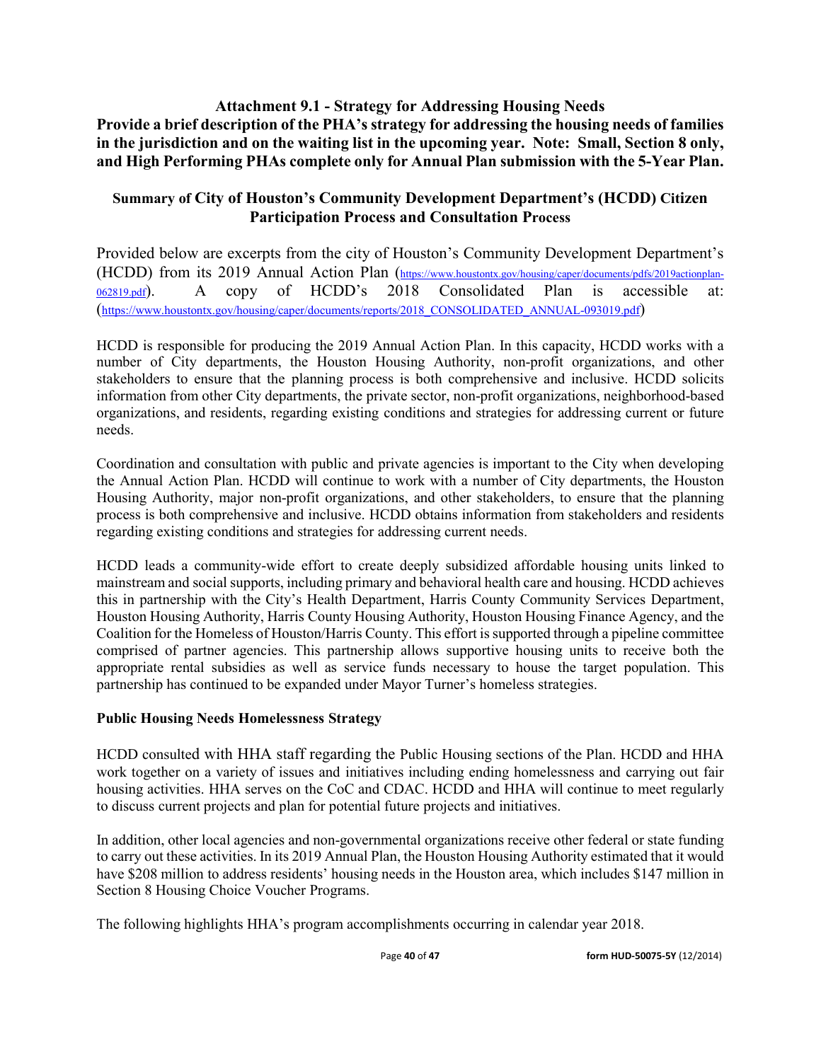## Attachment 9.1 - Strategy for Addressing Housing Needs

**Provide a brief description of the PHA's strategy for addressing the housing needs of families in the jurisdiction and on the waiting list in the upcoming year. Note: Small, Section 8 only, and High Performing PHAs complete only for Annual Plan submission with the 5-Year Plan.**

### Summary of City of Houston's Community Development Department's (HCDD) Citizen Participation Process and Consultation Process

Provided below are excerpts from the city of Houston's Community Development Department's (HCDD) from its 2019 Annual Action Plan (https://www.houstontx.gov/housing/caper/documents/pdfs/2019actionplan-062819.pdf). A copy of HCDD's 2018 Consolidated Plan is accessible at: (https://www.houstontx.gov/housing/caper/documents/reports/2018_CONSOLIDATED_ANNUAL-093019.pdf)

HCDD is responsible for producing the 2019 Annual Action Plan. In this capacity, HCDD works with a number of City departments, the Houston Housing Authority, non-profit organizations, and other stakeholders to ensure that the planning process is both comprehensive and inclusive. HCDD solicits information from other City departments, the private sector, non-profit organizations, neighborhood-based organizations, and residents, regarding existing conditions and strategies for addressing current or future needs.

Coordination and consultation with public and private agencies is important to the City when developing the Annual Action Plan. HCDD will continue to work with a number of City departments, the Houston Housing Authority, major non-profit organizations, and other stakeholders, to ensure that the planning process is both comprehensive and inclusive. HCDD obtains information from stakeholders and residents regarding existing conditions and strategies for addressing current needs.

HCDD leads a community-wide effort to create deeply subsidized affordable housing units linked to mainstream and social supports, including primary and behavioral health care and housing. HCDD achieves this in partnership with the City's Health Department, Harris County Community Services Department, Houston Housing Authority, Harris County Housing Authority, Houston Housing Finance Agency, and the Coalition for the Homeless of Houston/Harris County. This effort is supported through a pipeline committee comprised of partner agencies. This partnership allows supportive housing units to receive both the appropriate rental subsidies as well as service funds necessary to house the target population. This partnership has continued to be expanded under Mayor Turner's homeless strategies.

**Public Housing Needs Homelessness Strategy**

HCDD consulted with HHA staff regarding the Public Housing sections of the Plan. HCDD and HHA work together on a variety of issues and initiatives including ending homelessness and carrying out fair housing activities. HHA serves on the CoC and CDAC. HCDD and HHA will continue to meet regularly to discuss current projects and plan for potential future projects and initiatives.

In addition, other local agencies and non-governmental organizations receive other federal or state funding to carry out these activities. In its 2019 Annual Plan, the Houston Housing Authority estimated that it would have $208 million to address residents' housing needs in the Houston area, which includes $147 million in Section 8 Housing Choice Voucher Programs.

The following highlights HHA's program accomplishments occurring in calendar year 2018.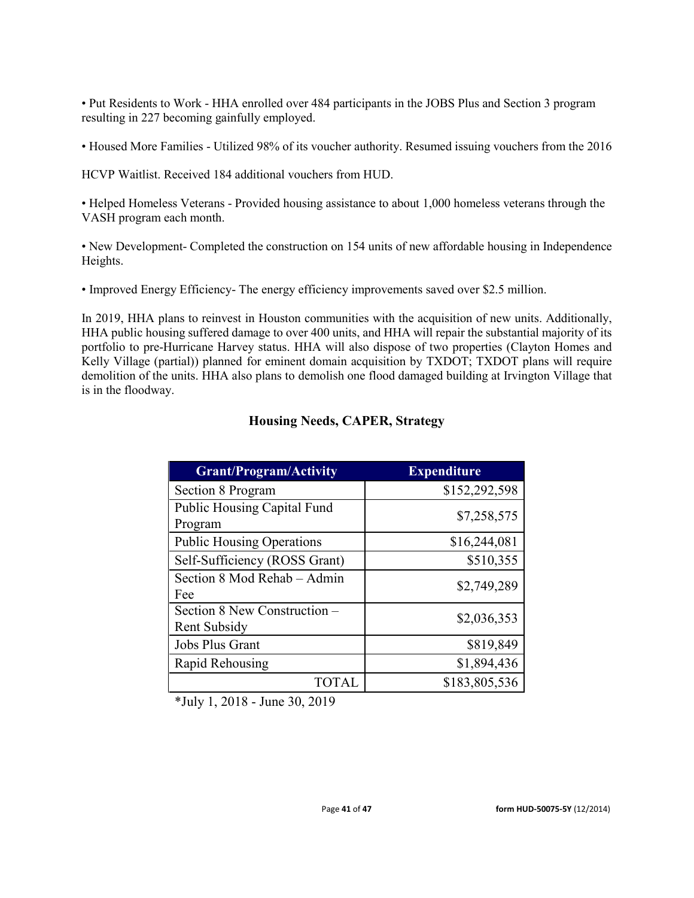• Put Residents to Work - HHA enrolled over 484 participants in the JOBS Plus and Section 3 program resulting in 227 becoming gainfully employed.

• Housed More Families - Utilized 98% of its voucher authority. Resumed issuing vouchers from the 2016

HCVP Waitlist. Received 184 additional vouchers from HUD.

• Helped Homeless Veterans - Provided housing assistance to about 1,000 homeless veterans through the VASH program each month.

• New Development- Completed the construction on 154 units of new affordable housing in Independence Heights.

• Improved Energy Efficiency- The energy efficiency improvements saved over $2.5 million.

In 2019, HHA plans to reinvest in Houston communities with the acquisition of new units. Additionally, HHA public housing suffered damage to over 400 units, and HHA will repair the substantial majority of its portfolio to pre-Hurricane Harvey status. HHA will also dispose of two properties (Clayton Homes and Kelly Village (partial)) planned for eminent domain acquisition by TXDOT; TXDOT plans will require demolition of the units. HHA also plans to demolish one flood damaged building at Irvington Village that is in the floodway.

## Housing Needs, CAPER, Strategy

| Grant/Program/Activity | Expenditure |
|---|---:|
| Section 8 Program | $152,292,598 |
| Public Housing Capital Fund Program | $7,258,575 |
| Public Housing Operations | $16,244,081 |
| Self-Sufficiency (ROSS Grant) | $510,355 |
| Section 8 Mod Rehab – Admin Fee | $2,749,289 |
| Section 8 New Construction – Rent Subsidy | $2,036,353 |
| Jobs Plus Grant | $819,849 |
| Rapid Rehousing | $1,894,436 |
| TOTAL | $183,805,536 |

*July 1, 2018 - June 30, 2019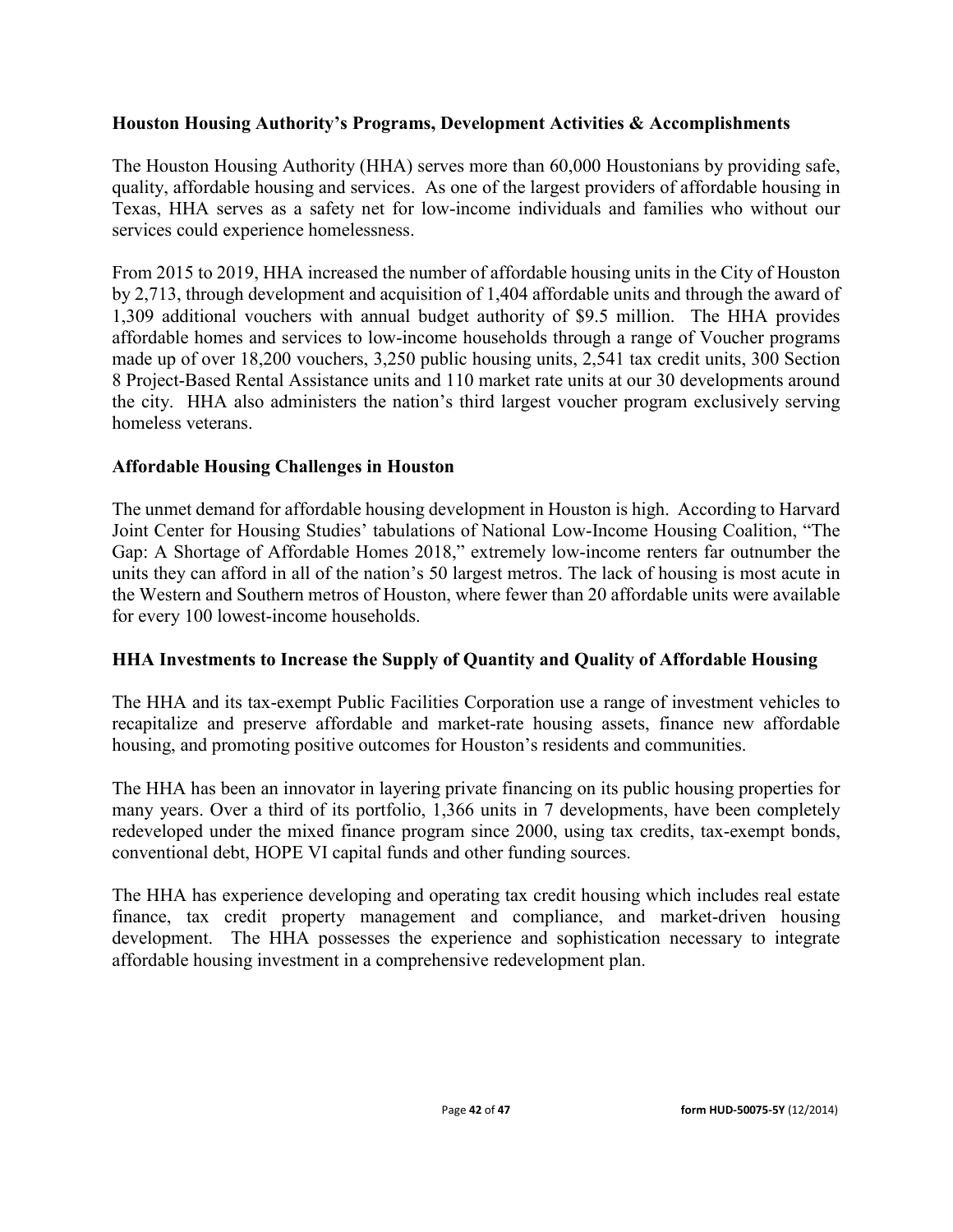**Houston Housing Authority's Programs, Development Activities & Accomplishments**

The Houston Housing Authority (HHA) serves more than 60,000 Houstonians by providing safe, quality, affordable housing and services. As one of the largest providers of affordable housing in Texas, HHA serves as a safety net for low-income individuals and families who without our services could experience homelessness.

From 2015 to 2019, HHA increased the number of affordable housing units in the City of Houston by 2,713, through development and acquisition of 1,404 affordable units and through the award of 1,309 additional vouchers with annual budget authority of $9.5 million. The HHA provides affordable homes and services to low-income households through a range of Voucher programs made up of over 18,200 vouchers, 3,250 public housing units, 2,541 tax credit units, 300 Section 8 Project-Based Rental Assistance units and 110 market rate units at our 30 developments around the city. HHA also administers the nation's third largest voucher program exclusively serving homeless veterans.

**Affordable Housing Challenges in Houston**

The unmet demand for affordable housing development in Houston is high. According to Harvard Joint Center for Housing Studies' tabulations of National Low-Income Housing Coalition, "The Gap: A Shortage of Affordable Homes 2018," extremely low-income renters far outnumber the units they can afford in all of the nation's 50 largest metros. The lack of housing is most acute in the Western and Southern metros of Houston, where fewer than 20 affordable units were available for every 100 lowest-income households.

**HHA Investments to Increase the Supply of Quantity and Quality of Affordable Housing**

The HHA and its tax-exempt Public Facilities Corporation use a range of investment vehicles to recapitalize and preserve affordable and market-rate housing assets, finance new affordable housing, and promoting positive outcomes for Houston's residents and communities.

The HHA has been an innovator in layering private financing on its public housing properties for many years. Over a third of its portfolio, 1,366 units in 7 developments, have been completely redeveloped under the mixed finance program since 2000, using tax credits, tax-exempt bonds, conventional debt, HOPE VI capital funds and other funding sources.

The HHA has experience developing and operating tax credit housing which includes real estate finance, tax credit property management and compliance, and market-driven housing development. The HHA possesses the experience and sophistication necessary to integrate affordable housing investment in a comprehensive redevelopment plan.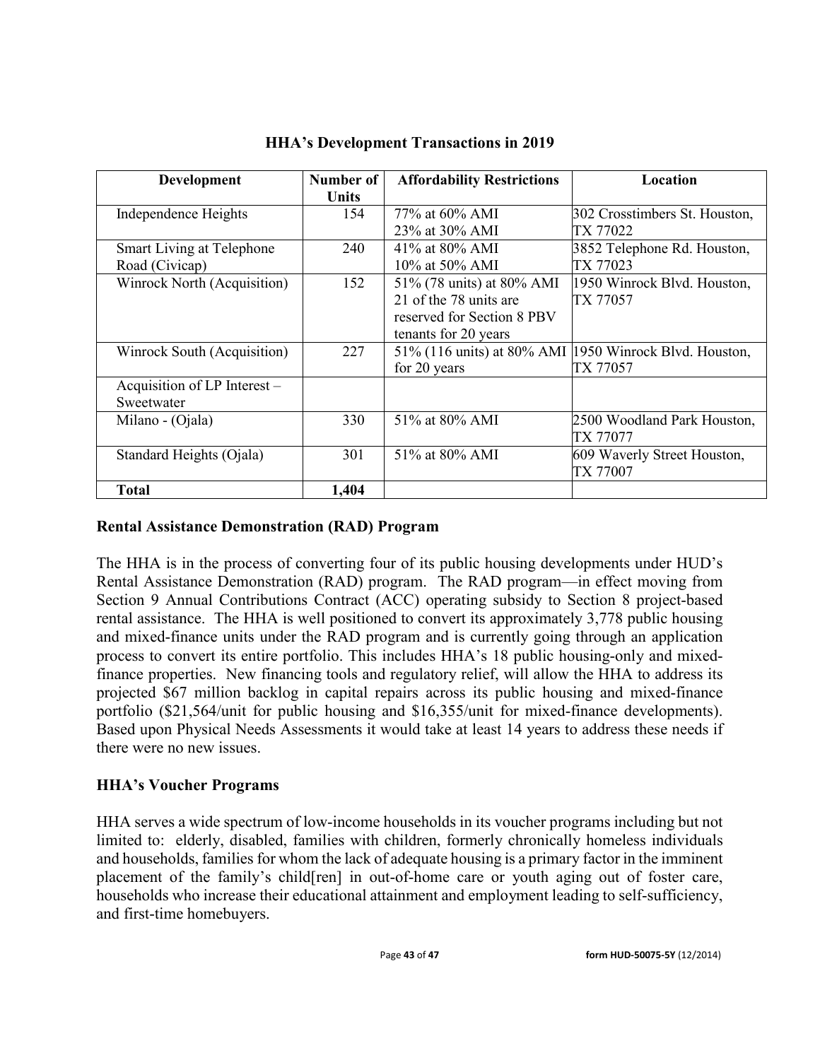**HHA's Development Transactions in 2019**

| Development | Number of Units | Affordability Restrictions | Location |
|---|---|---|---|
| Independence Heights | 154 | 77% at 60% AMI<br>23% at 30% AMI | 302 Crosstimbers St. Houston, TX 77022 |
| Smart Living at Telephone Road (Civicap) | 240 | 41% at 80% AMI<br>10% at 50% AMI | 3852 Telephone Rd. Houston, TX 77023 |
| Winrock North (Acquisition) | 152 | 51% (78 units) at 80% AMI 21 of the 78 units are reserved for Section 8 PBV tenants for 20 years | 1950 Winrock Blvd. Houston, TX 77057 |
| Winrock South (Acquisition) | 227 | 51% (116 units) at 80% AMI for 20 years | 1950 Winrock Blvd. Houston, TX 77057 |
| Acquisition of LP Interest – Sweetwater | | | |
| Milano - (Ojala) | 330 | 51% at 80% AMI | 2500 Woodland Park Houston, TX 77077 |
| Standard Heights (Ojala) | 301 | 51% at 80% AMI | 609 Waverly Street Houston, TX 77007 |
| **Total** | **1,404** | | |

## Rental Assistance Demonstration (RAD) Program

The HHA is in the process of converting four of its public housing developments under HUD's Rental Assistance Demonstration (RAD) program. The RAD program—in effect moving from Section 9 Annual Contributions Contract (ACC) operating subsidy to Section 8 project-based rental assistance. The HHA is well positioned to convert its approximately 3,778 public housing and mixed-finance units under the RAD program and is currently going through an application process to convert its entire portfolio. This includes HHA's 18 public housing-only and mixed-finance properties. New financing tools and regulatory relief, will allow the HHA to address its projected $67 million backlog in capital repairs across its public housing and mixed-finance portfolio ($21,564/unit for public housing and $16,355/unit for mixed-finance developments). Based upon Physical Needs Assessments it would take at least 14 years to address these needs if there were no new issues.

## HHA's Voucher Programs

HHA serves a wide spectrum of low-income households in its voucher programs including but not limited to: elderly, disabled, families with children, formerly chronically homeless individuals and households, families for whom the lack of adequate housing is a primary factor in the imminent placement of the family's child[ren] in out-of-home care or youth aging out of foster care, households who increase their educational attainment and employment leading to self-sufficiency, and first-time homebuyers.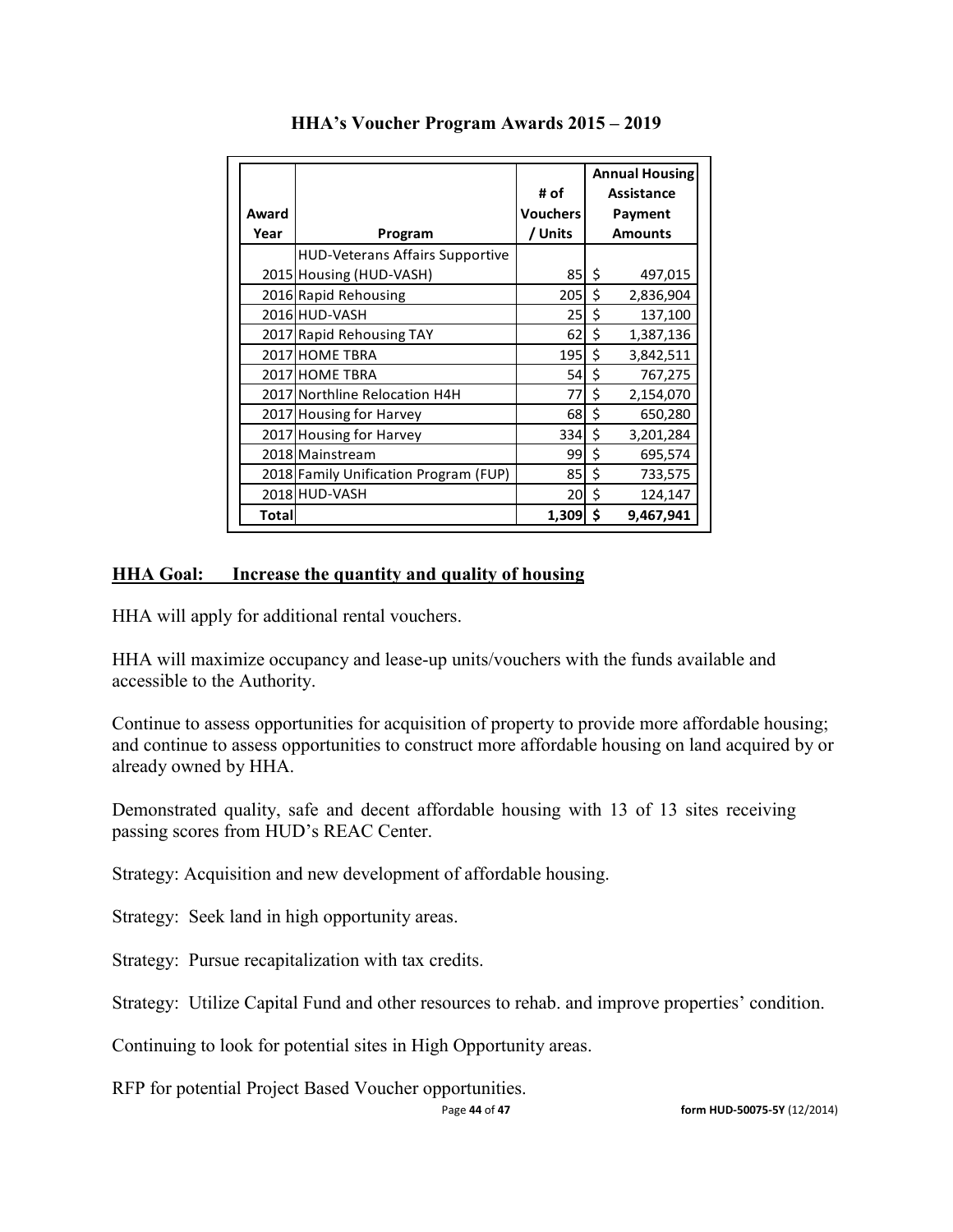## HHA's Voucher Program Awards 2015 – 2019

| Award Year | Program | # of Vouchers / Units | Annual Housing Assistance Payment Amounts |
|---|---|---|---|
| 2015 | HUD-Veterans Affairs Supportive Housing (HUD-VASH) | 85 | $ 497,015 |
| 2016 | Rapid Rehousing | 205 | $ 2,836,904 |
| 2016 | HUD-VASH | 25 | $ 137,100 |
| 2017 | Rapid Rehousing TAY | 62 | $ 1,387,136 |
| 2017 | HOME TBRA | 195 | $ 3,842,511 |
| 2017 | HOME TBRA | 54 | $ 767,275 |
| 2017 | Northline Relocation H4H | 77 | $ 2,154,070 |
| 2017 | Housing for Harvey | 68 | $ 650,280 |
| 2017 | Housing for Harvey | 334 | $ 3,201,284 |
| 2018 | Mainstream | 99 | $ 695,574 |
| 2018 | Family Unification Program (FUP) | 85 | $ 733,575 |
| 2018 | HUD-VASH | 20 | $ 124,147 |
| **Total** | | **1,309** | **$ 9,467,941** |

**HHA Goal: Increase the quantity and quality of housing**

HHA will apply for additional rental vouchers.

HHA will maximize occupancy and lease-up units/vouchers with the funds available and accessible to the Authority.

Continue to assess opportunities for acquisition of property to provide more affordable housing; and continue to assess opportunities to construct more affordable housing on land acquired by or already owned by HHA.

Demonstrated quality, safe and decent affordable housing with 13 of 13 sites receiving passing scores from HUD's REAC Center.

Strategy: Acquisition and new development of affordable housing.

Strategy: Seek land in high opportunity areas.

Strategy: Pursue recapitalization with tax credits.

Strategy: Utilize Capital Fund and other resources to rehab. and improve properties' condition.

Continuing to look for potential sites in High Opportunity areas.

RFP for potential Project Based Voucher opportunities.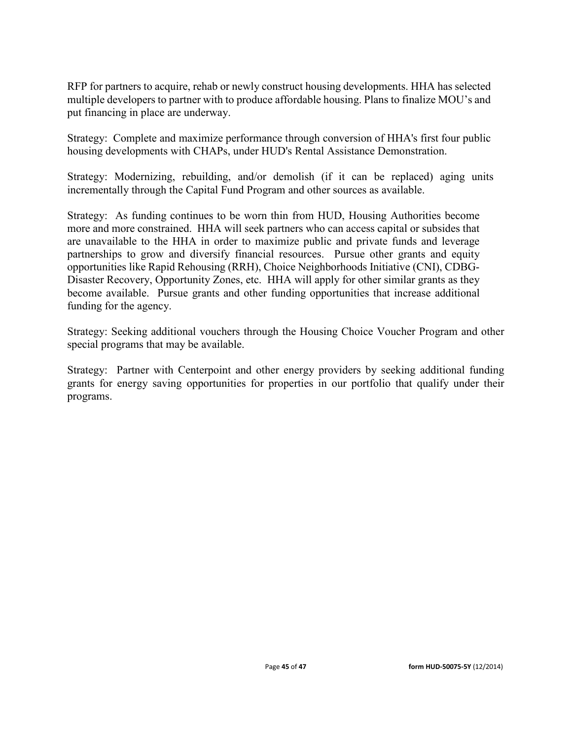RFP for partners to acquire, rehab or newly construct housing developments. HHA has selected multiple developers to partner with to produce affordable housing. Plans to finalize MOU's and put financing in place are underway.

Strategy: Complete and maximize performance through conversion of HHA's first four public housing developments with CHAPs, under HUD's Rental Assistance Demonstration.

Strategy: Modernizing, rebuilding, and/or demolish (if it can be replaced) aging units incrementally through the Capital Fund Program and other sources as available.

Strategy: As funding continues to be worn thin from HUD, Housing Authorities become more and more constrained. HHA will seek partners who can access capital or subsides that are unavailable to the HHA in order to maximize public and private funds and leverage partnerships to grow and diversify financial resources. Pursue other grants and equity opportunities like Rapid Rehousing (RRH), Choice Neighborhoods Initiative (CNI), CDBG-Disaster Recovery, Opportunity Zones, etc. HHA will apply for other similar grants as they become available. Pursue grants and other funding opportunities that increase additional funding for the agency.

Strategy: Seeking additional vouchers through the Housing Choice Voucher Program and other special programs that may be available.

Strategy: Partner with Centerpoint and other energy providers by seeking additional funding grants for energy saving opportunities for properties in our portfolio that qualify under their programs.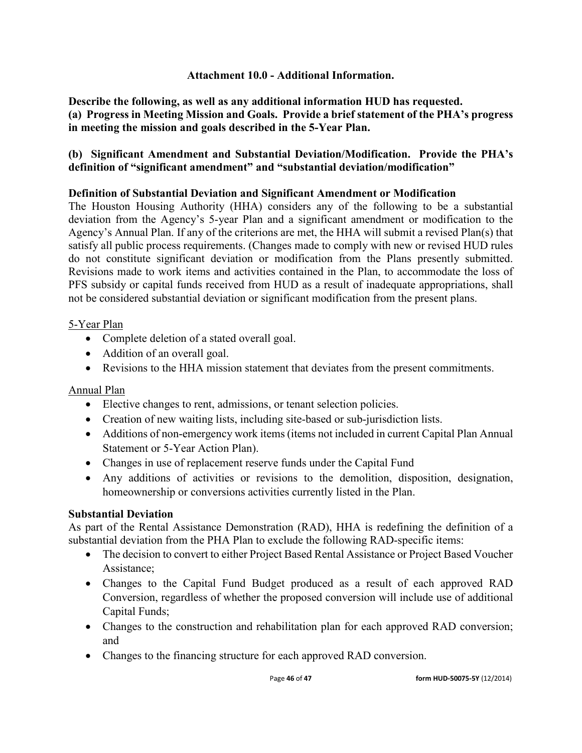## Attachment 10.0 - Additional Information.

**Describe the following, as well as any additional information HUD has requested.**
**(a) Progress in Meeting Mission and Goals. Provide a brief statement of the PHA's progress in meeting the mission and goals described in the 5-Year Plan.**

**(b) Significant Amendment and Substantial Deviation/Modification. Provide the PHA's definition of "significant amendment" and "substantial deviation/modification"**

### Definition of Substantial Deviation and Significant Amendment or Modification

The Houston Housing Authority (HHA) considers any of the following to be a substantial deviation from the Agency's 5-year Plan and a significant amendment or modification to the Agency's Annual Plan. If any of the criterions are met, the HHA will submit a revised Plan(s) that satisfy all public process requirements. (Changes made to comply with new or revised HUD rules do not constitute significant deviation or modification from the Plans presently submitted. Revisions made to work items and activities contained in the Plan, to accommodate the loss of PFS subsidy or capital funds received from HUD as a result of inadequate appropriations, shall not be considered substantial deviation or significant modification from the present plans.

<u>5-Year Plan</u>

- Complete deletion of a stated overall goal.
- Addition of an overall goal.
- Revisions to the HHA mission statement that deviates from the present commitments.

<u>Annual Plan</u>

- Elective changes to rent, admissions, or tenant selection policies.
- Creation of new waiting lists, including site-based or sub-jurisdiction lists.
- Additions of non-emergency work items (items not included in current Capital Plan Annual Statement or 5-Year Action Plan).
- Changes in use of replacement reserve funds under the Capital Fund
- Any additions of activities or revisions to the demolition, disposition, designation, homeownership or conversions activities currently listed in the Plan.

### Substantial Deviation

As part of the Rental Assistance Demonstration (RAD), HHA is redefining the definition of a substantial deviation from the PHA Plan to exclude the following RAD-specific items:

- The decision to convert to either Project Based Rental Assistance or Project Based Voucher Assistance;
- Changes to the Capital Fund Budget produced as a result of each approved RAD Conversion, regardless of whether the proposed conversion will include use of additional Capital Funds;
- Changes to the construction and rehabilitation plan for each approved RAD conversion; and
- Changes to the financing structure for each approved RAD conversion.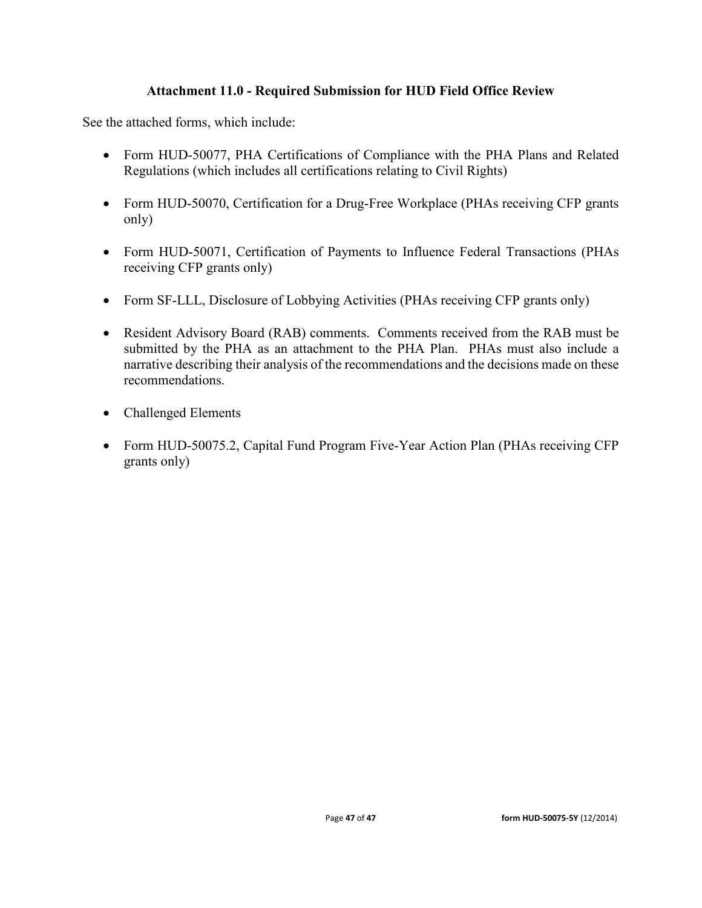## Attachment 11.0 - Required Submission for HUD Field Office Review

See the attached forms, which include:

- Form HUD-50077, PHA Certifications of Compliance with the PHA Plans and Related Regulations (which includes all certifications relating to Civil Rights)
- Form HUD-50070, Certification for a Drug-Free Workplace (PHAs receiving CFP grants only)
- Form HUD-50071, Certification of Payments to Influence Federal Transactions (PHAs receiving CFP grants only)
- Form SF-LLL, Disclosure of Lobbying Activities (PHAs receiving CFP grants only)
- Resident Advisory Board (RAB) comments. Comments received from the RAB must be submitted by the PHA as an attachment to the PHA Plan. PHAs must also include a narrative describing their analysis of the recommendations and the decisions made on these recommendations.
- Challenged Elements
- Form HUD-50075.2, Capital Fund Program Five-Year Action Plan (PHAs receiving CFP grants only)